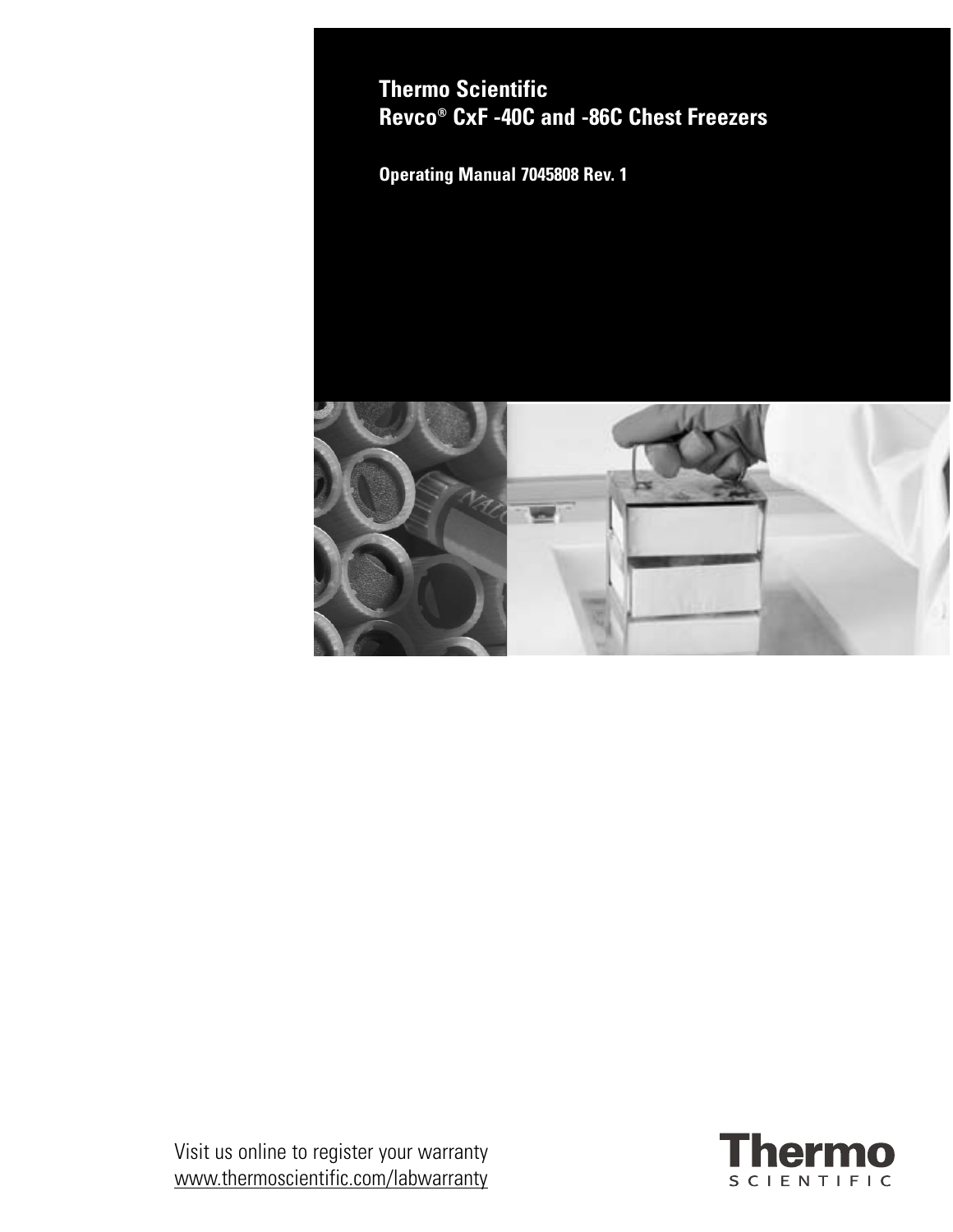# Thermo Scientific
# Revco® CxF -40C and -86C Chest Freezers

**Operating Manual 7045808 Rev. 1**

Visit us online to register your warranty
www.thermoscientific.com/labwarranty

Thermo SCIENTIFIC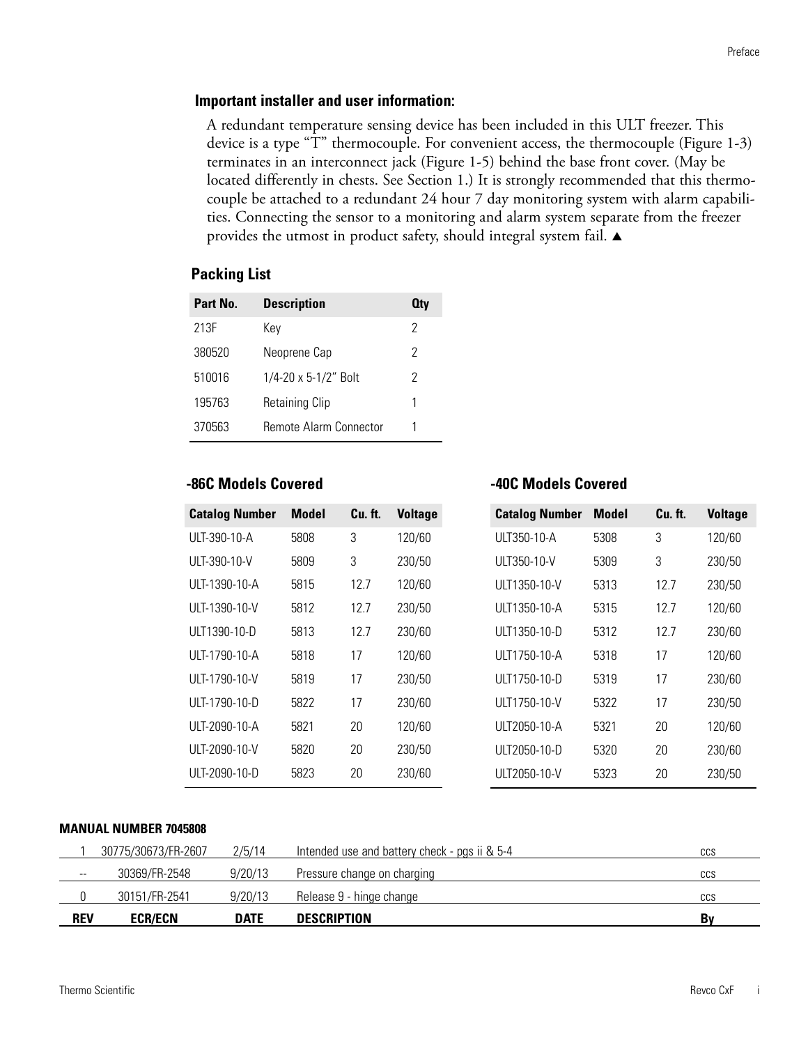**Important installer and user information:**

A redundant temperature sensing device has been included in this ULT freezer. This device is a type "T" thermocouple. For convenient access, the thermocouple (Figure 1-3) terminates in an interconnect jack (Figure 1-5) behind the base front cover. (May be located differently in chests. See Section 1.) It is strongly recommended that this thermocouple be attached to a redundant 24 hour 7 day monitoring system with alarm capabilities. Connecting the sensor to a monitoring and alarm system separate from the freezer provides the utmost in product safety, should integral system fail. ▲

## Packing List

| Part No. | Description | Qty |
|---|---|---|
| 213F | Key | 2 |
| 380520 | Neoprene Cap | 2 |
| 510016 | 1/4-20 x 5-1/2" Bolt | 2 |
| 195763 | Retaining Clip | 1 |
| 370563 | Remote Alarm Connector | 1 |

## -86C Models Covered

| Catalog Number | Model | Cu. ft. | Voltage |
|---|---|---|---|
| ULT-390-10-A | 5808 | 3 | 120/60 |
| ULT-390-10-V | 5809 | 3 | 230/50 |
| ULT-1390-10-A | 5815 | 12.7 | 120/60 |
| ULT-1390-10-V | 5812 | 12.7 | 230/50 |
| ULT1390-10-D | 5813 | 12.7 | 230/60 |
| ULT-1790-10-A | 5818 | 17 | 120/60 |
| ULT-1790-10-V | 5819 | 17 | 230/50 |
| ULT-1790-10-D | 5822 | 17 | 230/60 |
| ULT-2090-10-A | 5821 | 20 | 120/60 |
| ULT-2090-10-V | 5820 | 20 | 230/50 |
| ULT-2090-10-D | 5823 | 20 | 230/60 |

## -40C Models Covered

| Catalog Number | Model | Cu. ft. | Voltage |
|---|---|---|---|
| ULT350-10-A | 5308 | 3 | 120/60 |
| ULT350-10-V | 5309 | 3 | 230/50 |
| ULT1350-10-V | 5313 | 12.7 | 230/50 |
| ULT1350-10-A | 5315 | 12.7 | 120/60 |
| ULT1350-10-D | 5312 | 12.7 | 230/60 |
| ULT1750-10-A | 5318 | 17 | 120/60 |
| ULT1750-10-D | 5319 | 17 | 230/60 |
| ULT1750-10-V | 5322 | 17 | 230/50 |
| ULT2050-10-A | 5321 | 20 | 120/60 |
| ULT2050-10-D | 5320 | 20 | 230/60 |
| ULT2050-10-V | 5323 | 20 | 230/50 |

**MANUAL NUMBER 7045808**

| REV | ECR/ECN | DATE | DESCRIPTION | By |
|---|---|---|---|---|
| 1 | 30775/30673/FR-2607 | 2/5/14 | Intended use and battery check - pgs ii & 5-4 | ccs |
| -- | 30369/FR-2548 | 9/20/13 | Pressure change on charging | ccs |
| 0 | 30151/FR-2541 | 9/20/13 | Release 9 - hinge change | ccs |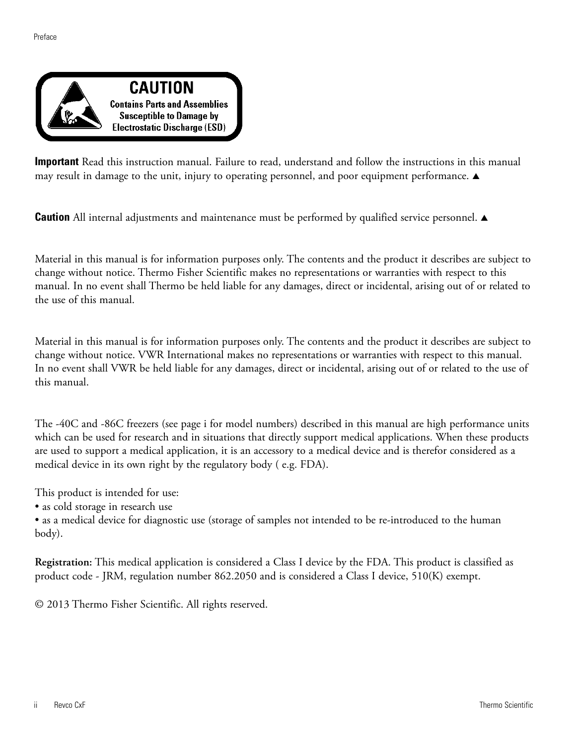**CAUTION**

**Contains Parts and Assemblies Susceptible to Damage by Electrostatic Discharge (ESD)**

**Important** Read this instruction manual. Failure to read, understand and follow the instructions in this manual may result in damage to the unit, injury to operating personnel, and poor equipment performance. ▲

**Caution** All internal adjustments and maintenance must be performed by qualified service personnel. ▲

Material in this manual is for information purposes only. The contents and the product it describes are subject to change without notice. Thermo Fisher Scientific makes no representations or warranties with respect to this manual. In no event shall Thermo be held liable for any damages, direct or incidental, arising out of or related to the use of this manual.

Material in this manual is for information purposes only. The contents and the product it describes are subject to change without notice. VWR International makes no representations or warranties with respect to this manual. In no event shall VWR be held liable for any damages, direct or incidental, arising out of or related to the use of this manual.

The -40C and -86C freezers (see page i for model numbers) described in this manual are high performance units which can be used for research and in situations that directly support medical applications. When these products are used to support a medical application, it is an accessory to a medical device and is therefor considered as a medical device in its own right by the regulatory body ( e.g. FDA).

This product is intended for use:
- as cold storage in research use
- as a medical device for diagnostic use (storage of samples not intended to be re-introduced to the human body).

**Registration:** This medical application is considered a Class I device by the FDA. This product is classified as product code - JRM, regulation number 862.2050 and is considered a Class I device, 510(K) exempt.

© 2013 Thermo Fisher Scientific. All rights reserved.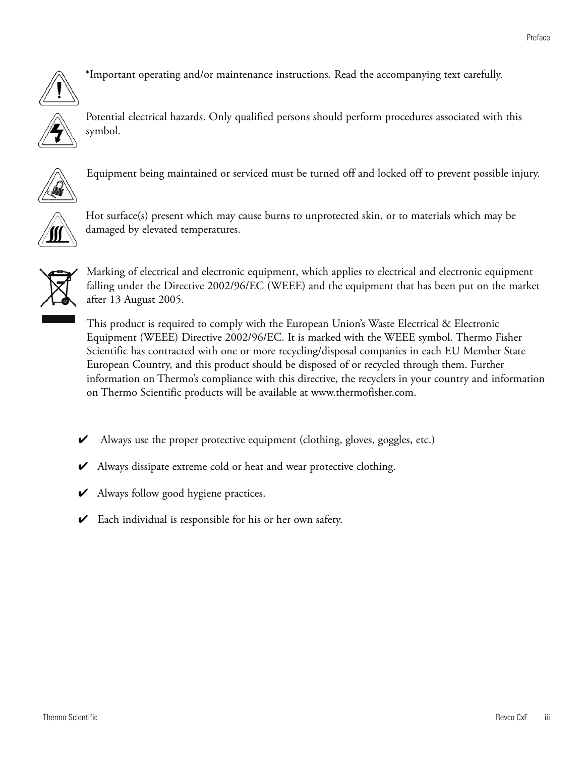*Important operating and/or maintenance instructions. Read the accompanying text carefully.

Potential electrical hazards. Only qualified persons should perform procedures associated with this symbol.

Equipment being maintained or serviced must be turned off and locked off to prevent possible injury.

Hot surface(s) present which may cause burns to unprotected skin, or to materials which may be damaged by elevated temperatures.

Marking of electrical and electronic equipment, which applies to electrical and electronic equipment falling under the Directive 2002/96/EC (WEEE) and the equipment that has been put on the market after 13 August 2005.

This product is required to comply with the European Union's Waste Electrical & Electronic Equipment (WEEE) Directive 2002/96/EC. It is marked with the WEEE symbol. Thermo Fisher Scientific has contracted with one or more recycling/disposal companies in each EU Member State European Country, and this product should be disposed of or recycled through them. Further information on Thermo's compliance with this directive, the recyclers in your country and information on Thermo Scientific products will be available at www.thermofisher.com.

- ✔ Always use the proper protective equipment (clothing, gloves, goggles, etc.)
- ✔ Always dissipate extreme cold or heat and wear protective clothing.
- ✔ Always follow good hygiene practices.
- ✔ Each individual is responsible for his or her own safety.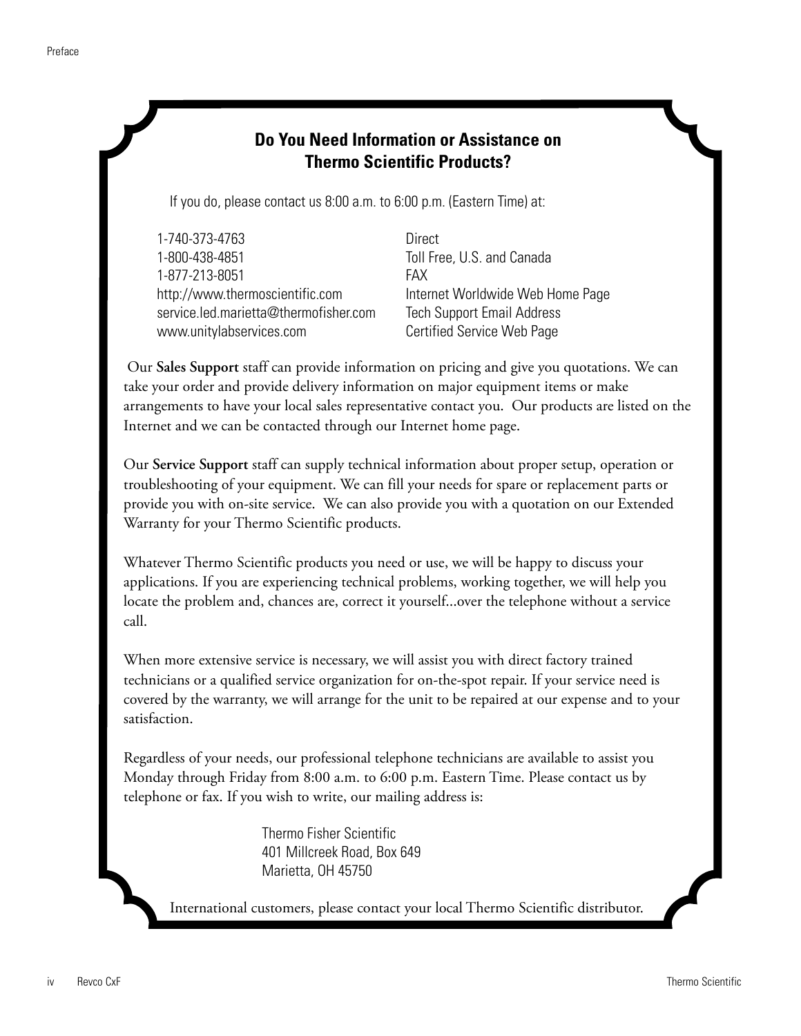## Do You Need Information or Assistance on Thermo Scientific Products?

If you do, please contact us 8:00 a.m. to 6:00 p.m. (Eastern Time) at:

| | |
|---|---|
| 1-740-373-4763 | Direct |
| 1-800-438-4851 | Toll Free, U.S. and Canada |
| 1-877-213-8051 | FAX |
| http://www.thermoscientific.com | Internet Worldwide Web Home Page |
| service.led.marietta@thermofisher.com | Tech Support Email Address |
| www.unitylabservices.com | Certified Service Web Page |

Our **Sales Support** staff can provide information on pricing and give you quotations. We can take your order and provide delivery information on major equipment items or make arrangements to have your local sales representative contact you. Our products are listed on the Internet and we can be contacted through our Internet home page.

Our **Service Support** staff can supply technical information about proper setup, operation or troubleshooting of your equipment. We can fill your needs for spare or replacement parts or provide you with on-site service. We can also provide you with a quotation on our Extended Warranty for your Thermo Scientific products.

Whatever Thermo Scientific products you need or use, we will be happy to discuss your applications. If you are experiencing technical problems, working together, we will help you locate the problem and, chances are, correct it yourself...over the telephone without a service call.

When more extensive service is necessary, we will assist you with direct factory trained technicians or a qualified service organization for on-the-spot repair. If your service need is covered by the warranty, we will arrange for the unit to be repaired at our expense and to your satisfaction.

Regardless of your needs, our professional telephone technicians are available to assist you Monday through Friday from 8:00 a.m. to 6:00 p.m. Eastern Time. Please contact us by telephone or fax. If you wish to write, our mailing address is:

Thermo Fisher Scientific
401 Millcreek Road, Box 649
Marietta, OH 45750

International customers, please contact your local Thermo Scientific distributor.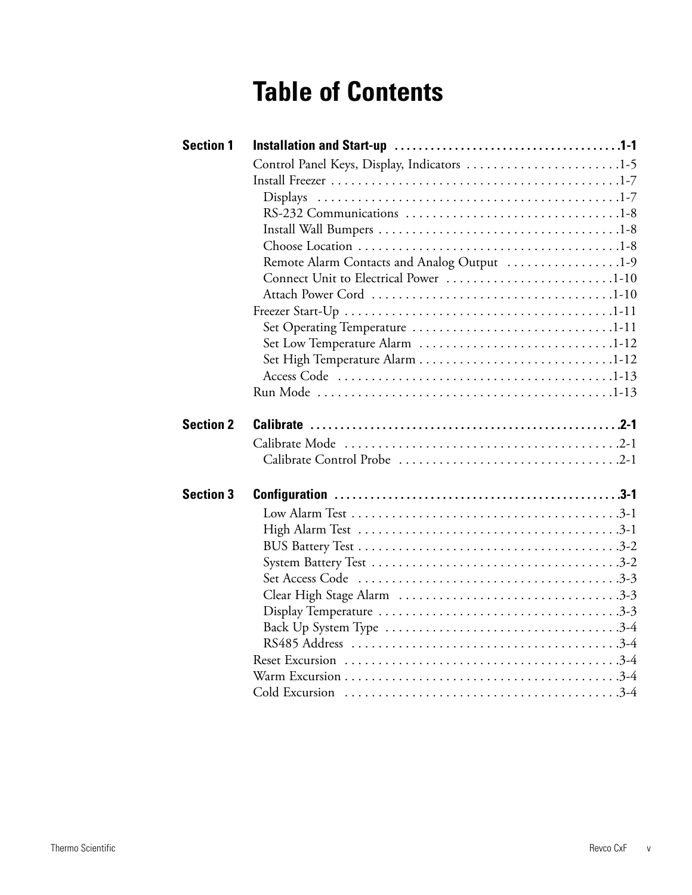# Table of Contents

**Section 1 Installation and Start-up** ....................................... **1-1**

Control Panel Keys, Display, Indicators ....................... 1-5
Install Freezer ............................................ 1-7
- Displays ............................................. 1-7
- RS-232 Communications ................................ 1-8
- Install Wall Bumpers ................................... 1-8
- Choose Location ....................................... 1-8
- Remote Alarm Contacts and Analog Output ................. 1-9
- Connect Unit to Electrical Power ......................... 1-10
- Attach Power Cord ..................................... 1-10

Freezer Start-Up ........................................ 1-11
- Set Operating Temperature .............................. 1-11
- Set Low Temperature Alarm ............................. 1-12
- Set High Temperature Alarm ............................. 1-12
- Access Code .......................................... 1-13

Run Mode ............................................... 1-13

**Section 2 Calibrate** .................................................... **2-1**

Calibrate Mode .......................................... 2-1
- Calibrate Control Probe ................................. 2-1

**Section 3 Configuration** ............................................... **3-1**

- Low Alarm Test ........................................ 3-1
- High Alarm Test ....................................... 3-1
- BUS Battery Test ....................................... 3-2
- System Battery Test ..................................... 3-2
- Set Access Code ....................................... 3-3
- Clear High Stage Alarm ................................. 3-3
- Display Temperature .................................... 3-3
- Back Up System Type ................................... 3-4
- RS485 Address ........................................ 3-4

Reset Excursion .......................................... 3-4
Warm Excursion .......................................... 3-4
Cold Excursion .......................................... 3-4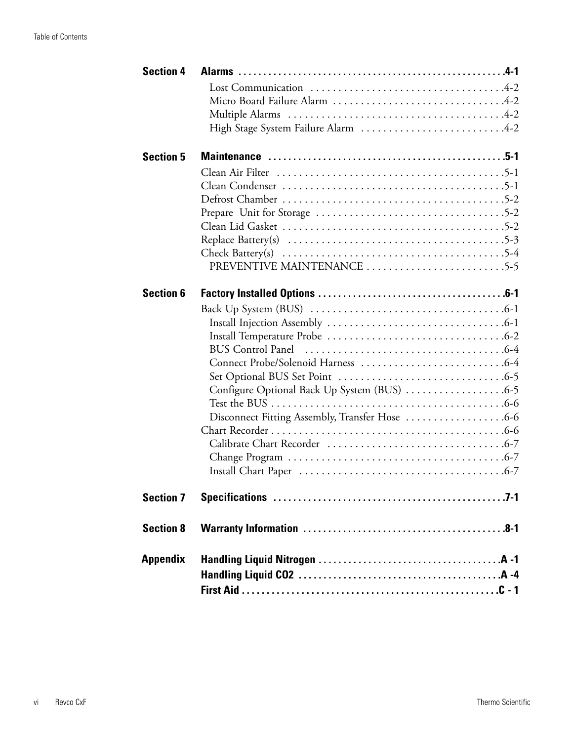**Section 4** **Alarms** .4-1

- Lost Communication .4-2
- Micro Board Failure Alarm .4-2
- Multiple Alarms .4-2
- High Stage System Failure Alarm .4-2

**Section 5** **Maintenance** .5-1

- Clean Air Filter .5-1
- Clean Condenser .5-1
- Defrost Chamber .5-2
- Prepare Unit for Storage .5-2
- Clean Lid Gasket .5-2
- Replace Battery(s) .5-3
- Check Battery(s) .5-4
  - PREVENTIVE MAINTENANCE .5-5

**Section 6** **Factory Installed Options** .6-1

- Back Up System (BUS) .6-1
  - Install Injection Assembly .6-1
  - Install Temperature Probe .6-2
  - BUS Control Panel .6-4
  - Connect Probe/Solenoid Harness .6-4
  - Set Optional BUS Set Point .6-5
  - Configure Optional Back Up System (BUS) .6-5
  - Test the BUS .6-6
  - Disconnect Fitting Assembly, Transfer Hose .6-6
- Chart Recorder .6-6
  - Calibrate Chart Recorder .6-7
  - Change Program .6-7
  - Install Chart Paper .6-7

**Section 7** **Specifications** .7-1

**Section 8** **Warranty Information** .8-1

**Appendix** **Handling Liquid Nitrogen** .A -1

**Handling Liquid CO2** .A -4

**First Aid** .C - 1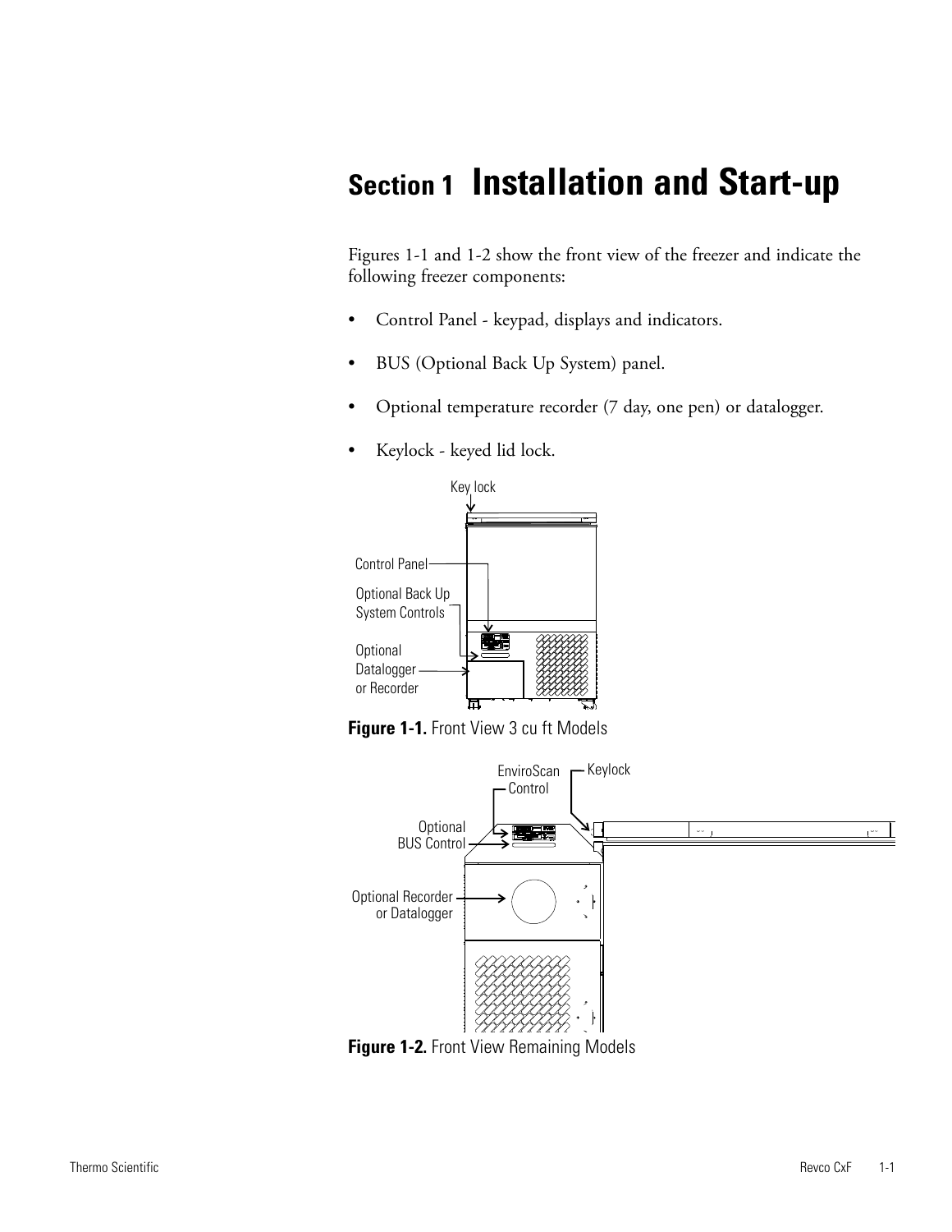# Section 1 Installation and Start-up

Figures 1-1 and 1-2 show the front view of the freezer and indicate the following freezer components:

- Control Panel - keypad, displays and indicators.
- BUS (Optional Back Up System) panel.
- Optional temperature recorder (7 day, one pen) or datalogger.
- Keylock - keyed lid lock.

**Figure 1-1.** Front View 3 cu ft Models

**Figure 1-2.** Front View Remaining Models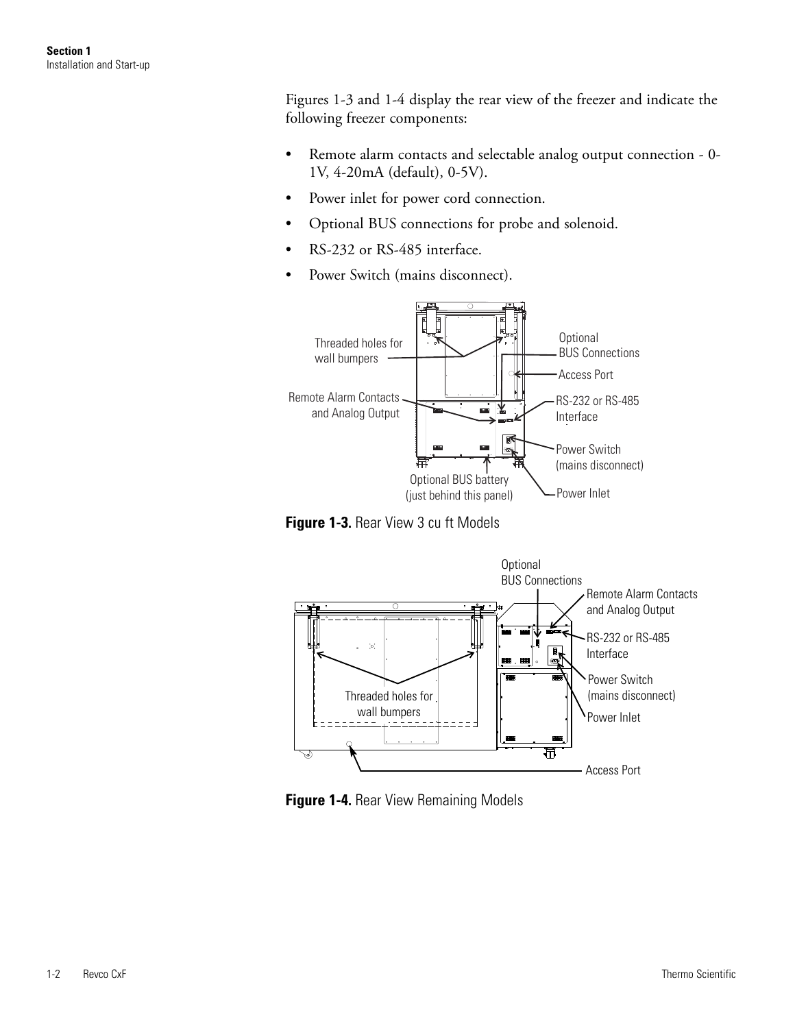Figures 1-3 and 1-4 display the rear view of the freezer and indicate the following freezer components:

- Remote alarm contacts and selectable analog output connection - 0-1V, 4-20mA (default), 0-5V).
- Power inlet for power cord connection.
- Optional BUS connections for probe and solenoid.
- RS-232 or RS-485 interface.
- Power Switch (mains disconnect).

**Figure 1-3.** Rear View 3 cu ft Models

**Figure 1-4.** Rear View Remaining Models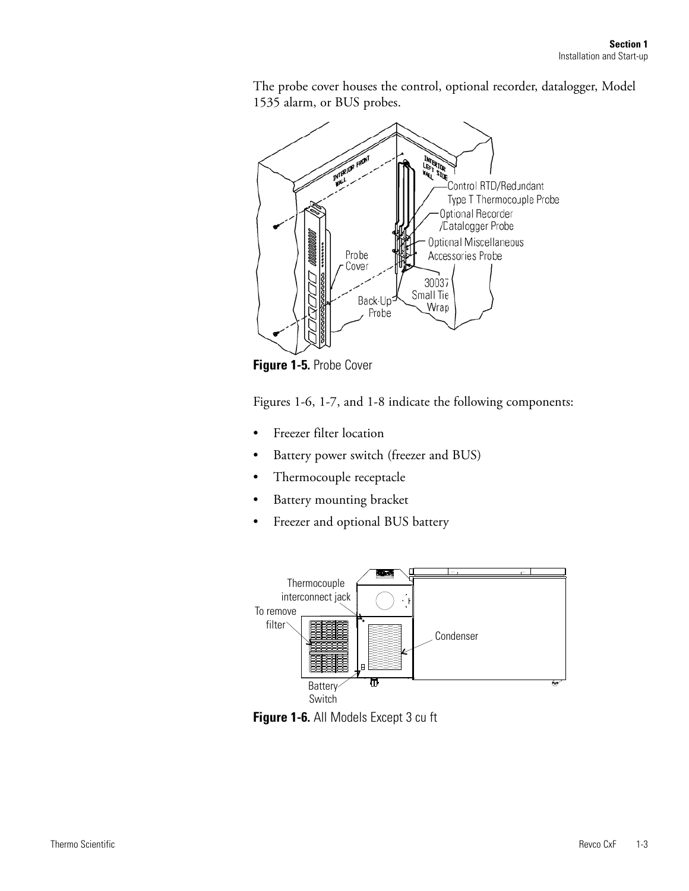The probe cover houses the control, optional recorder, datalogger, Model 1535 alarm, or BUS probes.

**Figure 1-5.** Probe Cover

Figures 1-6, 1-7, and 1-8 indicate the following components:

- Freezer filter location
- Battery power switch (freezer and BUS)
- Thermocouple receptacle
- Battery mounting bracket
- Freezer and optional BUS battery

**Figure 1-6.** All Models Except 3 cu ft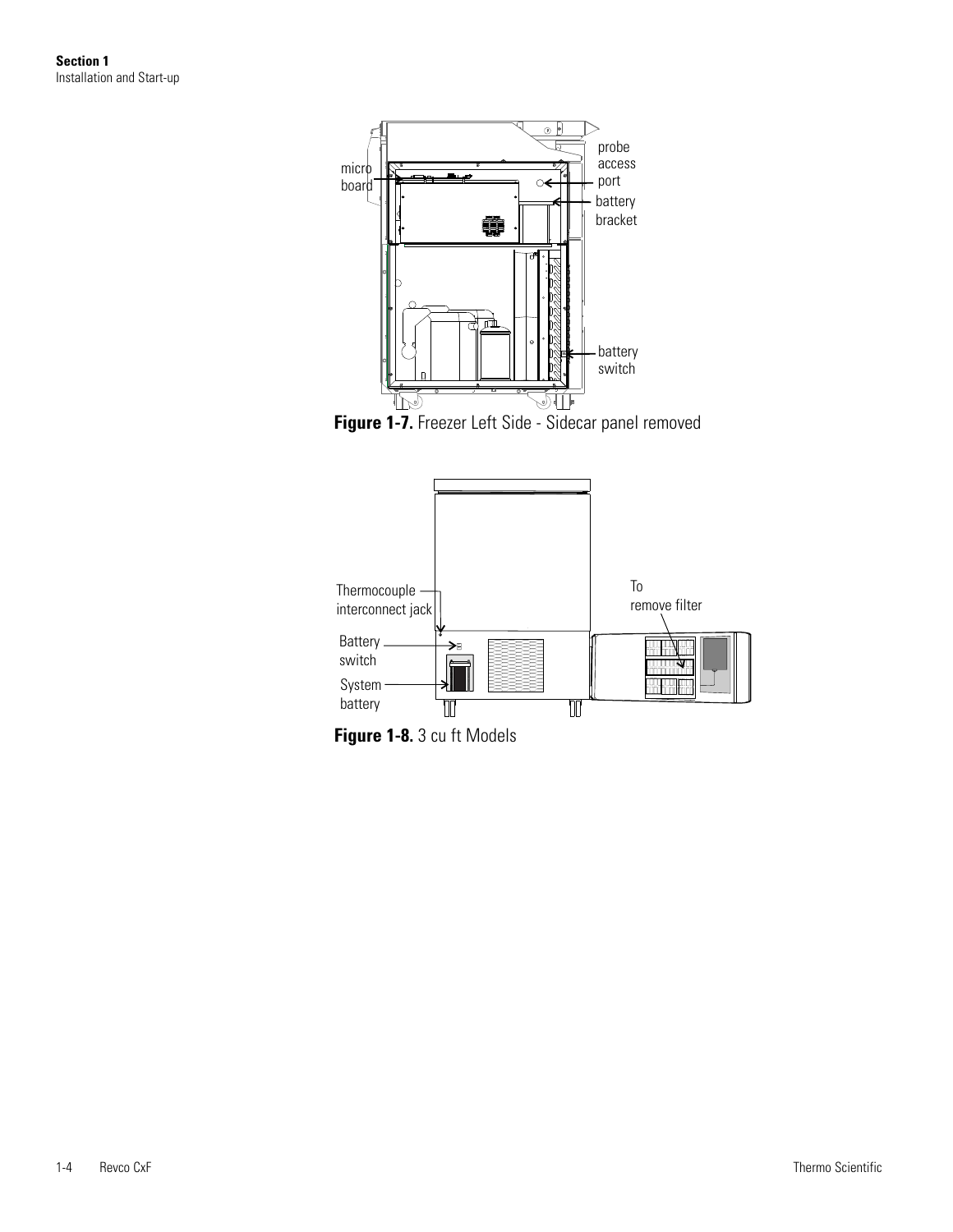micro board

probe access port

battery bracket

battery switch

**Figure 1-7.** Freezer Left Side - Sidecar panel removed

Thermocouple interconnect jack

Battery switch

System battery

To remove filter

**Figure 1-8.** 3 cu ft Models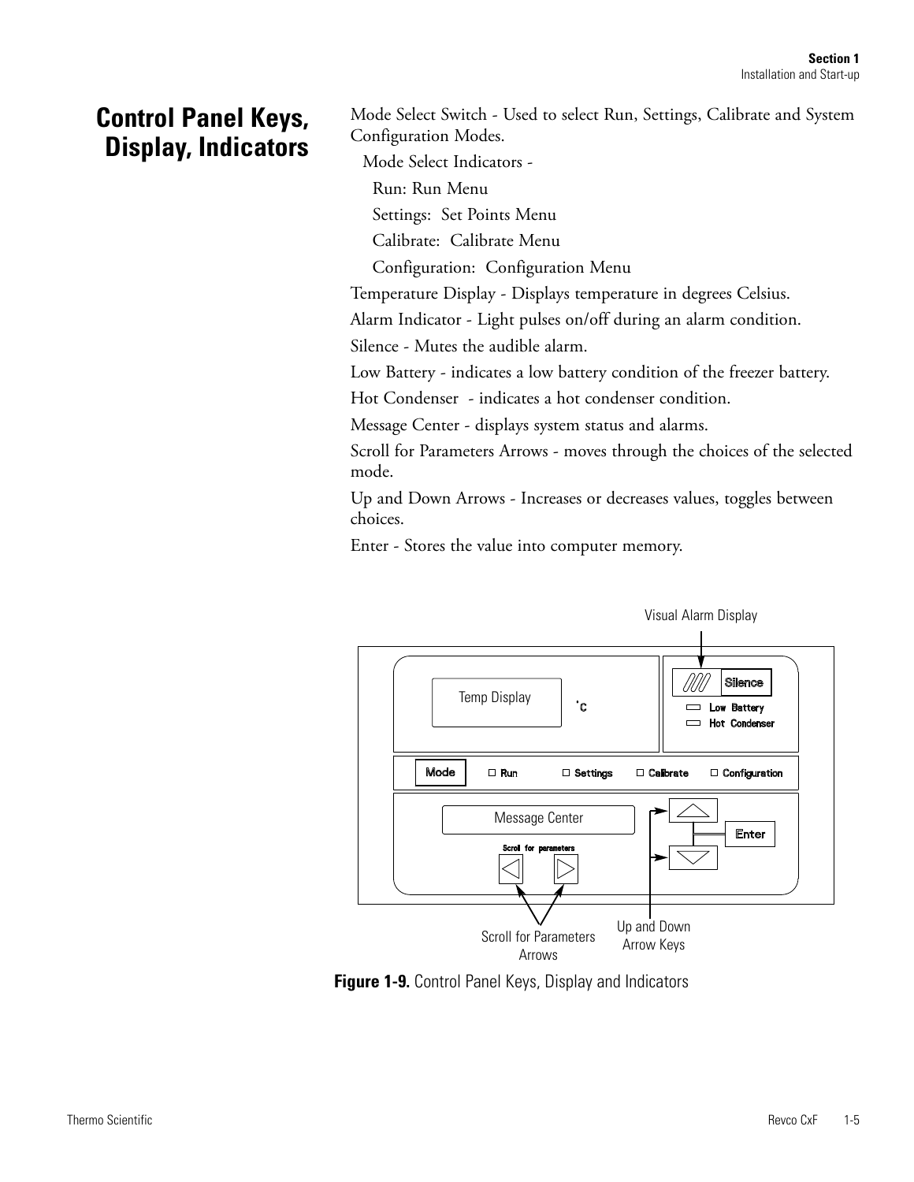# Control Panel Keys, Display, Indicators

Mode Select Switch - Used to select Run, Settings, Calibrate and System Configuration Modes.

Mode Select Indicators -

- Run: Run Menu
- Settings: Set Points Menu
- Calibrate: Calibrate Menu
- Configuration: Configuration Menu

Temperature Display - Displays temperature in degrees Celsius.

Alarm Indicator - Light pulses on/off during an alarm condition.

Silence - Mutes the audible alarm.

Low Battery - indicates a low battery condition of the freezer battery.

Hot Condenser - indicates a hot condenser condition.

Message Center - displays system status and alarms.

Scroll for Parameters Arrows - moves through the choices of the selected mode.

Up and Down Arrows - Increases or decreases values, toggles between choices.

Enter - Stores the value into computer memory.

Visual Alarm Display

Temp Display °C

Silence

Low Battery

Hot Condenser

Mode | Run | Settings | Calibrate | Configuration

Message Center

Scroll for parameters

Enter

Scroll for Parameters Arrows

Up and Down Arrow Keys

**Figure 1-9.** Control Panel Keys, Display and Indicators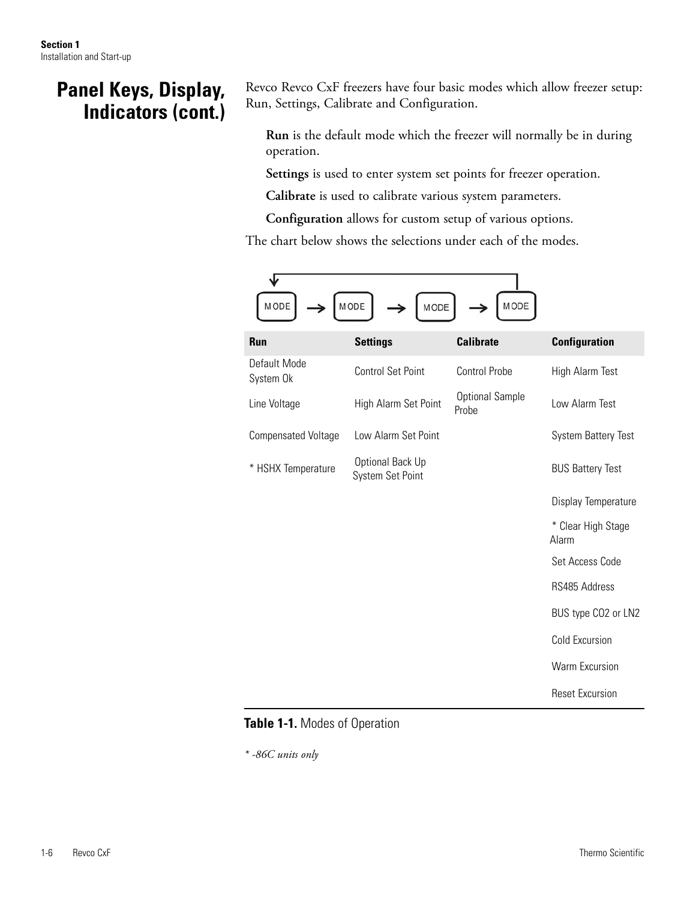## Panel Keys, Display, Indicators (cont.)

Revco Revco CxF freezers have four basic modes which allow freezer setup: Run, Settings, Calibrate and Configuration.

**Run** is the default mode which the freezer will normally be in during operation.

**Settings** is used to enter system set points for freezer operation.

**Calibrate** is used to calibrate various system parameters.

**Configuration** allows for custom setup of various options.

The chart below shows the selections under each of the modes.

MODE → MODE → MODE → MODE

| Run | Settings | Calibrate | Configuration |
|---|---|---|---|
| Default Mode System Ok | Control Set Point | Control Probe | High Alarm Test |
| Line Voltage | High Alarm Set Point | Optional Sample Probe | Low Alarm Test |
| Compensated Voltage | Low Alarm Set Point | | System Battery Test |
| * HSHX Temperature | Optional Back Up System Set Point | | BUS Battery Test |
| | | | Display Temperature |
| | | | * Clear High Stage Alarm |
| | | | Set Access Code |
| | | | RS485 Address |
| | | | BUS type CO2 or LN2 |
| | | | Cold Excursion |
| | | | Warm Excursion |
| | | | Reset Excursion |

**Table 1-1.** Modes of Operation

*\* -86C units only*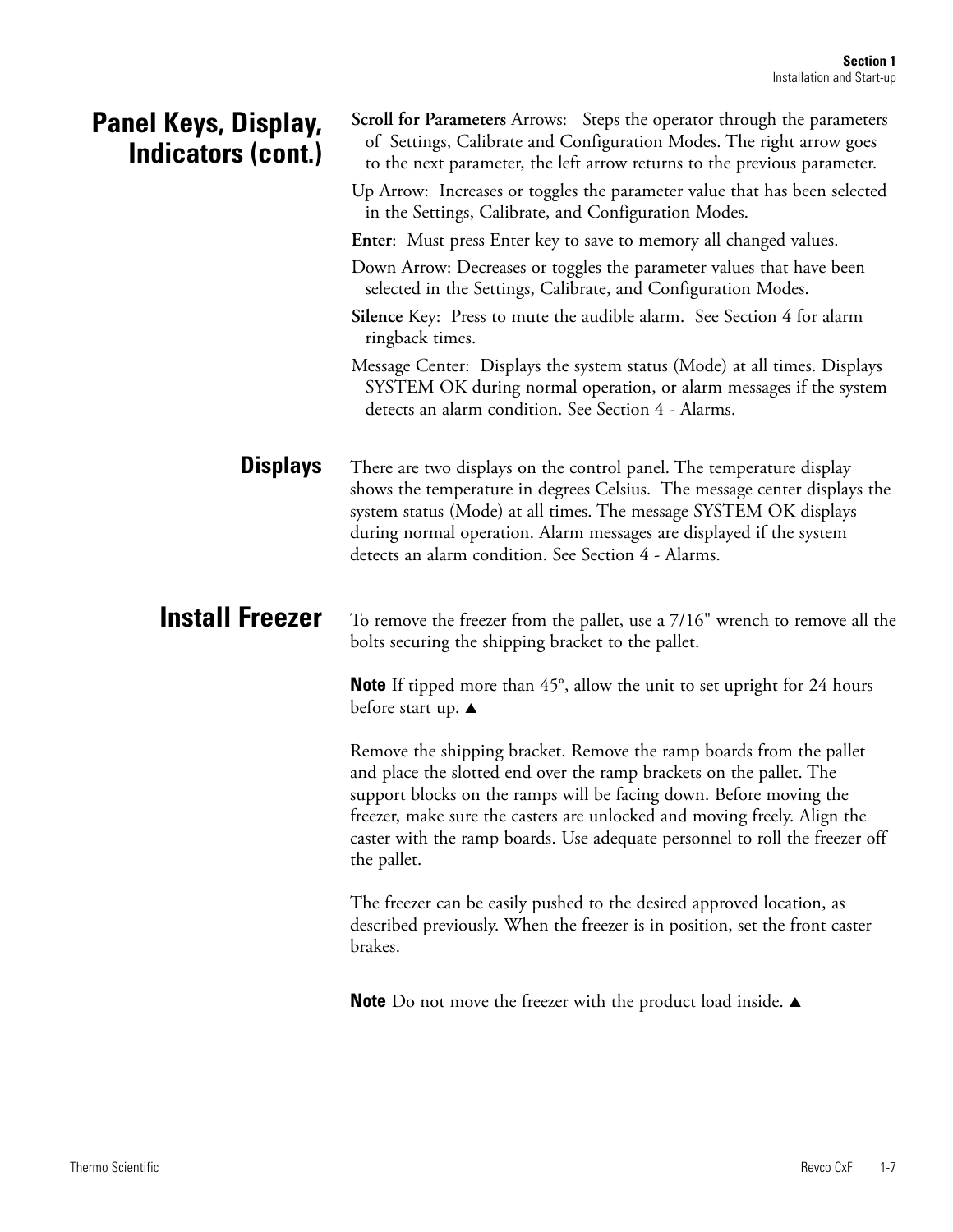## Panel Keys, Display, Indicators (cont.)

**Scroll for Parameters** Arrows: Steps the operator through the parameters of Settings, Calibrate and Configuration Modes. The right arrow goes to the next parameter, the left arrow returns to the previous parameter.

Up Arrow: Increases or toggles the parameter value that has been selected in the Settings, Calibrate, and Configuration Modes.

**Enter**: Must press Enter key to save to memory all changed values.

Down Arrow: Decreases or toggles the parameter values that have been selected in the Settings, Calibrate, and Configuration Modes.

**Silence** Key: Press to mute the audible alarm. See Section 4 for alarm ringback times.

Message Center: Displays the system status (Mode) at all times. Displays SYSTEM OK during normal operation, or alarm messages if the system detects an alarm condition. See Section 4 - Alarms.

### Displays

There are two displays on the control panel. The temperature display shows the temperature in degrees Celsius. The message center displays the system status (Mode) at all times. The message SYSTEM OK displays during normal operation. Alarm messages are displayed if the system detects an alarm condition. See Section 4 - Alarms.

## Install Freezer

To remove the freezer from the pallet, use a 7/16" wrench to remove all the bolts securing the shipping bracket to the pallet.

**Note** If tipped more than 45°, allow the unit to set upright for 24 hours before start up. ▲

Remove the shipping bracket. Remove the ramp boards from the pallet and place the slotted end over the ramp brackets on the pallet. The support blocks on the ramps will be facing down. Before moving the freezer, make sure the casters are unlocked and moving freely. Align the caster with the ramp boards. Use adequate personnel to roll the freezer off the pallet.

The freezer can be easily pushed to the desired approved location, as described previously. When the freezer is in position, set the front caster brakes.

**Note** Do not move the freezer with the product load inside. ▲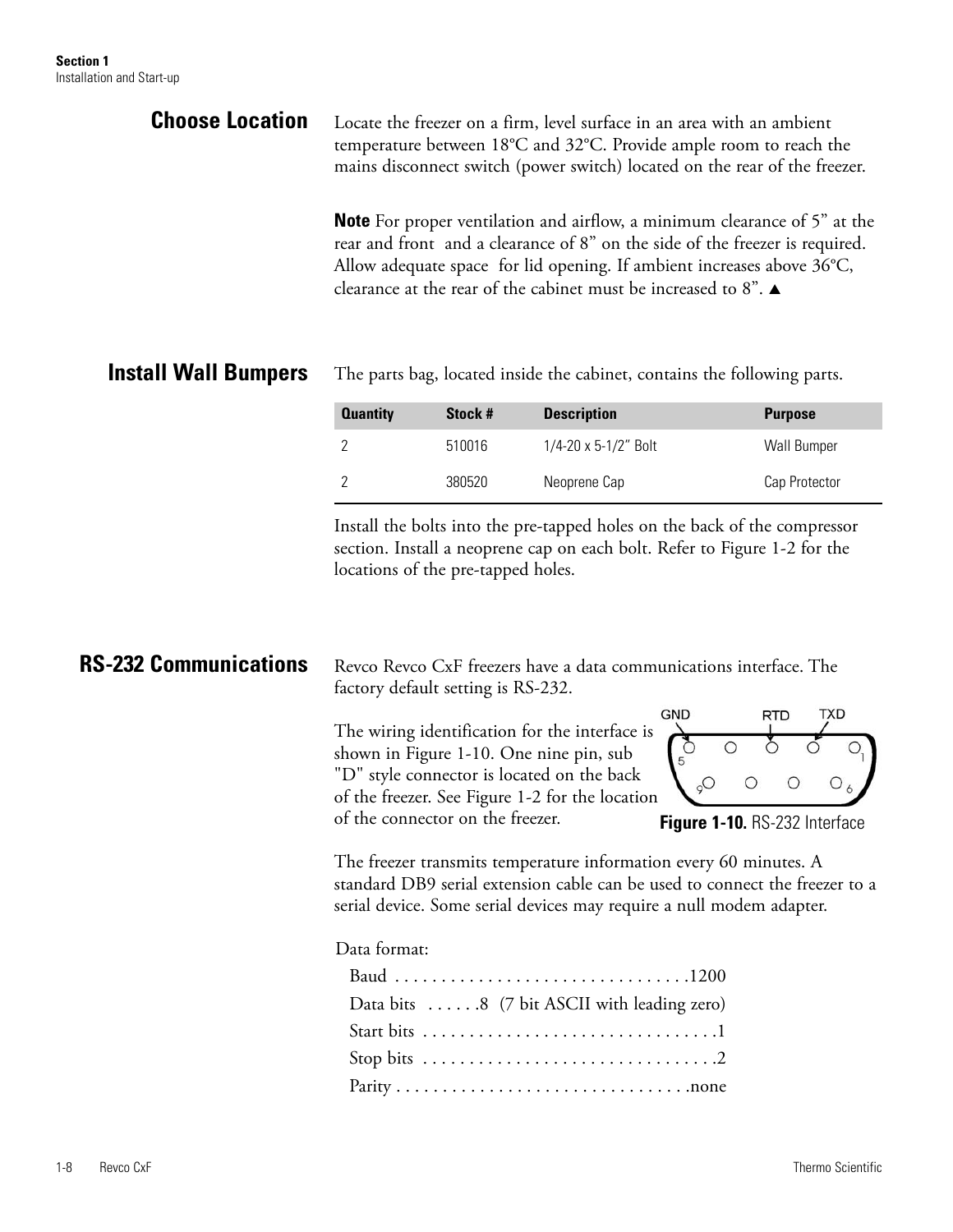## Choose Location

Locate the freezer on a firm, level surface in an area with an ambient temperature between 18°C and 32°C. Provide ample room to reach the mains disconnect switch (power switch) located on the rear of the freezer.

**Note** For proper ventilation and airflow, a minimum clearance of 5” at the rear and front and a clearance of 8” on the side of the freezer is required. Allow adequate space for lid opening. If ambient increases above 36°C, clearance at the rear of the cabinet must be increased to 8”. ▲

## Install Wall Bumpers

The parts bag, located inside the cabinet, contains the following parts.

| Quantity | Stock # | Description | Purpose |
|---|---|---|---|
| 2 | 510016 | 1/4-20 x 5-1/2” Bolt | Wall Bumper |
| 2 | 380520 | Neoprene Cap | Cap Protector |

Install the bolts into the pre-tapped holes on the back of the compressor section. Install a neoprene cap on each bolt. Refer to Figure 1-2 for the locations of the pre-tapped holes.

## RS-232 Communications

Revco Revco CxF freezers have a data communications interface. The factory default setting is RS-232.

The wiring identification for the interface is shown in Figure 1-10. One nine pin, sub "D" style connector is located on the back of the freezer. See Figure 1-2 for the location of the connector on the freezer.

GND RTD TXD

5 1

9 6

**Figure 1-10.** RS-232 Interface

The freezer transmits temperature information every 60 minutes. A standard DB9 serial extension cable can be used to connect the freezer to a serial device. Some serial devices may require a null modem adapter.

Data format:

- Baud . . . . . . . . . . . . . . . . . . . . . . . . . . . . . . . .1200
- Data bits . . . . . .8 (7 bit ASCII with leading zero)
- Start bits . . . . . . . . . . . . . . . . . . . . . . . . . . . . . . . .1
- Stop bits . . . . . . . . . . . . . . . . . . . . . . . . . . . . . . . .2
- Parity . . . . . . . . . . . . . . . . . . . . . . . . . . . . . . . .none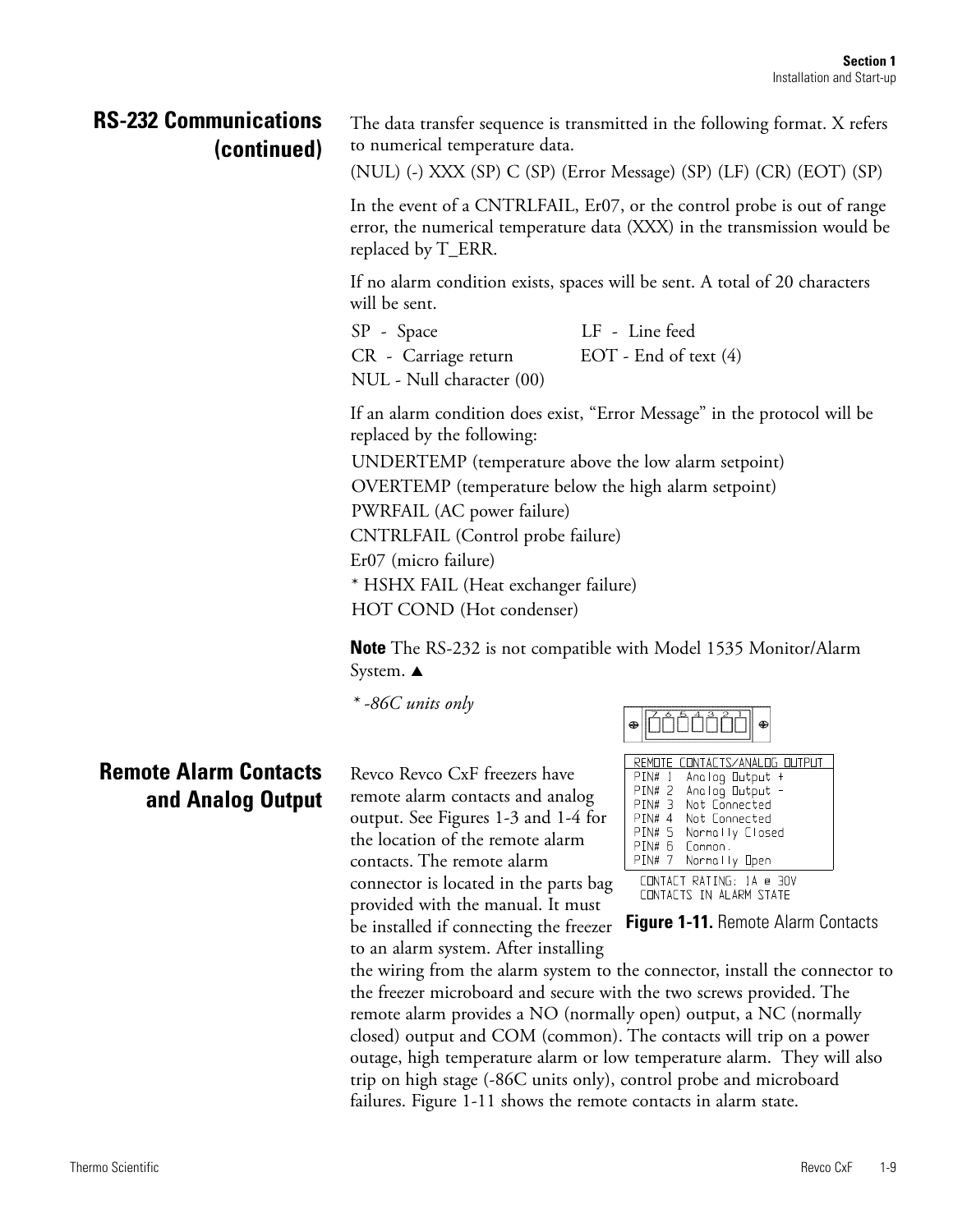## RS-232 Communications (continued)

The data transfer sequence is transmitted in the following format. X refers to numerical temperature data.

(NUL) (-) XXX (SP) C (SP) (Error Message) (SP) (LF) (CR) (EOT) (SP)

In the event of a CNTRLFAIL, Er07, or the control probe is out of range error, the numerical temperature data (XXX) in the transmission would be replaced by T_ERR.

If no alarm condition exists, spaces will be sent. A total of 20 characters will be sent.

SP - Space
LF - Line feed
CR - Carriage return
EOT - End of text (4)
NUL - Null character (00)

If an alarm condition does exist, "Error Message" in the protocol will be replaced by the following:

UNDERTEMP (temperature above the low alarm setpoint)
OVERTEMP (temperature below the high alarm setpoint)
PWRFAIL (AC power failure)
CNTRLFAIL (Control probe failure)
Er07 (micro failure)
* HSHX FAIL (Heat exchanger failure)
HOT COND (Hot condenser)

**Note** The RS-232 is not compatible with Model 1535 Monitor/Alarm System. ▲

*\* -86C units only*

## Remote Alarm Contacts and Analog Output

Revco Revco CxF freezers have remote alarm contacts and analog output. See Figures 1-3 and 1-4 for the location of the remote alarm contacts. The remote alarm connector is located in the parts bag provided with the manual. It must be installed if connecting the freezer to an alarm system. After installing the wiring from the alarm system to the connector, install the connector to the freezer microboard and secure with the two screws provided. The remote alarm provides a NO (normally open) output, a NC (normally closed) output and COM (common). The contacts will trip on a power outage, high temperature alarm or low temperature alarm. They will also trip on high stage (-86C units only), control probe and microboard failures. Figure 1-11 shows the remote contacts in alarm state.

7 6 5 4 3 2 1

| REMOTE CONTACTS/ANALOG OUTPUT | |
|---|---|
| PIN# 1 | Analog Output + |
| PIN# 2 | Analog Output - |
| PIN# 3 | Not Connected |
| PIN# 4 | Not Connected |
| PIN# 5 | Normally Closed |
| PIN# 6 | Common. |
| PIN# 7 | Normally Open |

CONTACT RATING: 1A @ 30V
CONTACTS IN ALARM STATE

**Figure 1-11.** Remote Alarm Contacts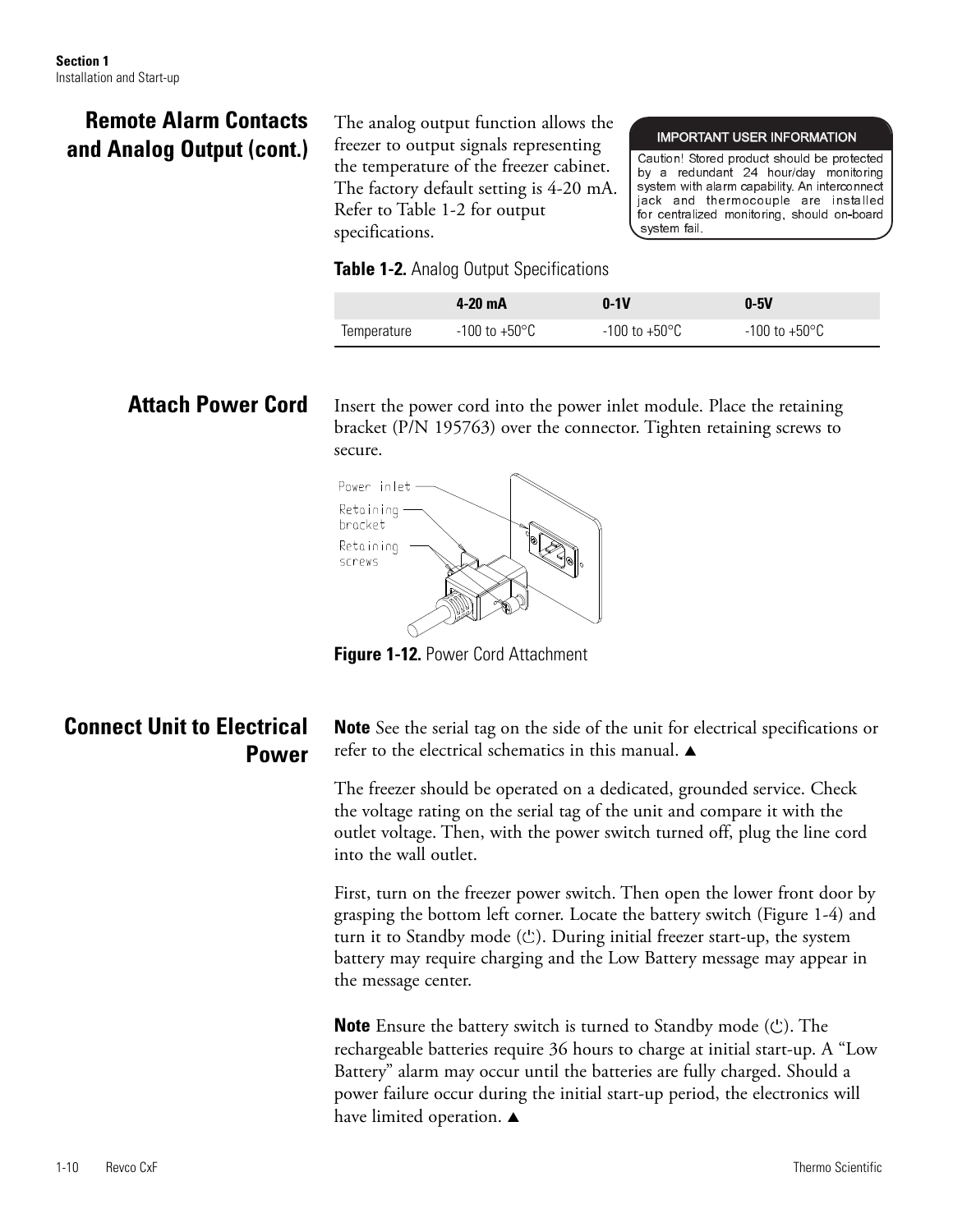## Remote Alarm Contacts and Analog Output (cont.)

The analog output function allows the freezer to output signals representing the temperature of the freezer cabinet. The factory default setting is 4-20 mA. Refer to Table 1-2 for output specifications.

**IMPORTANT USER INFORMATION**

Caution! Stored product should be protected by a redundant 24 hour/day monitoring system with alarm capability. An interconnect jack and thermocouple are installed for centralized monitoring, should on-board system fail.

**Table 1-2.** Analog Output Specifications

| | 4-20 mA | 0-1V | 0-5V |
|---|---|---|---|
| Temperature | -100 to +50°C | -100 to +50°C | -100 to +50°C |

## Attach Power Cord

Insert the power cord into the power inlet module. Place the retaining bracket (P/N 195763) over the connector. Tighten retaining screws to secure.

Power inlet

Retaining bracket

Retaining screws

**Figure 1-12.** Power Cord Attachment

## Connect Unit to Electrical Power

**Note** See the serial tag on the side of the unit for electrical specifications or refer to the electrical schematics in this manual. ▲

The freezer should be operated on a dedicated, grounded service. Check the voltage rating on the serial tag of the unit and compare it with the outlet voltage. Then, with the power switch turned off, plug the line cord into the wall outlet.

First, turn on the freezer power switch. Then open the lower front door by grasping the bottom left corner. Locate the battery switch (Figure 1-4) and turn it to Standby mode (⏻). During initial freezer start-up, the system battery may require charging and the Low Battery message may appear in the message center.

**Note** Ensure the battery switch is turned to Standby mode (⏻). The rechargeable batteries require 36 hours to charge at initial start-up. A "Low Battery" alarm may occur until the batteries are fully charged. Should a power failure occur during the initial start-up period, the electronics will have limited operation. ▲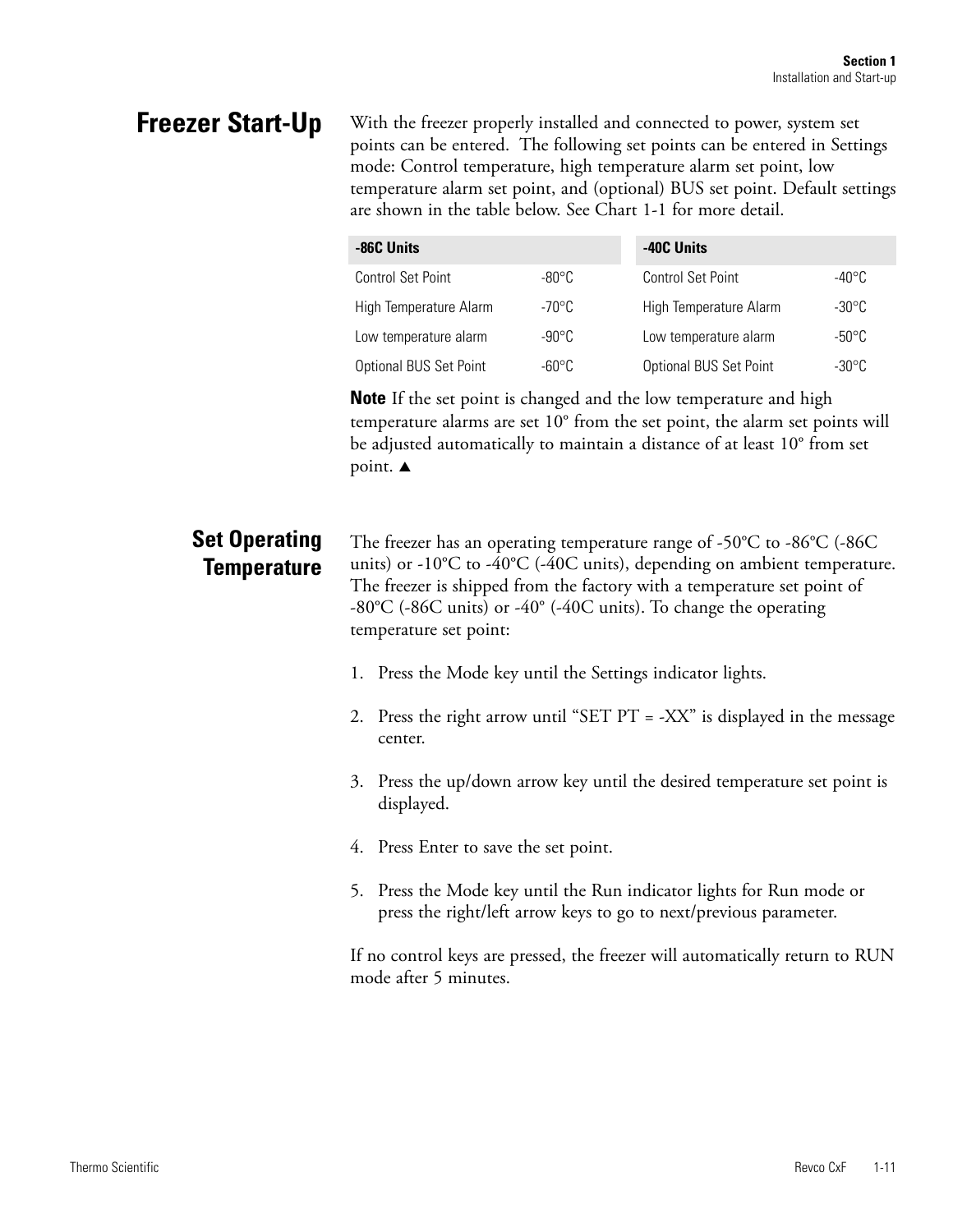## Freezer Start-Up

With the freezer properly installed and connected to power, system set points can be entered. The following set points can be entered in Settings mode: Control temperature, high temperature alarm set point, low temperature alarm set point, and (optional) BUS set point. Default settings are shown in the table below. See Chart 1-1 for more detail.

| -86C Units | | -40C Units | |
|---|---|---|---|
| Control Set Point | -80°C | Control Set Point | -40°C |
| High Temperature Alarm | -70°C | High Temperature Alarm | -30°C |
| Low temperature alarm | -90°C | Low temperature alarm | -50°C |
| Optional BUS Set Point | -60°C | Optional BUS Set Point | -30°C |

**Note** If the set point is changed and the low temperature and high temperature alarms are set 10° from the set point, the alarm set points will be adjusted automatically to maintain a distance of at least 10° from set point. ▲

### Set Operating Temperature

The freezer has an operating temperature range of -50°C to -86°C (-86C units) or -10°C to -40°C (-40C units), depending on ambient temperature. The freezer is shipped from the factory with a temperature set point of -80°C (-86C units) or -40° (-40C units). To change the operating temperature set point:

1. Press the Mode key until the Settings indicator lights.
2. Press the right arrow until "SET PT = -XX" is displayed in the message center.
3. Press the up/down arrow key until the desired temperature set point is displayed.
4. Press Enter to save the set point.
5. Press the Mode key until the Run indicator lights for Run mode or press the right/left arrow keys to go to next/previous parameter.

If no control keys are pressed, the freezer will automatically return to RUN mode after 5 minutes.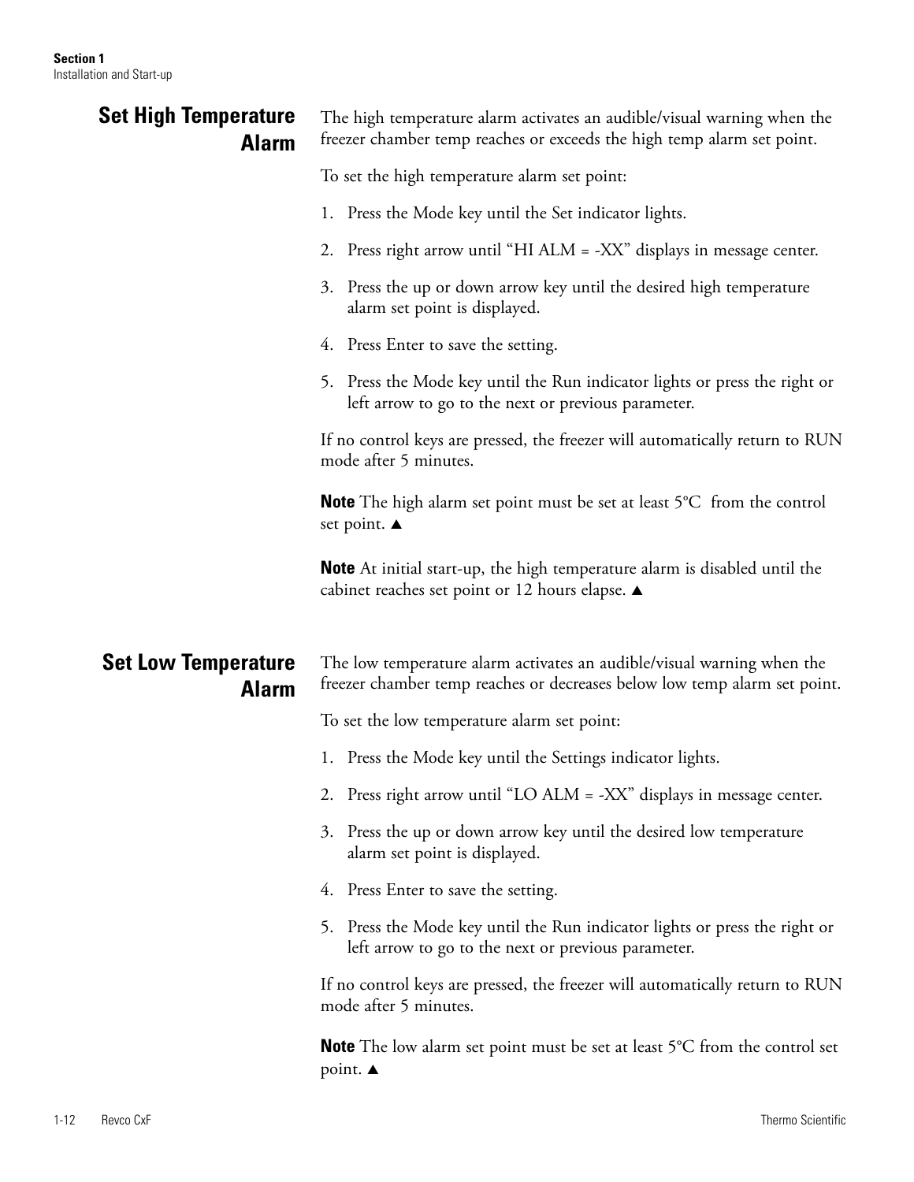## Set High Temperature Alarm

The high temperature alarm activates an audible/visual warning when the freezer chamber temp reaches or exceeds the high temp alarm set point.

To set the high temperature alarm set point:

1. Press the Mode key until the Set indicator lights.
2. Press right arrow until “HI ALM = -XX” displays in message center.
3. Press the up or down arrow key until the desired high temperature alarm set point is displayed.
4. Press Enter to save the setting.
5. Press the Mode key until the Run indicator lights or press the right or left arrow to go to the next or previous parameter.

If no control keys are pressed, the freezer will automatically return to RUN mode after 5 minutes.

**Note** The high alarm set point must be set at least 5°C from the control set point. ▲

**Note** At initial start-up, the high temperature alarm is disabled until the cabinet reaches set point or 12 hours elapse. ▲

## Set Low Temperature Alarm

The low temperature alarm activates an audible/visual warning when the freezer chamber temp reaches or decreases below low temp alarm set point.

To set the low temperature alarm set point:

1. Press the Mode key until the Settings indicator lights.
2. Press right arrow until “LO ALM = -XX” displays in message center.
3. Press the up or down arrow key until the desired low temperature alarm set point is displayed.
4. Press Enter to save the setting.
5. Press the Mode key until the Run indicator lights or press the right or left arrow to go to the next or previous parameter.

If no control keys are pressed, the freezer will automatically return to RUN mode after 5 minutes.

**Note** The low alarm set point must be set at least 5°C from the control set point. ▲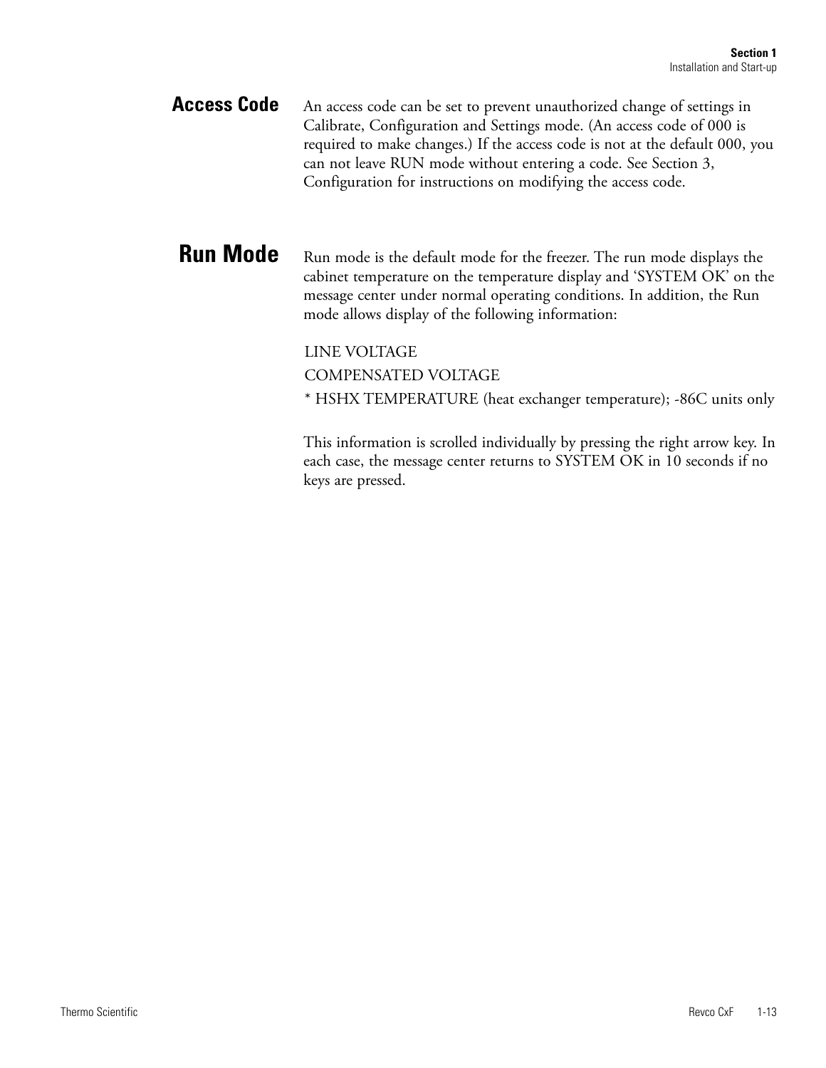## Access Code

An access code can be set to prevent unauthorized change of settings in Calibrate, Configuration and Settings mode. (An access code of 000 is required to make changes.) If the access code is not at the default 000, you can not leave RUN mode without entering a code. See Section 3, Configuration for instructions on modifying the access code.

## Run Mode

Run mode is the default mode for the freezer. The run mode displays the cabinet temperature on the temperature display and 'SYSTEM OK' on the message center under normal operating conditions. In addition, the Run mode allows display of the following information:

LINE VOLTAGE

COMPENSATED VOLTAGE

* HSHX TEMPERATURE (heat exchanger temperature); -86C units only

This information is scrolled individually by pressing the right arrow key. In each case, the message center returns to SYSTEM OK in 10 seconds if no keys are pressed.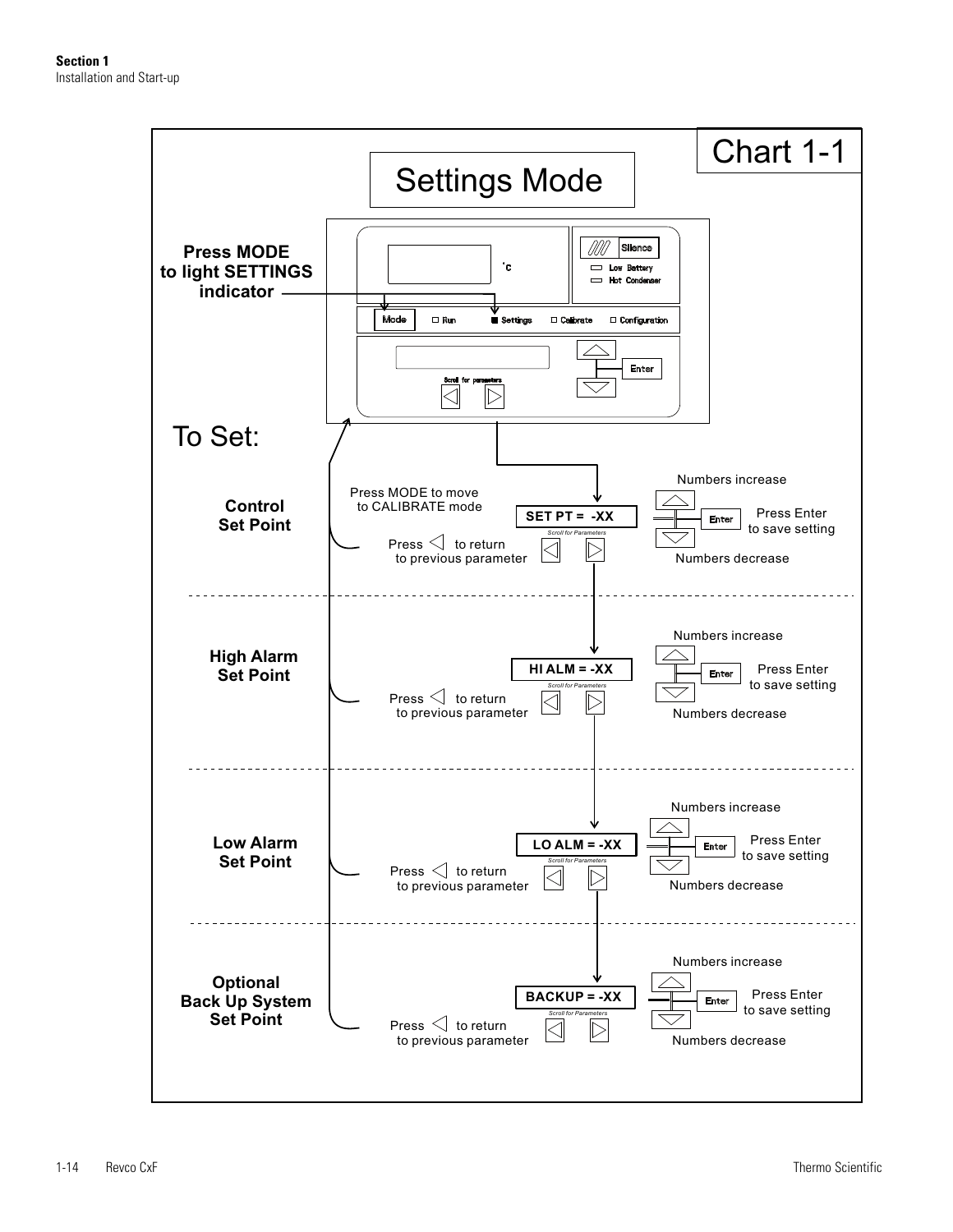# Chart 1-1

## Settings Mode

**Press MODE to light SETTINGS indicator**

Mode | Run | Settings | Calibrate | Configuration

Silence | Low Battery | Hot Condenser

°C

Scroll for parameters | Enter

### To Set:

**Control Set Point**

Press MODE to move to CALIBRATE mode

SET PT = -XX

Press ◁ to return to previous parameter

Numbers increase

Press Enter to save setting

Numbers decrease

---

**High Alarm Set Point**

HI ALM = -XX

Press ◁ to return to previous parameter

Numbers increase

Press Enter to save setting

Numbers decrease

---

**Low Alarm Set Point**

LO ALM = -XX

Press ◁ to return to previous parameter

Numbers increase

Press Enter to save setting

Numbers decrease

---

**Optional Back Up System Set Point**

BACKUP = -XX

Press ◁ to return to previous parameter

Numbers increase

Press Enter to save setting

Numbers decrease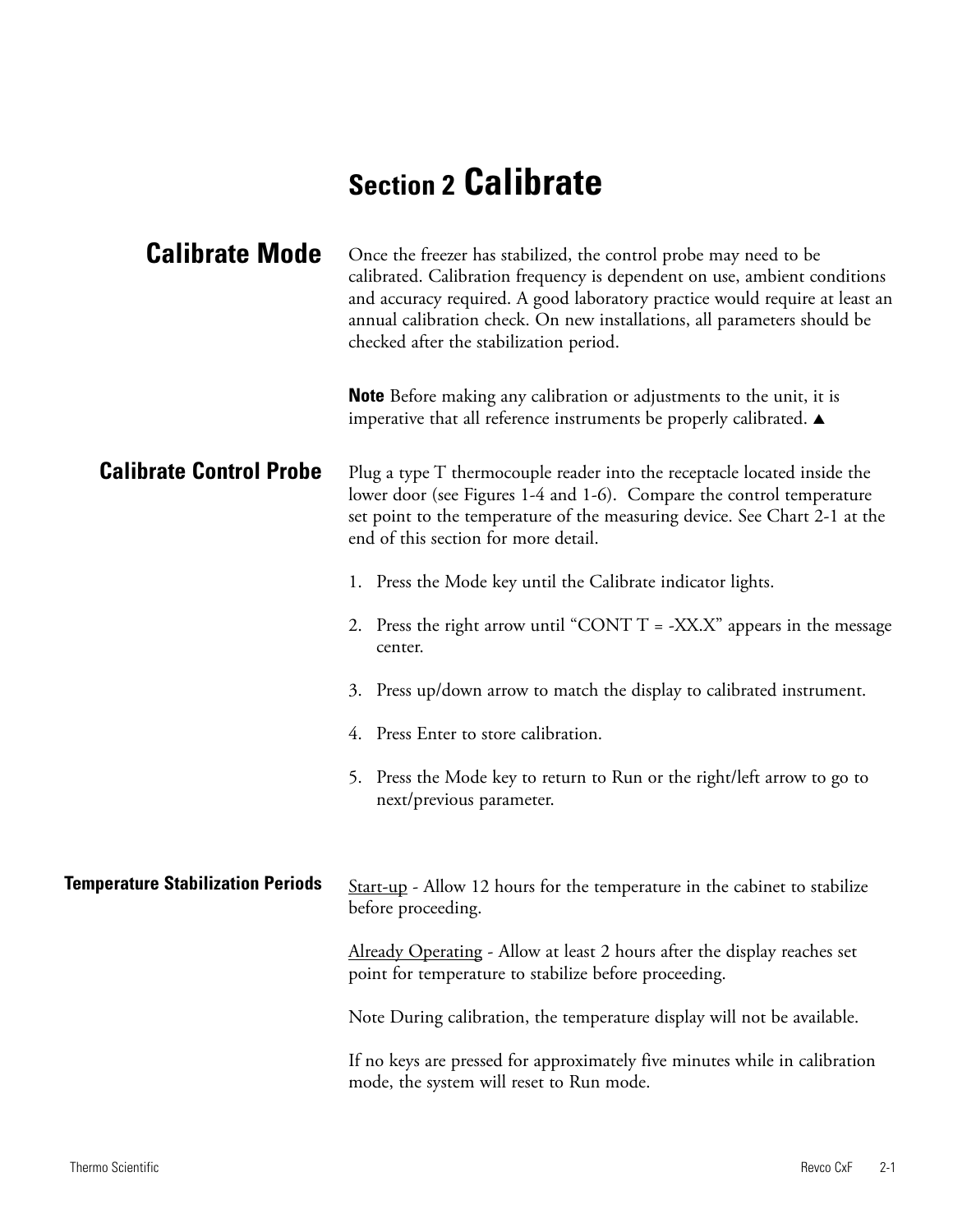# Section 2 Calibrate

## Calibrate Mode

Once the freezer has stabilized, the control probe may need to be calibrated. Calibration frequency is dependent on use, ambient conditions and accuracy required. A good laboratory practice would require at least an annual calibration check. On new installations, all parameters should be checked after the stabilization period.

**Note** Before making any calibration or adjustments to the unit, it is imperative that all reference instruments be properly calibrated. ▲

### Calibrate Control Probe

Plug a type T thermocouple reader into the receptacle located inside the lower door (see Figures 1-4 and 1-6). Compare the control temperature set point to the temperature of the measuring device. See Chart 2-1 at the end of this section for more detail.

1. Press the Mode key until the Calibrate indicator lights.
2. Press the right arrow until "CONT T = -XX.X" appears in the message center.
3. Press up/down arrow to match the display to calibrated instrument.
4. Press Enter to store calibration.
5. Press the Mode key to return to Run or the right/left arrow to go to next/previous parameter.

#### Temperature Stabilization Periods

<u>Start-up</u> - Allow 12 hours for the temperature in the cabinet to stabilize before proceeding.

<u>Already Operating</u> - Allow at least 2 hours after the display reaches set point for temperature to stabilize before proceeding.

Note During calibration, the temperature display will not be available.

If no keys are pressed for approximately five minutes while in calibration mode, the system will reset to Run mode.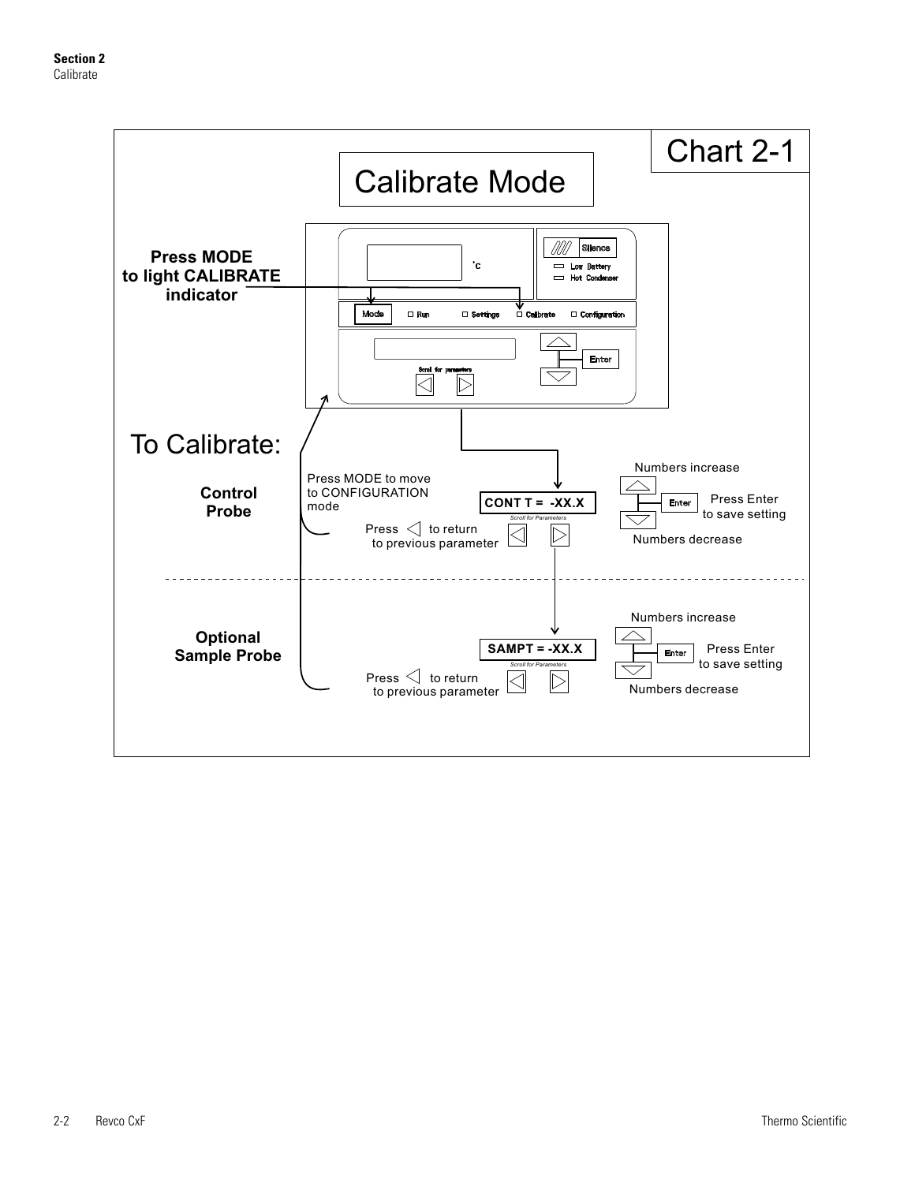# Chart 2-1

## Calibrate Mode

**Press MODE to light CALIBRATE indicator**

Silence

Low Battery

Hot Condenser

Mode | Run | Settings | Calibrate | Configuration

Enter

Scroll for parameters

## To Calibrate:

**Control Probe**

Press MODE to move to CONFIGURATION mode

**CONT T = -XX.X**

*Scroll for Parameters*

Press ◁ to return to previous parameter

Numbers increase

Enter

Press Enter to save setting

Numbers decrease

**Optional Sample Probe**

**SAMPT = -XX.X**

*Scroll for Parameters*

Press ◁ to return to previous parameter

Numbers increase

Enter

Press Enter to save setting

Numbers decrease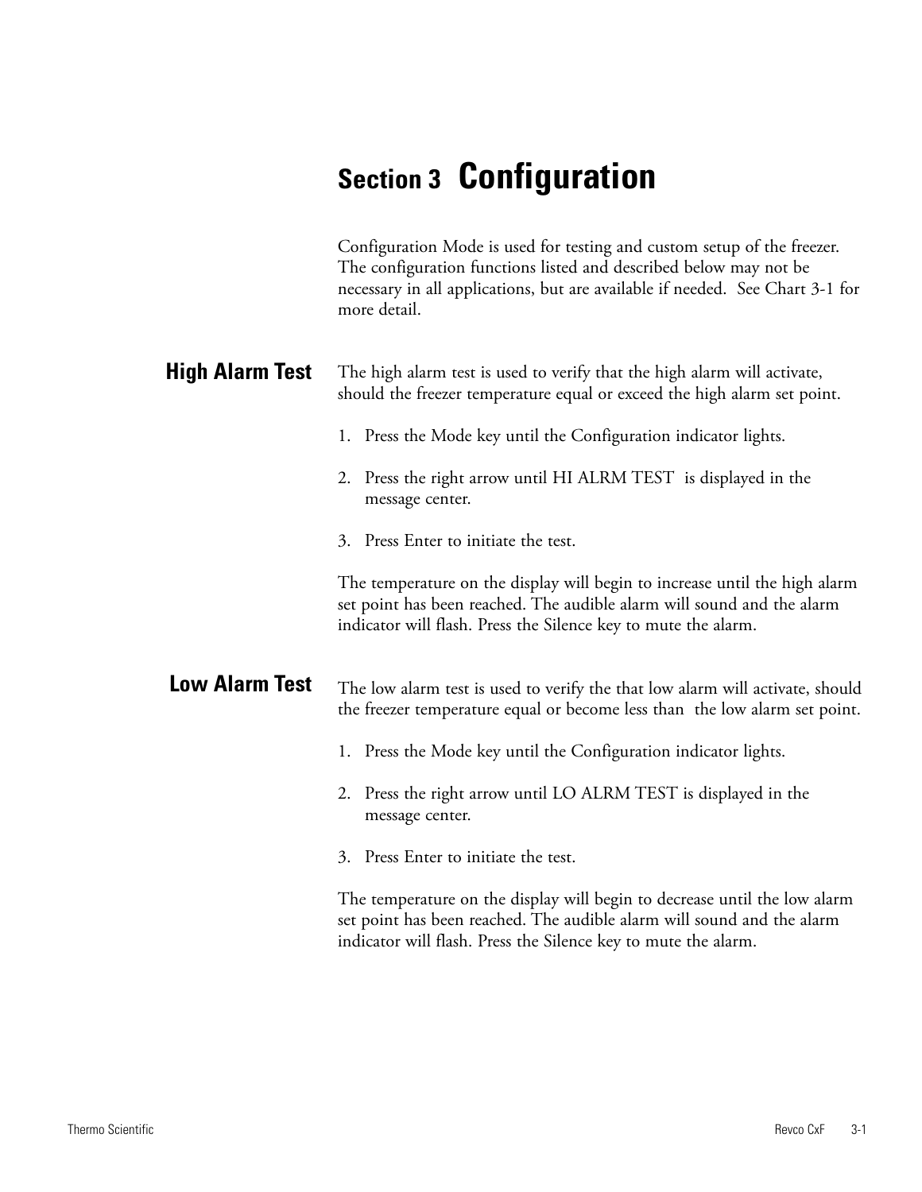# Section 3 Configuration

Configuration Mode is used for testing and custom setup of the freezer. The configuration functions listed and described below may not be necessary in all applications, but are available if needed. See Chart 3-1 for more detail.

## High Alarm Test

The high alarm test is used to verify that the high alarm will activate, should the freezer temperature equal or exceed the high alarm set point.

1. Press the Mode key until the Configuration indicator lights.
2. Press the right arrow until HI ALRM TEST is displayed in the message center.
3. Press Enter to initiate the test.

The temperature on the display will begin to increase until the high alarm set point has been reached. The audible alarm will sound and the alarm indicator will flash. Press the Silence key to mute the alarm.

## Low Alarm Test

The low alarm test is used to verify the that low alarm will activate, should the freezer temperature equal or become less than the low alarm set point.

1. Press the Mode key until the Configuration indicator lights.
2. Press the right arrow until LO ALRM TEST is displayed in the message center.
3. Press Enter to initiate the test.

The temperature on the display will begin to decrease until the low alarm set point has been reached. The audible alarm will sound and the alarm indicator will flash. Press the Silence key to mute the alarm.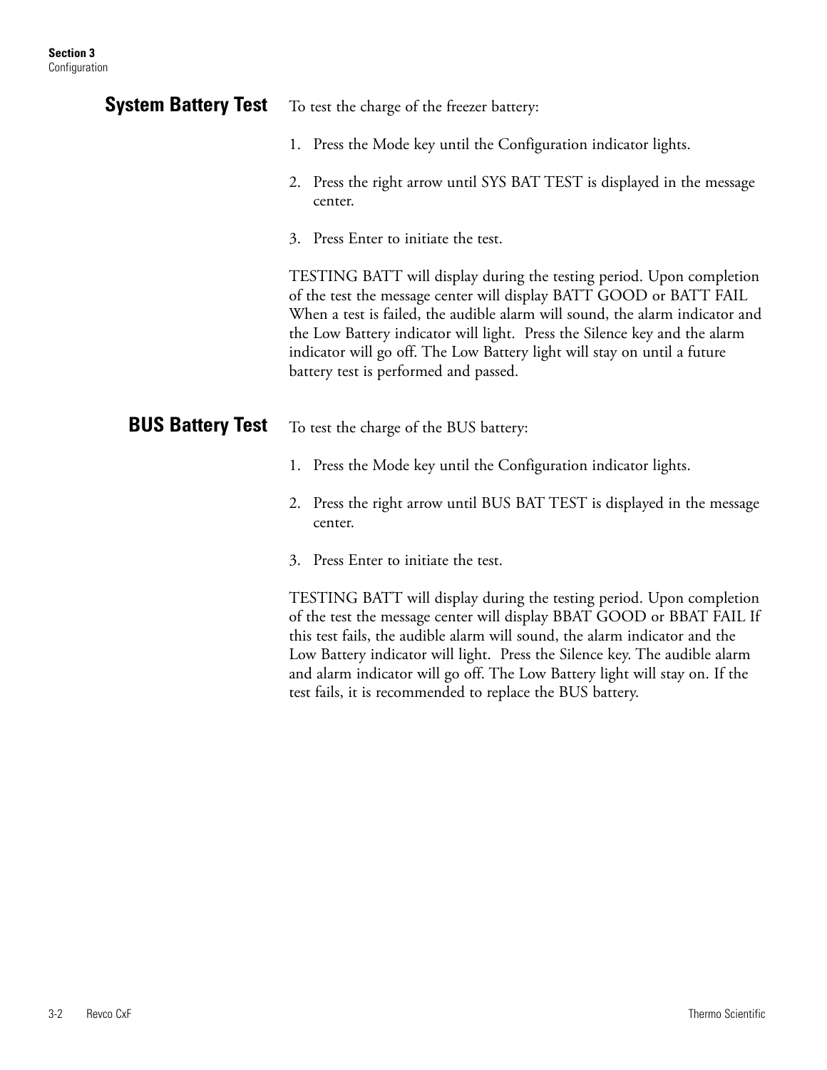## System Battery Test

To test the charge of the freezer battery:

1. Press the Mode key until the Configuration indicator lights.
2. Press the right arrow until SYS BAT TEST is displayed in the message center.
3. Press Enter to initiate the test.

TESTING BATT will display during the testing period. Upon completion of the test the message center will display BATT GOOD or BATT FAIL When a test is failed, the audible alarm will sound, the alarm indicator and the Low Battery indicator will light. Press the Silence key and the alarm indicator will go off. The Low Battery light will stay on until a future battery test is performed and passed.

## BUS Battery Test

To test the charge of the BUS battery:

1. Press the Mode key until the Configuration indicator lights.
2. Press the right arrow until BUS BAT TEST is displayed in the message center.
3. Press Enter to initiate the test.

TESTING BATT will display during the testing period. Upon completion of the test the message center will display BBAT GOOD or BBAT FAIL If this test fails, the audible alarm will sound, the alarm indicator and the Low Battery indicator will light. Press the Silence key. The audible alarm and alarm indicator will go off. The Low Battery light will stay on. If the test fails, it is recommended to replace the BUS battery.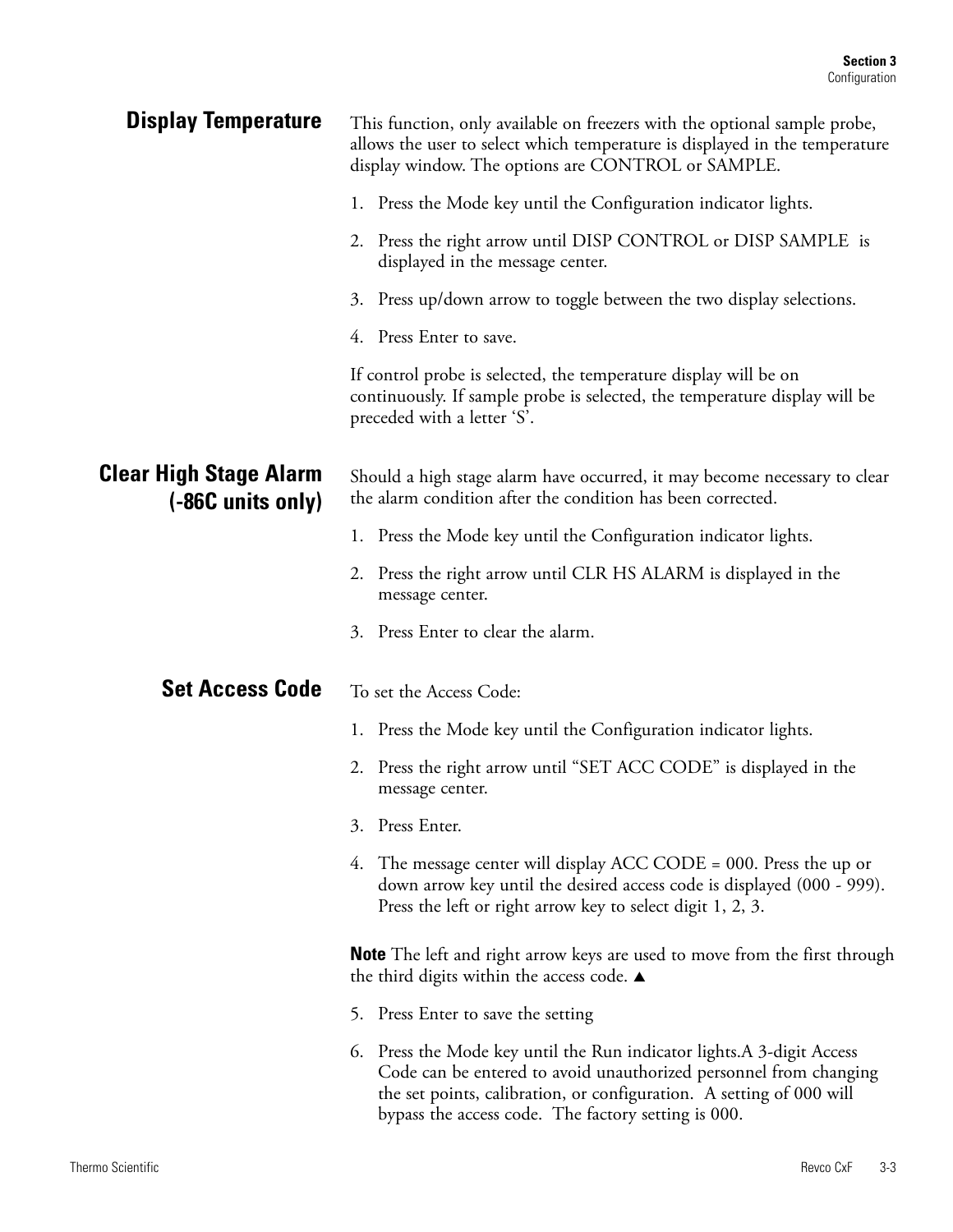## Display Temperature

This function, only available on freezers with the optional sample probe, allows the user to select which temperature is displayed in the temperature display window. The options are CONTROL or SAMPLE.

1. Press the Mode key until the Configuration indicator lights.
2. Press the right arrow until DISP CONTROL or DISP SAMPLE is displayed in the message center.
3. Press up/down arrow to toggle between the two display selections.
4. Press Enter to save.

If control probe is selected, the temperature display will be on continuously. If sample probe is selected, the temperature display will be preceded with a letter ‘S’.

## Clear High Stage Alarm (-86C units only)

Should a high stage alarm have occurred, it may become necessary to clear the alarm condition after the condition has been corrected.

1. Press the Mode key until the Configuration indicator lights.
2. Press the right arrow until CLR HS ALARM is displayed in the message center.
3. Press Enter to clear the alarm.

## Set Access Code

To set the Access Code:

1. Press the Mode key until the Configuration indicator lights.
2. Press the right arrow until “SET ACC CODE” is displayed in the message center.
3. Press Enter.
4. The message center will display ACC CODE = 000. Press the up or down arrow key until the desired access code is displayed (000 - 999). Press the left or right arrow key to select digit 1, 2, 3.

**Note** The left and right arrow keys are used to move from the first through the third digits within the access code. ▲

5. Press Enter to save the setting
6. Press the Mode key until the Run indicator lights.A 3-digit Access Code can be entered to avoid unauthorized personnel from changing the set points, calibration, or configuration. A setting of 000 will bypass the access code. The factory setting is 000.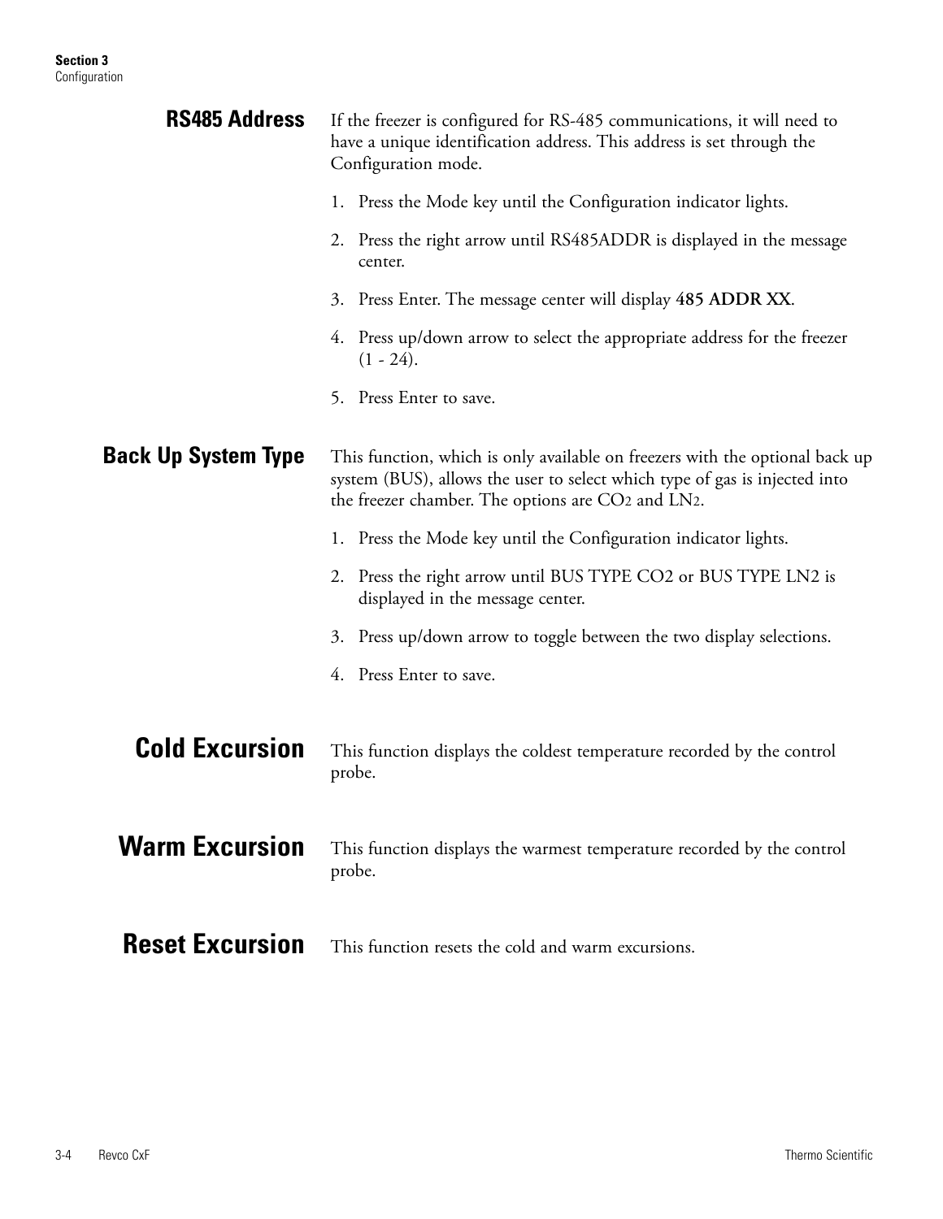## RS485 Address

If the freezer is configured for RS-485 communications, it will need to have a unique identification address. This address is set through the Configuration mode.

1. Press the Mode key until the Configuration indicator lights.
2. Press the right arrow until RS485ADDR is displayed in the message center.
3. Press Enter. The message center will display **485 ADDR XX**.
4. Press up/down arrow to select the appropriate address for the freezer (1 - 24).
5. Press Enter to save.

## Back Up System Type

This function, which is only available on freezers with the optional back up system (BUS), allows the user to select which type of gas is injected into the freezer chamber. The options are $CO_2$ and $LN_2$.

1. Press the Mode key until the Configuration indicator lights.
2. Press the right arrow until BUS TYPE CO2 or BUS TYPE LN2 is displayed in the message center.
3. Press up/down arrow to toggle between the two display selections.
4. Press Enter to save.

## Cold Excursion

This function displays the coldest temperature recorded by the control probe.

## Warm Excursion

This function displays the warmest temperature recorded by the control probe.

## Reset Excursion

This function resets the cold and warm excursions.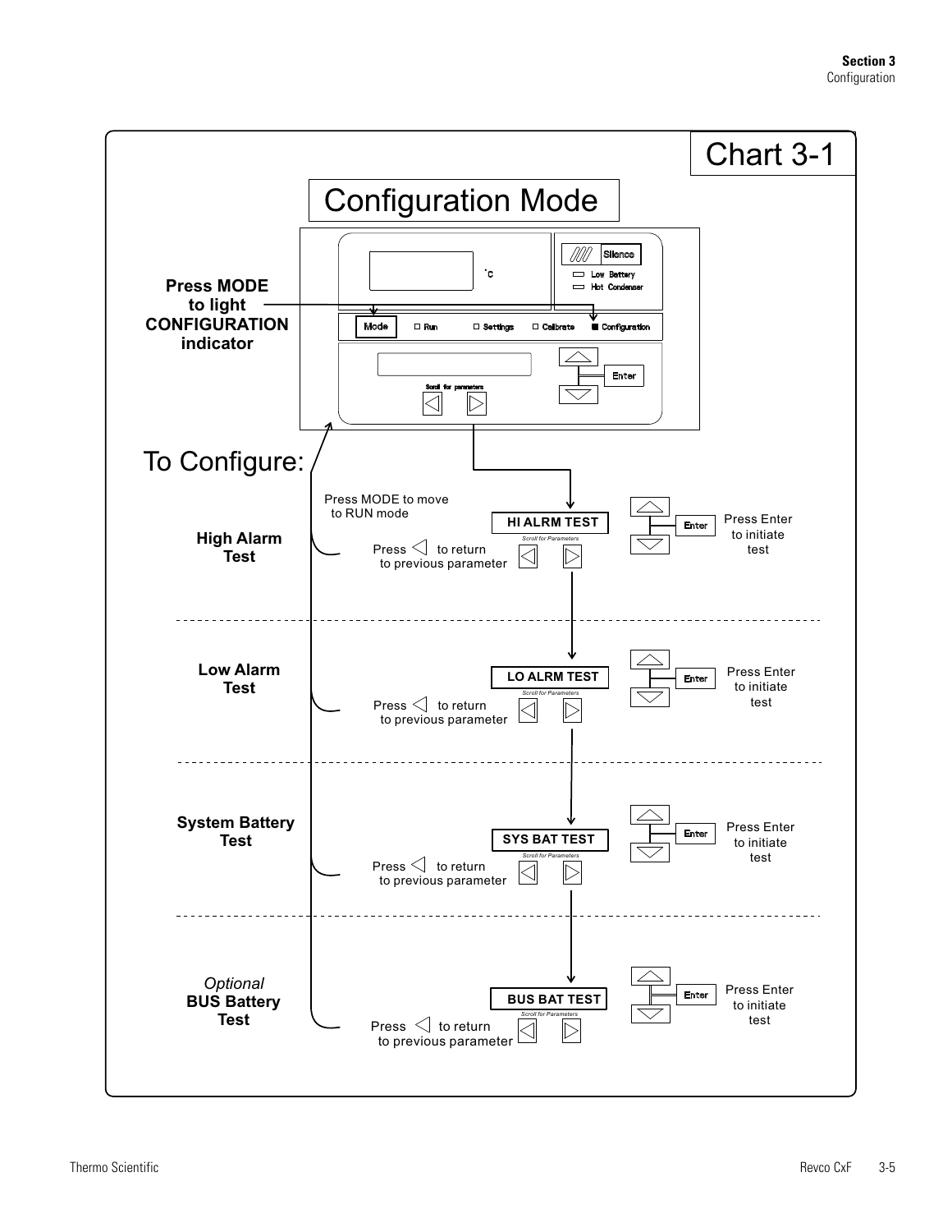# Chart 3-1

## Configuration Mode

**Press MODE to light CONFIGURATION indicator**

Silence

Low Battery

Hot Condenser

Mode | Run | Settings | Calibrate | Configuration

Enter

Scroll for parameters

## To Configure:

Press MODE to move to RUN mode

**High Alarm Test**

HI ALRM TEST

Press ◁ to return to previous parameter

Press Enter to initiate test

---

**Low Alarm Test**

LO ALRM TEST

Press ◁ to return to previous parameter

Press Enter to initiate test

---

**System Battery Test**

SYS BAT TEST

Press ◁ to return to previous parameter

Press Enter to initiate test

---

*Optional* **BUS Battery Test**

BUS BAT TEST

Press ◁ to return to previous parameter

Press Enter to initiate test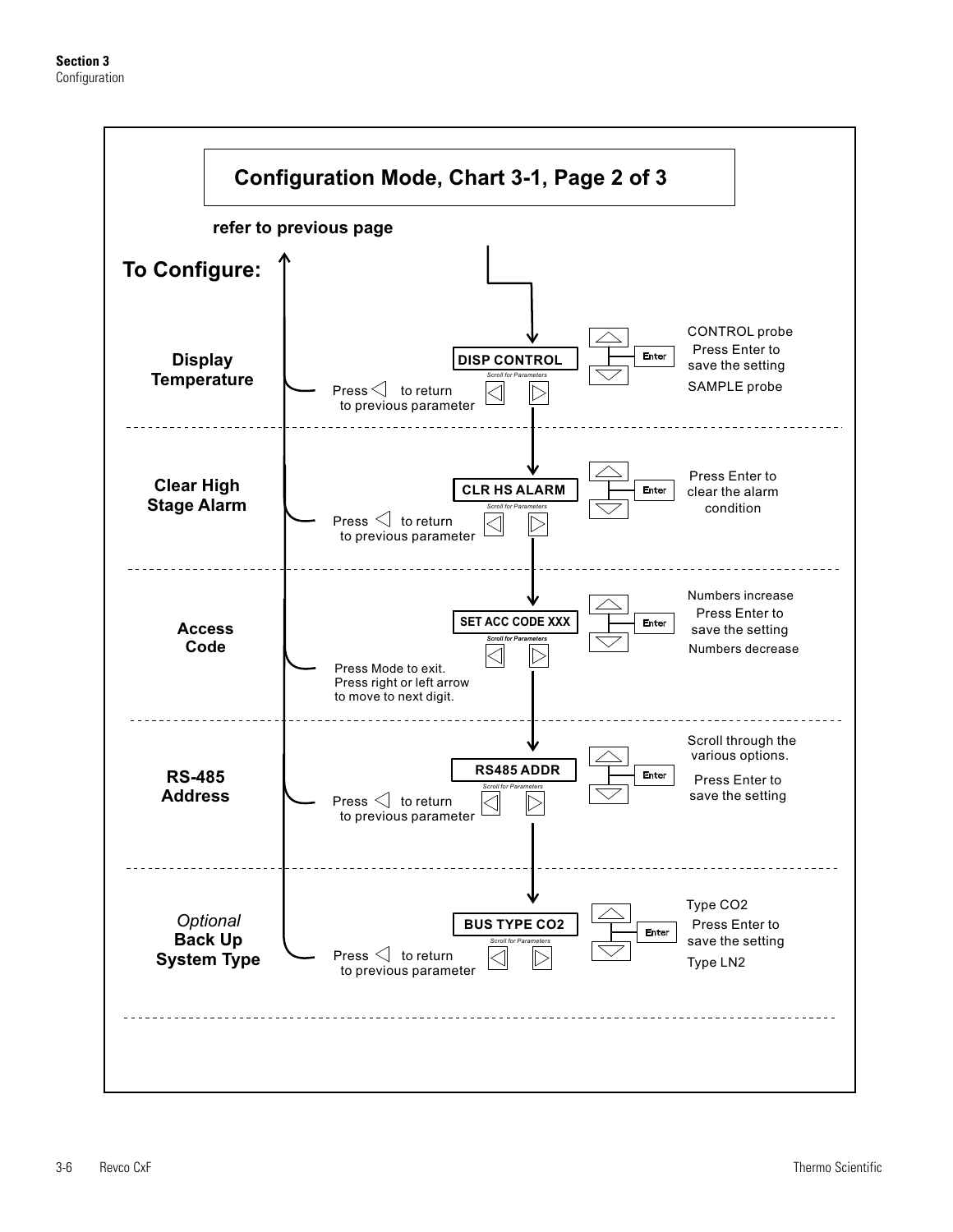# Configuration Mode, Chart 3-1, Page 2 of 3

**refer to previous page**

## To Configure:

### Display Temperature

**DISP CONTROL**

*Scroll for Parameters*

Press ◁ to return to previous parameter

CONTROL probe

Press Enter to save the setting

SAMPLE probe

---

### Clear High Stage Alarm

**CLR HS ALARM**

*Scroll for Parameters*

Press ◁ to return to previous parameter

Press Enter to clear the alarm condition

---

### Access Code

**SET ACC CODE XXX**

*Scroll for Parameters*

Press Mode to exit.
Press right or left arrow to move to next digit.

Numbers increase

Press Enter to save the setting

Numbers decrease

---

### RS-485 Address

**RS485 ADDR**

*Scroll for Parameters*

Press ◁ to return to previous parameter

Scroll through the various options.

Press Enter to save the setting

---

### *Optional* Back Up System Type

**BUS TYPE CO2**

*Scroll for Parameters*

Press ◁ to return to previous parameter

Type CO2

Press Enter to save the setting

Type LN2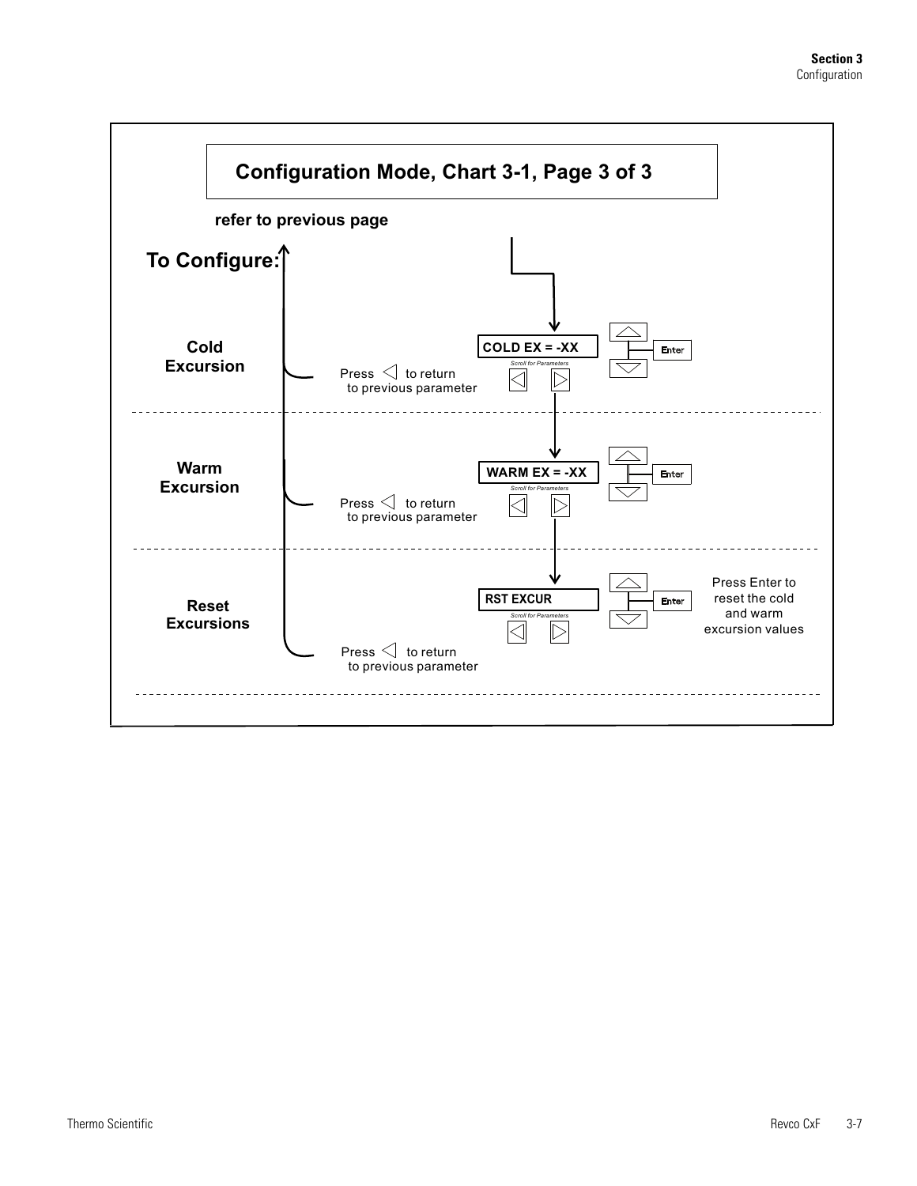## Configuration Mode, Chart 3-1, Page 3 of 3

**refer to previous page**

**To Configure:**

**Cold Excursion**

COLD EX = -XX

*Scroll for Parameters*

Enter

Press ◁ to return to previous parameter

---

**Warm Excursion**

WARM EX = -XX

*Scroll for Parameters*

Enter

Press ◁ to return to previous parameter

---

**Reset Excursions**

RST EXCUR

*Scroll for Parameters*

Enter

Press Enter to reset the cold and warm excursion values

Press ◁ to return to previous parameter

---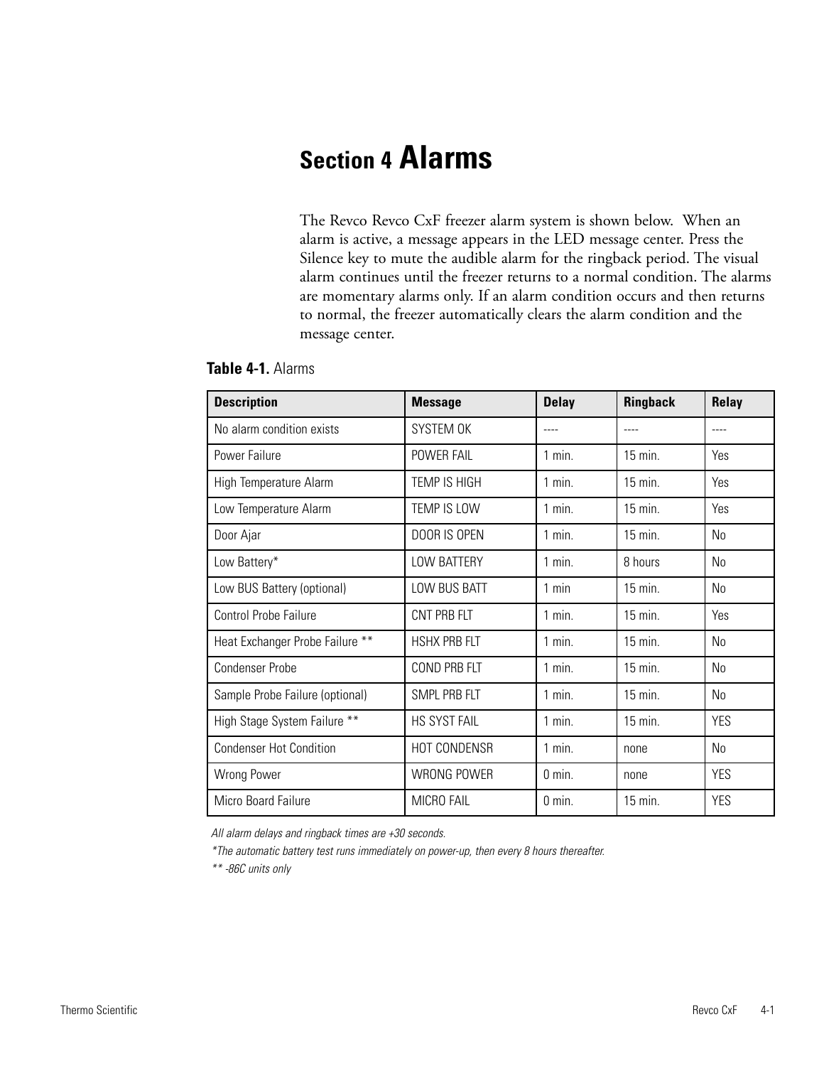# Section 4 Alarms

The Revco Revco CxF freezer alarm system is shown below. When an alarm is active, a message appears in the LED message center. Press the Silence key to mute the audible alarm for the ringback period. The visual alarm continues until the freezer returns to a normal condition. The alarms are momentary alarms only. If an alarm condition occurs and then returns to normal, the freezer automatically clears the alarm condition and the message center.

**Table 4-1.** Alarms

| Description | Message | Delay | Ringback | Relay |
|---|---|---|---|---|
| No alarm condition exists | SYSTEM OK | ---- | ---- | ---- |
| Power Failure | POWER FAIL | 1 min. | 15 min. | Yes |
| High Temperature Alarm | TEMP IS HIGH | 1 min. | 15 min. | Yes |
| Low Temperature Alarm | TEMP IS LOW | 1 min. | 15 min. | Yes |
| Door Ajar | DOOR IS OPEN | 1 min. | 15 min. | No |
| Low Battery* | LOW BATTERY | 1 min. | 8 hours | No |
| Low BUS Battery (optional) | LOW BUS BATT | 1 min | 15 min. | No |
| Control Probe Failure | CNT PRB FLT | 1 min. | 15 min. | Yes |
| Heat Exchanger Probe Failure ** | HSHX PRB FLT | 1 min. | 15 min. | No |
| Condenser Probe | COND PRB FLT | 1 min. | 15 min. | No |
| Sample Probe Failure (optional) | SMPL PRB FLT | 1 min. | 15 min. | No |
| High Stage System Failure ** | HS SYST FAIL | 1 min. | 15 min. | YES |
| Condenser Hot Condition | HOT CONDENSR | 1 min. | none | No |
| Wrong Power | WRONG POWER | 0 min. | none | YES |
| Micro Board Failure | MICRO FAIL | 0 min. | 15 min. | YES |

*All alarm delays and ringback times are +30 seconds.*

**The automatic battery test runs immediately on power-up, then every 8 hours thereafter.*

*** -86C units only*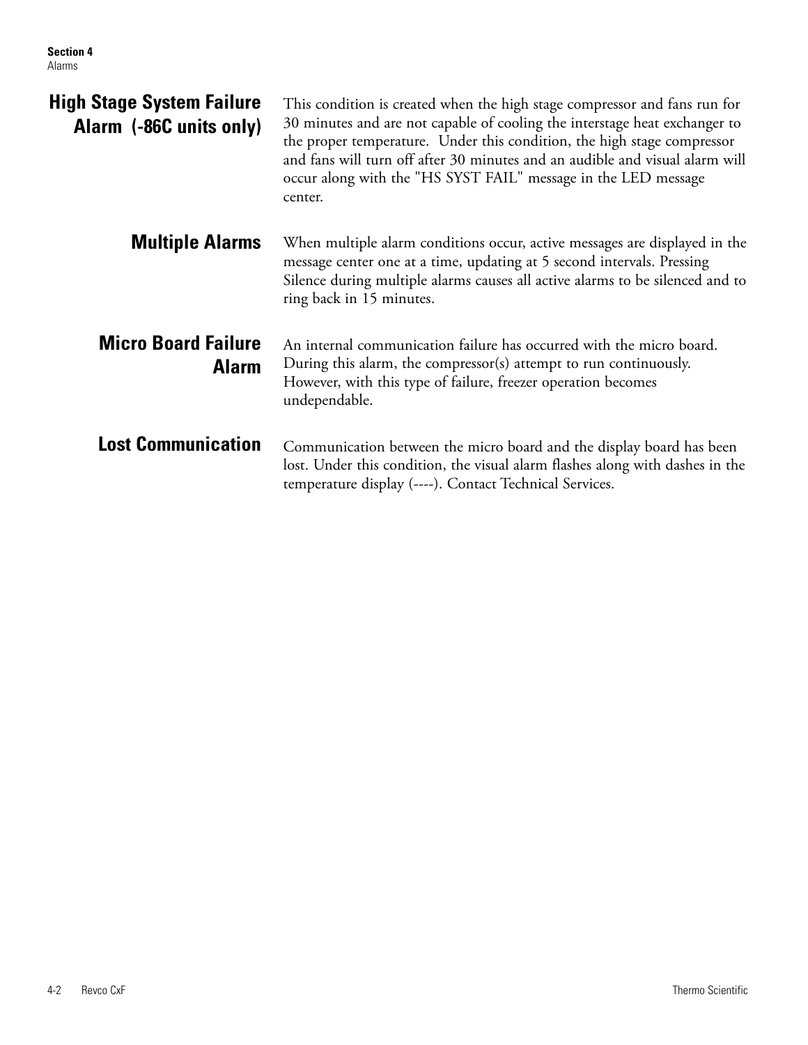## High Stage System Failure Alarm (-86C units only)

This condition is created when the high stage compressor and fans run for 30 minutes and are not capable of cooling the interstage heat exchanger to the proper temperature. Under this condition, the high stage compressor and fans will turn off after 30 minutes and an audible and visual alarm will occur along with the "HS SYST FAIL" message in the LED message center.

## Multiple Alarms

When multiple alarm conditions occur, active messages are displayed in the message center one at a time, updating at 5 second intervals. Pressing Silence during multiple alarms causes all active alarms to be silenced and to ring back in 15 minutes.

## Micro Board Failure Alarm

An internal communication failure has occurred with the micro board. During this alarm, the compressor(s) attempt to run continuously. However, with this type of failure, freezer operation becomes undependable.

## Lost Communication

Communication between the micro board and the display board has been lost. Under this condition, the visual alarm flashes along with dashes in the temperature display (----). Contact Technical Services.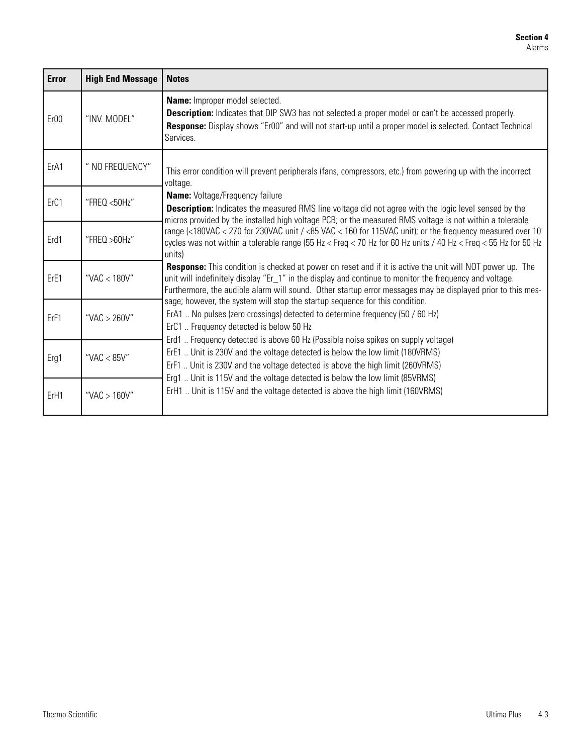| Error | High End Message | Notes |
|---|---|---|
| Er00 | "INV. MODEL" | **Name:** Improper model selected.<br>**Description:** Indicates that DIP SW3 has not selected a proper model or can't be accessed properly.<br>**Response:** Display shows "Er00" and will not start-up until a proper model is selected. Contact Technical Services. |
| ErA1 | " NO FREQUENCY" | This error condition will prevent peripherals (fans, compressors, etc.) from powering up with the incorrect voltage.<br>**Name:** Voltage/Frequency failure<br>**Description:** Indicates the measured RMS line voltage did not agree with the logic level sensed by the micros provided by the installed high voltage PCB; or the measured RMS voltage is not within a tolerable range (<180VAC < 270 for 230VAC unit / <85 VAC < 160 for 115VAC unit); or the frequency measured over 10 cycles was not within a tolerable range (55 Hz < Freq < 70 Hz for 60 Hz units / 40 Hz < Freq < 55 Hz for 50 Hz units)<br>**Response:** This condition is checked at power on reset and if it is active the unit will NOT power up. The unit will indefinitely display "Er_1" in the display and continue to monitor the frequency and voltage. Furthermore, the audible alarm will sound. Other startup error messages may be displayed prior to this message; however, the system will stop the startup sequence for this condition.<br>ErA1 .. No pulses (zero crossings) detected to determine frequency (50 / 60 Hz)<br>ErC1 .. Frequency detected is below 50 Hz<br>Erd1 .. Frequency detected is above 60 Hz (Possible noise spikes on supply voltage)<br>ErE1 .. Unit is 230V and the voltage detected is below the low limit (180VRMS)<br>ErF1 .. Unit is 230V and the voltage detected is above the high limit (260VRMS)<br>Erg1 .. Unit is 115V and the voltage detected is below the low limit (85VRMS)<br>ErH1 .. Unit is 115V and the voltage detected is above the high limit (160VRMS) |
| ErC1 | "FREQ <50Hz" | |
| Erd1 | "FREQ >60Hz" | |
| ErE1 | "VAC < 180V" | |
| ErF1 | "VAC > 260V" | |
| Erg1 | "VAC < 85V" | |
| ErH1 | "VAC > 160V" | |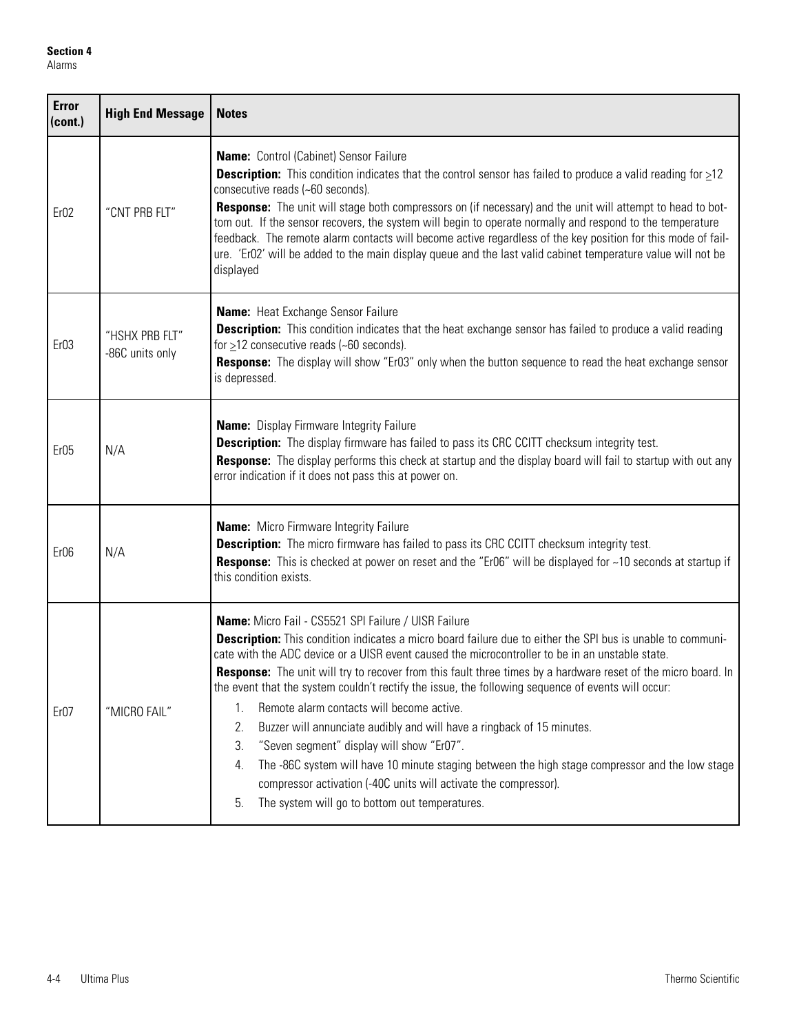| Error (cont.) | High End Message | Notes |
| --- | --- | --- |
| Er02 | "CNT PRB FLT" | **Name:** Control (Cabinet) Sensor Failure<br>**Description:** This condition indicates that the control sensor has failed to produce a valid reading for ≥12 consecutive reads (~60 seconds).<br>**Response:** The unit will stage both compressors on (if necessary) and the unit will attempt to head to bottom out. If the sensor recovers, the system will begin to operate normally and respond to the temperature feedback. The remote alarm contacts will become active regardless of the key position for this mode of failure. 'Er02' will be added to the main display queue and the last valid cabinet temperature value will not be displayed |
| Er03 | "HSHX PRB FLT"<br>-86C units only | **Name:** Heat Exchange Sensor Failure<br>**Description:** This condition indicates that the heat exchange sensor has failed to produce a valid reading for ≥12 consecutive reads (~60 seconds).<br>**Response:** The display will show "Er03" only when the button sequence to read the heat exchange sensor is depressed. |
| Er05 | N/A | **Name:** Display Firmware Integrity Failure<br>**Description:** The display firmware has failed to pass its CRC CCITT checksum integrity test.<br>**Response:** The display performs this check at startup and the display board will fail to startup with out any error indication if it does not pass this at power on. |
| Er06 | N/A | **Name:** Micro Firmware Integrity Failure<br>**Description:** The micro firmware has failed to pass its CRC CCITT checksum integrity test.<br>**Response:** This is checked at power on reset and the "Er06" will be displayed for ~10 seconds at startup if this condition exists. |
| Er07 | "MICRO FAIL" | **Name:** Micro Fail - CS5521 SPI Failure / UISR Failure<br>**Description:** This condition indicates a micro board failure due to either the SPI bus is unable to communicate with the ADC device or a UISR event caused the microcontroller to be in an unstable state.<br>**Response:** The unit will try to recover from this fault three times by a hardware reset of the micro board. In the event that the system couldn't rectify the issue, the following sequence of events will occur:<br>1. Remote alarm contacts will become active.<br>2. Buzzer will annunciate audibly and will have a ringback of 15 minutes.<br>3. "Seven segment" display will show "Er07".<br>4. The -86C system will have 10 minute staging between the high stage compressor and the low stage compressor activation (-40C units will activate the compressor).<br>5. The system will go to bottom out temperatures. |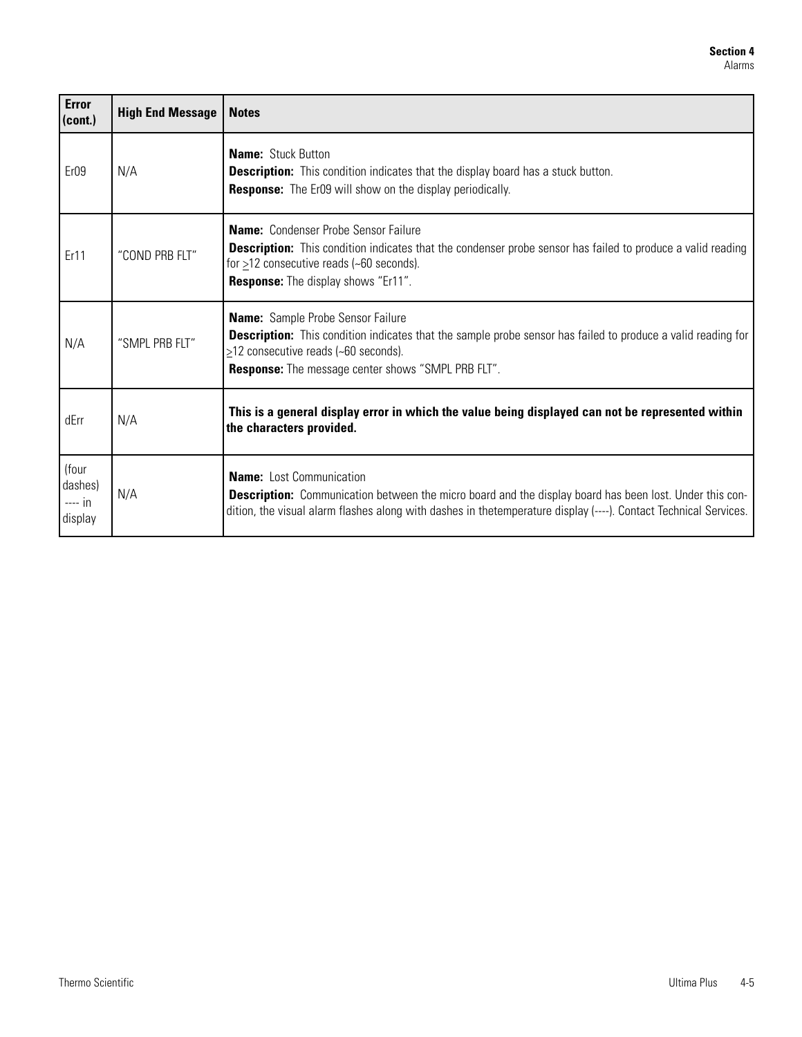| **Error (cont.)** | **High End Message** | **Notes** |
|---|---|---|
| Er09 | N/A | **Name:** Stuck Button<br>**Description:** This condition indicates that the display board has a stuck button.<br>**Response:** The Er09 will show on the display periodically. |
| Er11 | "COND PRB FLT" | **Name:** Condenser Probe Sensor Failure<br>**Description:** This condition indicates that the condenser probe sensor has failed to produce a valid reading for $\geq$12 consecutive reads (~60 seconds).<br>**Response:** The display shows "Er11". |
| N/A | "SMPL PRB FLT" | **Name:** Sample Probe Sensor Failure<br>**Description:** This condition indicates that the sample probe sensor has failed to produce a valid reading for $\geq$12 consecutive reads (~60 seconds).<br>**Response:** The message center shows "SMPL PRB FLT". |
| dErr | N/A | **This is a general display error in which the value being displayed can not be represented within the characters provided.** |
| (four dashes) ---- in display | N/A | **Name:** Lost Communication<br>**Description:** Communication between the micro board and the display board has been lost. Under this condition, the visual alarm flashes along with dashes in thetemperature display (----). Contact Technical Services. |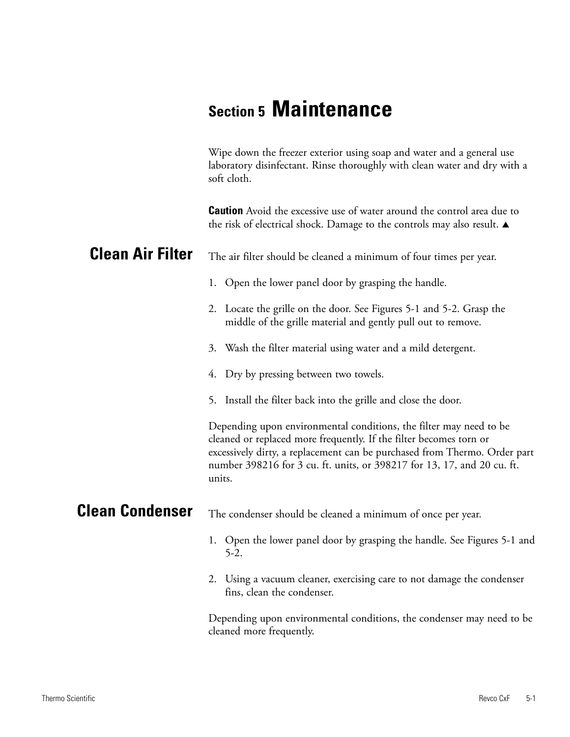# Section 5 Maintenance

Wipe down the freezer exterior using soap and water and a general use laboratory disinfectant. Rinse thoroughly with clean water and dry with a soft cloth.

**Caution** Avoid the excessive use of water around the control area due to the risk of electrical shock. Damage to the controls may also result. ▲

## Clean Air Filter

The air filter should be cleaned a minimum of four times per year.

1. Open the lower panel door by grasping the handle.
2. Locate the grille on the door. See Figures 5-1 and 5-2. Grasp the middle of the grille material and gently pull out to remove.
3. Wash the filter material using water and a mild detergent.
4. Dry by pressing between two towels.
5. Install the filter back into the grille and close the door.

Depending upon environmental conditions, the filter may need to be cleaned or replaced more frequently. If the filter becomes torn or excessively dirty, a replacement can be purchased from Thermo. Order part number 398216 for 3 cu. ft. units, or 398217 for 13, 17, and 20 cu. ft. units.

## Clean Condenser

The condenser should be cleaned a minimum of once per year.

1. Open the lower panel door by grasping the handle. See Figures 5-1 and 5-2.
2. Using a vacuum cleaner, exercising care to not damage the condenser fins, clean the condenser.

Depending upon environmental conditions, the condenser may need to be cleaned more frequently.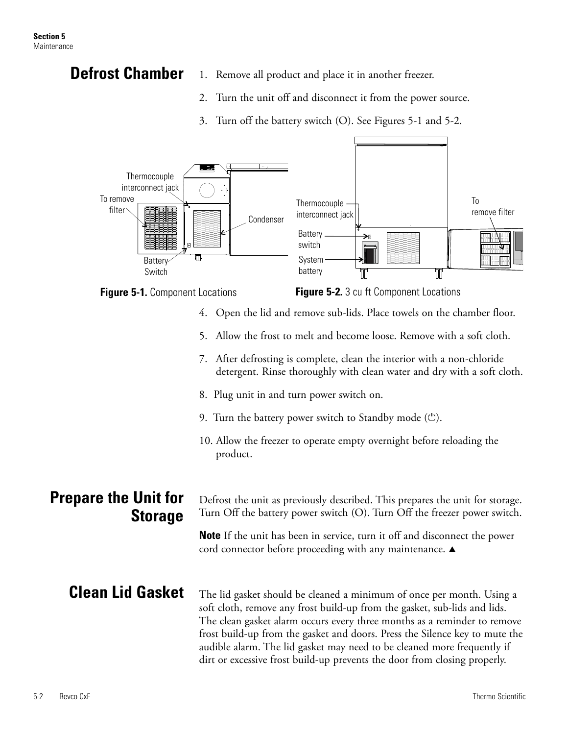## Defrost Chamber

1. Remove all product and place it in another freezer.
2. Turn the unit off and disconnect it from the power source.
3. Turn off the battery switch (O). See Figures 5-1 and 5-2.

**Figure 5-1.** Component Locations

**Figure 5-2.** 3 cu ft Component Locations

4. Open the lid and remove sub-lids. Place towels on the chamber floor.
5. Allow the frost to melt and become loose. Remove with a soft cloth.
7. After defrosting is complete, clean the interior with a non-chloride detergent. Rinse thoroughly with clean water and dry with a soft cloth.
8. Plug unit in and turn power switch on.
9. Turn the battery power switch to Standby mode (⏻).
10. Allow the freezer to operate empty overnight before reloading the product.

## Prepare the Unit for Storage

Defrost the unit as previously described. This prepares the unit for storage. Turn Off the battery power switch (O). Turn Off the freezer power switch.

**Note** If the unit has been in service, turn it off and disconnect the power cord connector before proceeding with any maintenance. ▲

## Clean Lid Gasket

The lid gasket should be cleaned a minimum of once per month. Using a soft cloth, remove any frost build-up from the gasket, sub-lids and lids. The clean gasket alarm occurs every three months as a reminder to remove frost build-up from the gasket and doors. Press the Silence key to mute the audible alarm. The lid gasket may need to be cleaned more frequently if dirt or excessive frost build-up prevents the door from closing properly.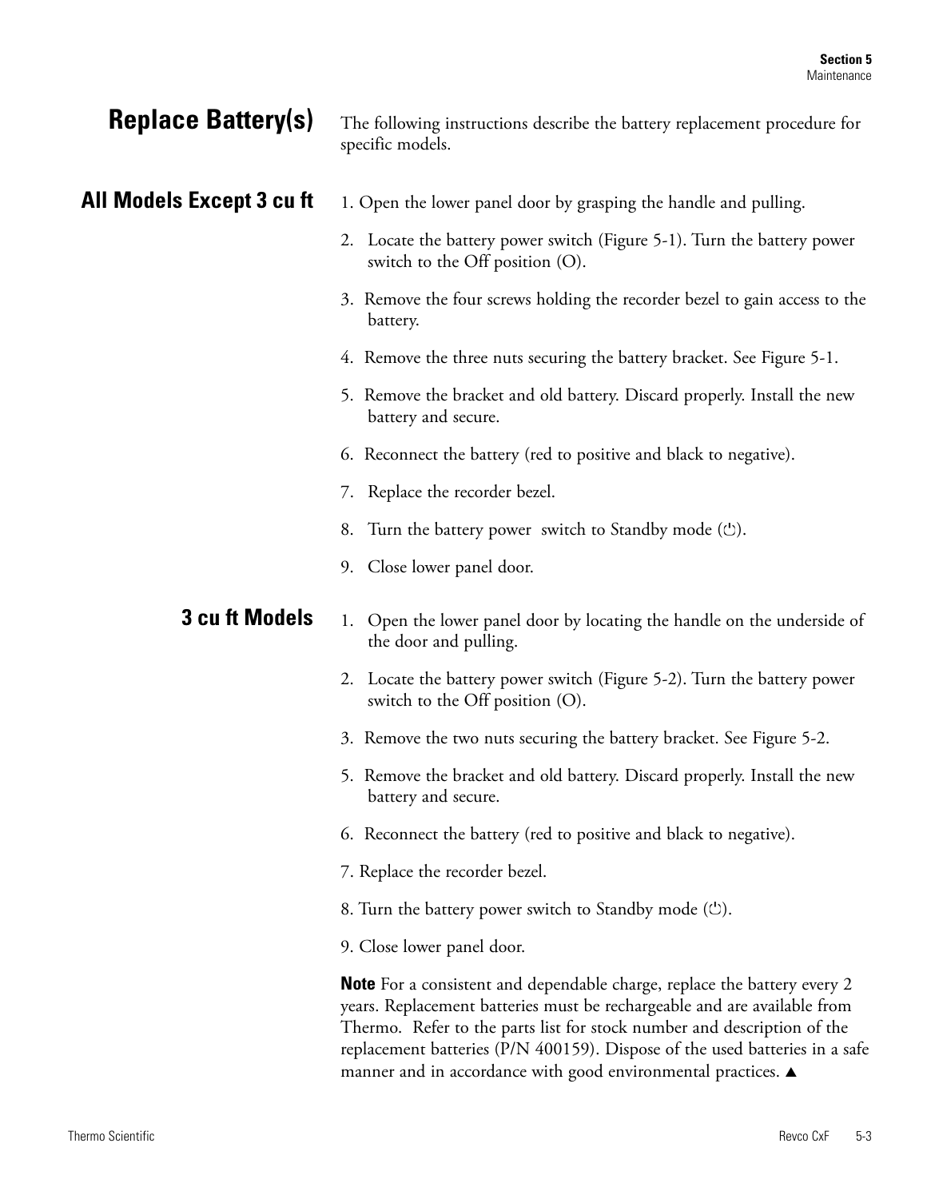## Replace Battery(s)

The following instructions describe the battery replacement procedure for specific models.

### All Models Except 3 cu ft

1. Open the lower panel door by grasping the handle and pulling.
2. Locate the battery power switch (Figure 5-1). Turn the battery power switch to the Off position (O).
3. Remove the four screws holding the recorder bezel to gain access to the battery.
4. Remove the three nuts securing the battery bracket. See Figure 5-1.
5. Remove the bracket and old battery. Discard properly. Install the new battery and secure.
6. Reconnect the battery (red to positive and black to negative).
7. Replace the recorder bezel.
8. Turn the battery power switch to Standby mode (⏻).
9. Close lower panel door.

### 3 cu ft Models

1. Open the lower panel door by locating the handle on the underside of the door and pulling.
2. Locate the battery power switch (Figure 5-2). Turn the battery power switch to the Off position (O).
3. Remove the two nuts securing the battery bracket. See Figure 5-2.

5. Remove the bracket and old battery. Discard properly. Install the new battery and secure.
6. Reconnect the battery (red to positive and black to negative).
7. Replace the recorder bezel.
8. Turn the battery power switch to Standby mode (⏻).
9. Close lower panel door.

**Note** For a consistent and dependable charge, replace the battery every 2 years. Replacement batteries must be rechargeable and are available from Thermo. Refer to the parts list for stock number and description of the replacement batteries (P/N 400159). Dispose of the used batteries in a safe manner and in accordance with good environmental practices. ▲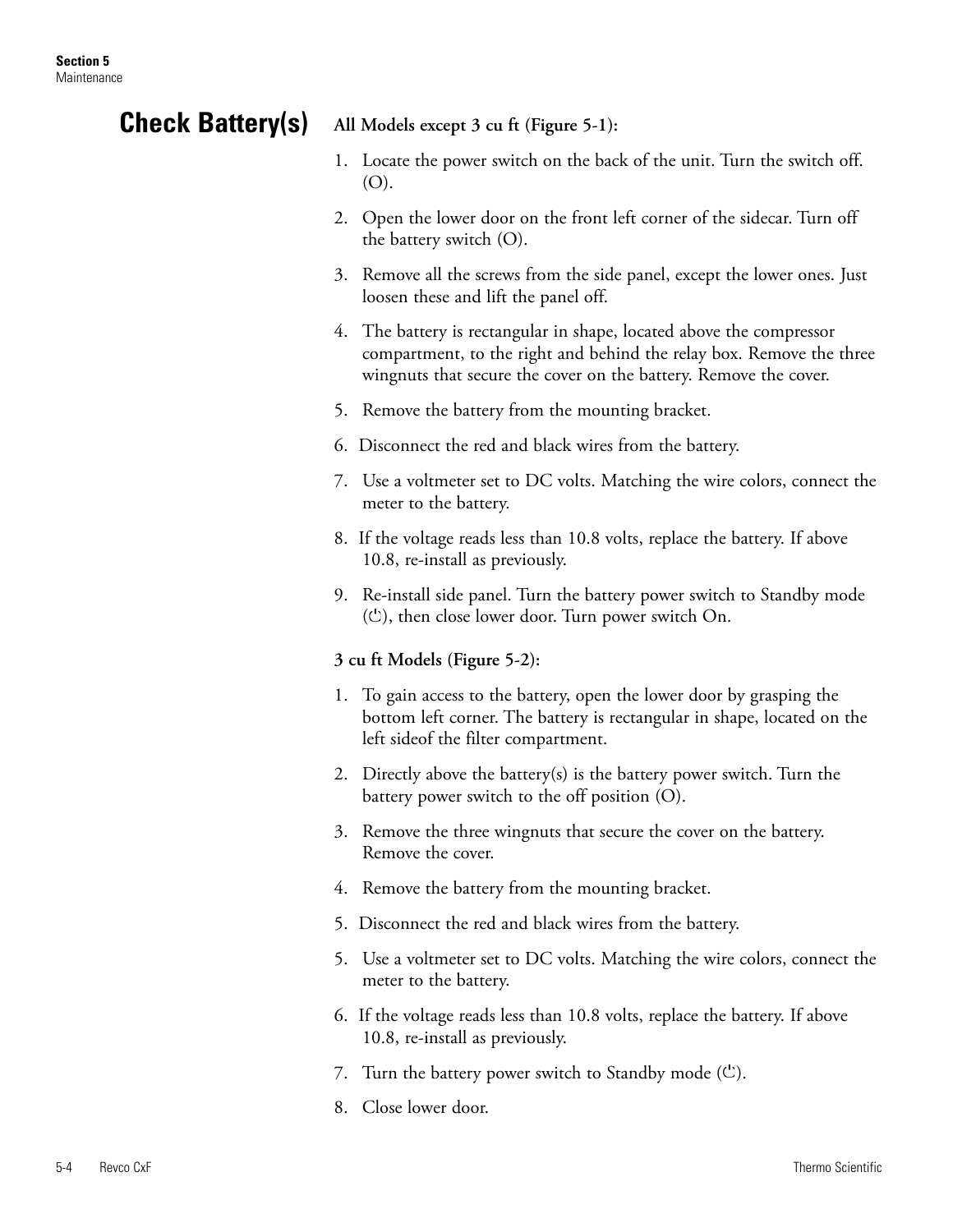# Check Battery(s)

**All Models except 3 cu ft (Figure 5-1):**

1. Locate the power switch on the back of the unit. Turn the switch off. (O).
2. Open the lower door on the front left corner of the sidecar. Turn off the battery switch (O).
3. Remove all the screws from the side panel, except the lower ones. Just loosen these and lift the panel off.
4. The battery is rectangular in shape, located above the compressor compartment, to the right and behind the relay box. Remove the three wingnuts that secure the cover on the battery. Remove the cover.
5. Remove the battery from the mounting bracket.
6. Disconnect the red and black wires from the battery.
7. Use a voltmeter set to DC volts. Matching the wire colors, connect the meter to the battery.
8. If the voltage reads less than 10.8 volts, replace the battery. If above 10.8, re-install as previously.
9. Re-install side panel. Turn the battery power switch to Standby mode (⏻), then close lower door. Turn power switch On.

**3 cu ft Models (Figure 5-2):**

1. To gain access to the battery, open the lower door by grasping the bottom left corner. The battery is rectangular in shape, located on the left sideof the filter compartment.
2. Directly above the battery(s) is the battery power switch. Turn the battery power switch to the off position (O).
3. Remove the three wingnuts that secure the cover on the battery. Remove the cover.
4. Remove the battery from the mounting bracket.
5. Disconnect the red and black wires from the battery.
5. Use a voltmeter set to DC volts. Matching the wire colors, connect the meter to the battery.
6. If the voltage reads less than 10.8 volts, replace the battery. If above 10.8, re-install as previously.
7. Turn the battery power switch to Standby mode (⏻).
8. Close lower door.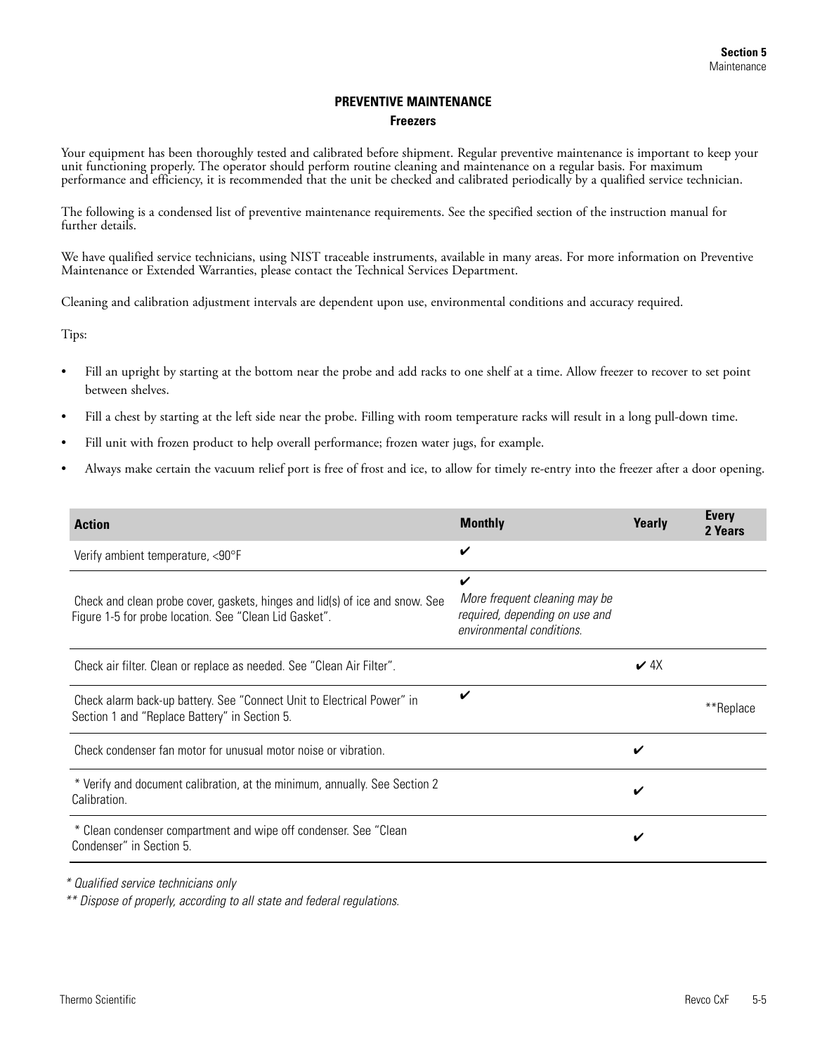## PREVENTIVE MAINTENANCE

### Freezers

Your equipment has been thoroughly tested and calibrated before shipment. Regular preventive maintenance is important to keep your unit functioning properly. The operator should perform routine cleaning and maintenance on a regular basis. For maximum performance and efficiency, it is recommended that the unit be checked and calibrated periodically by a qualified service technician.

The following is a condensed list of preventive maintenance requirements. See the specified section of the instruction manual for further details.

We have qualified service technicians, using NIST traceable instruments, available in many areas. For more information on Preventive Maintenance or Extended Warranties, please contact the Technical Services Department.

Cleaning and calibration adjustment intervals are dependent upon use, environmental conditions and accuracy required.

Tips:

- Fill an upright by starting at the bottom near the probe and add racks to one shelf at a time. Allow freezer to recover to set point between shelves.
- Fill a chest by starting at the left side near the probe. Filling with room temperature racks will result in a long pull-down time.
- Fill unit with frozen product to help overall performance; frozen water jugs, for example.
- Always make certain the vacuum relief port is free of frost and ice, to allow for timely re-entry into the freezer after a door opening.

| Action | Monthly | Yearly | Every 2 Years |
|---|---|---|---|
| Verify ambient temperature, <90°F | ✔ | | |
| Check and clean probe cover, gaskets, hinges and lid(s) of ice and snow. See Figure 1-5 for probe location. See "Clean Lid Gasket". | ✔ *More frequent cleaning may be required, depending on use and environmental conditions.* | | |
| Check air filter. Clean or replace as needed. See "Clean Air Filter". | | ✔ 4X | |
| Check alarm back-up battery. See "Connect Unit to Electrical Power" in Section 1 and "Replace Battery" in Section 5. | ✔ | | **Replace |
| Check condenser fan motor for unusual motor noise or vibration. | | ✔ | |
| * Verify and document calibration, at the minimum, annually. See Section 2 Calibration. | | ✔ | |
| * Clean condenser compartment and wipe off condenser. See "Clean Condenser" in Section 5. | | ✔ | |

*\* Qualified service technicians only*

*\*\* Dispose of properly, according to all state and federal regulations.*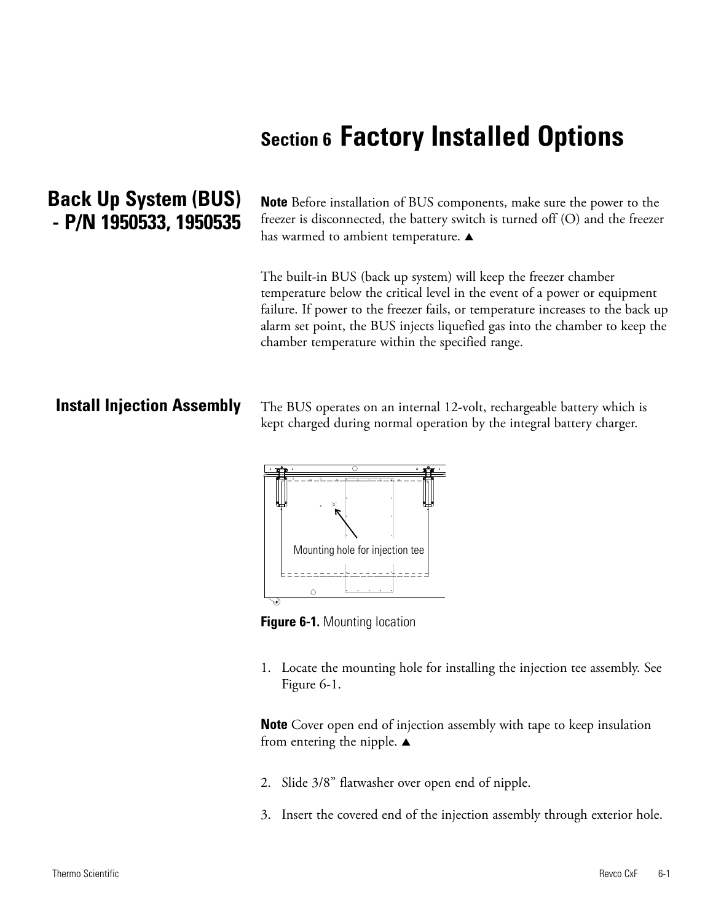# Section 6 Factory Installed Options

## Back Up System (BUS) - P/N 1950533, 1950535

**Note** Before installation of BUS components, make sure the power to the freezer is disconnected, the battery switch is turned off (O) and the freezer has warmed to ambient temperature. ▲

The built-in BUS (back up system) will keep the freezer chamber temperature below the critical level in the event of a power or equipment failure. If power to the freezer fails, or temperature increases to the back up alarm set point, the BUS injects liquefied gas into the chamber to keep the chamber temperature within the specified range.

### Install Injection Assembly

The BUS operates on an internal 12-volt, rechargeable battery which is kept charged during normal operation by the integral battery charger.

Mounting hole for injection tee

**Figure 6-1.** Mounting location

1. Locate the mounting hole for installing the injection tee assembly. See Figure 6-1.

**Note** Cover open end of injection assembly with tape to keep insulation from entering the nipple. ▲

2. Slide 3/8" flatwasher over open end of nipple.

3. Insert the covered end of the injection assembly through exterior hole.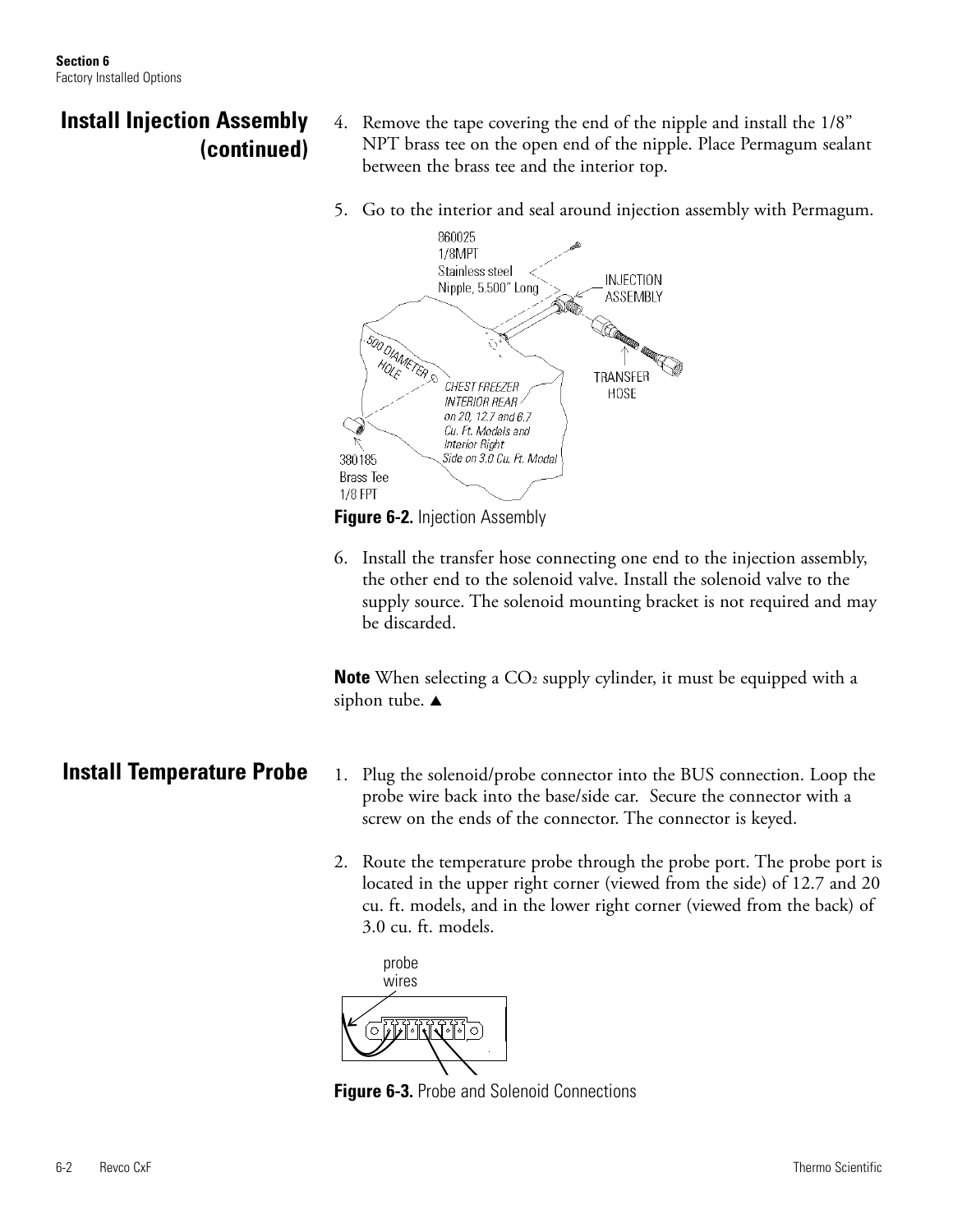## Install Injection Assembly (continued)

4. Remove the tape covering the end of the nipple and install the 1/8" NPT brass tee on the open end of the nipple. Place Permagum sealant between the brass tee and the interior top.

5. Go to the interior and seal around injection assembly with Permagum.

**Figure 6-2.** Injection Assembly

6. Install the transfer hose connecting one end to the injection assembly, the other end to the solenoid valve. Install the solenoid valve to the supply source. The solenoid mounting bracket is not required and may be discarded.

**Note** When selecting a $CO_2$ supply cylinder, it must be equipped with a siphon tube. ▲

## Install Temperature Probe

1. Plug the solenoid/probe connector into the BUS connection. Loop the probe wire back into the base/side car. Secure the connector with a screw on the ends of the connector. The connector is keyed.

2. Route the temperature probe through the probe port. The probe port is located in the upper right corner (viewed from the side) of 12.7 and 20 cu. ft. models, and in the lower right corner (viewed from the back) of 3.0 cu. ft. models.

**Figure 6-3.** Probe and Solenoid Connections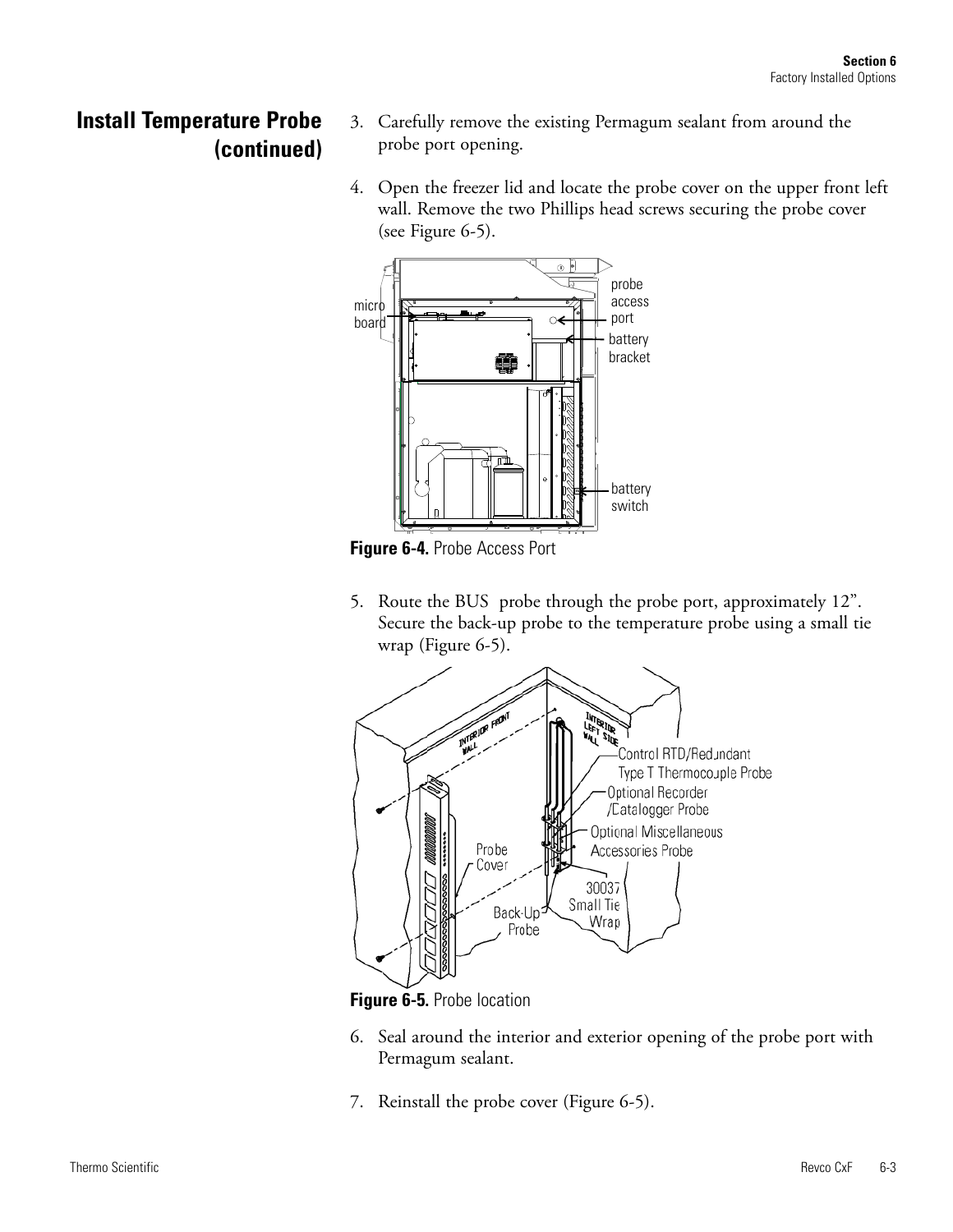## Install Temperature Probe (continued)

3. Carefully remove the existing Permagum sealant from around the probe port opening.

4. Open the freezer lid and locate the probe cover on the upper front left wall. Remove the two Phillips head screws securing the probe cover (see Figure 6-5).

**Figure 6-4.** Probe Access Port

5. Route the BUS probe through the probe port, approximately 12". Secure the back-up probe to the temperature probe using a small tie wrap (Figure 6-5).

**Figure 6-5.** Probe location

6. Seal around the interior and exterior opening of the probe port with Permagum sealant.

7. Reinstall the probe cover (Figure 6-5).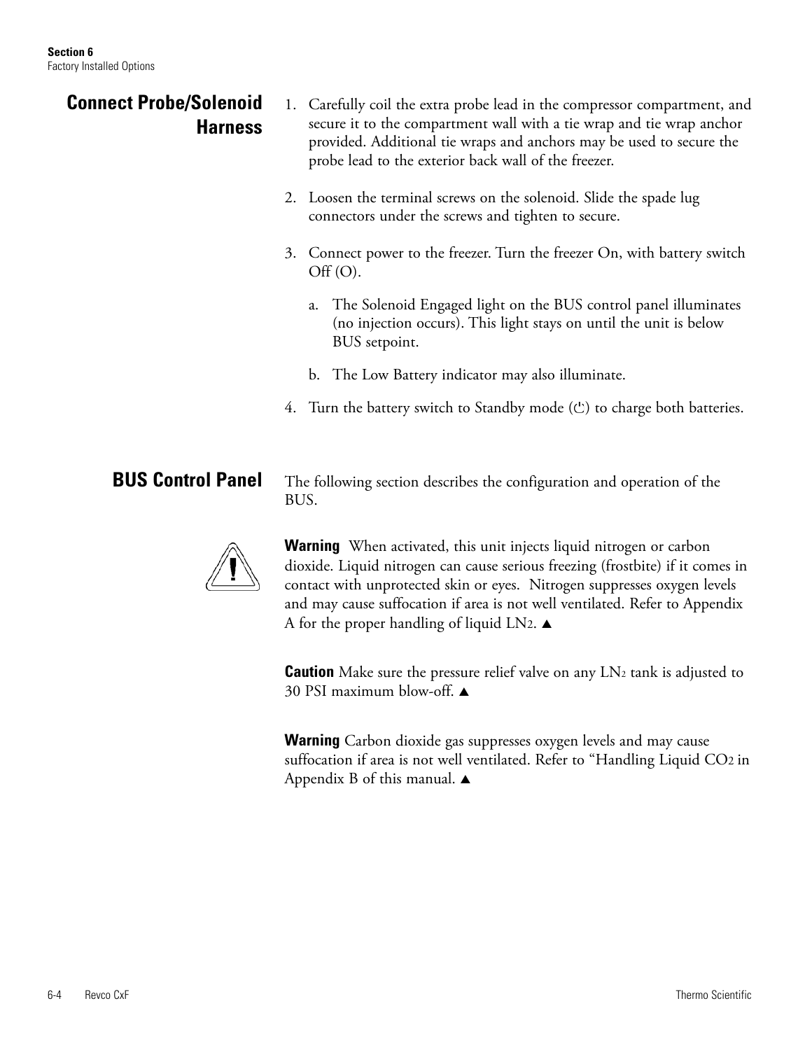## Connect Probe/Solenoid Harness

1. Carefully coil the extra probe lead in the compressor compartment, and secure it to the compartment wall with a tie wrap and tie wrap anchor provided. Additional tie wraps and anchors may be used to secure the probe lead to the exterior back wall of the freezer.

2. Loosen the terminal screws on the solenoid. Slide the spade lug connectors under the screws and tighten to secure.

3. Connect power to the freezer. Turn the freezer On, with battery switch Off (O).

    a. The Solenoid Engaged light on the BUS control panel illuminates (no injection occurs). This light stays on until the unit is below BUS setpoint.

    b. The Low Battery indicator may also illuminate.

4. Turn the battery switch to Standby mode (⏻) to charge both batteries.

## BUS Control Panel

The following section describes the configuration and operation of the BUS.

**Warning** When activated, this unit injects liquid nitrogen or carbon dioxide. Liquid nitrogen can cause serious freezing (frostbite) if it comes in contact with unprotected skin or eyes. Nitrogen suppresses oxygen levels and may cause suffocation if area is not well ventilated. Refer to Appendix A for the proper handling of liquid $LN_2$. ▲

**Caution** Make sure the pressure relief valve on any $LN_2$ tank is adjusted to 30 PSI maximum blow-off. ▲

**Warning** Carbon dioxide gas suppresses oxygen levels and may cause suffocation if area is not well ventilated. Refer to "Handling Liquid $CO_2$ in Appendix B of this manual. ▲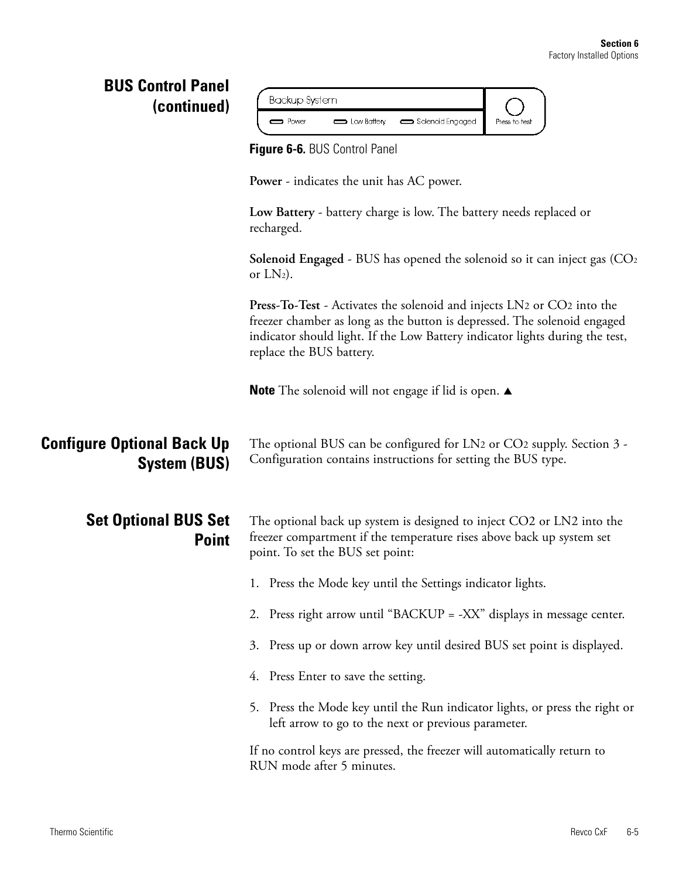## BUS Control Panel (continued)

Figure 6-6. BUS Control Panel

**Power** - indicates the unit has AC power.

**Low Battery** - battery charge is low. The battery needs replaced or recharged.

**Solenoid Engaged** - BUS has opened the solenoid so it can inject gas ($CO_2$ or $LN_2$).

**Press-To-Test** - Activates the solenoid and injects $LN_2$ or $CO_2$ into the freezer chamber as long as the button is depressed. The solenoid engaged indicator should light. If the Low Battery indicator lights during the test, replace the BUS battery.

**Note** The solenoid will not engage if lid is open. ▲

## Configure Optional Back Up System (BUS)

The optional BUS can be configured for $LN_2$ or $CO_2$ supply. Section 3 - Configuration contains instructions for setting the BUS type.

## Set Optional BUS Set Point

The optional back up system is designed to inject CO2 or LN2 into the freezer compartment if the temperature rises above back up system set point. To set the BUS set point:

1. Press the Mode key until the Settings indicator lights.
2. Press right arrow until "BACKUP = -XX" displays in message center.
3. Press up or down arrow key until desired BUS set point is displayed.
4. Press Enter to save the setting.
5. Press the Mode key until the Run indicator lights, or press the right or left arrow to go to the next or previous parameter.

If no control keys are pressed, the freezer will automatically return to RUN mode after 5 minutes.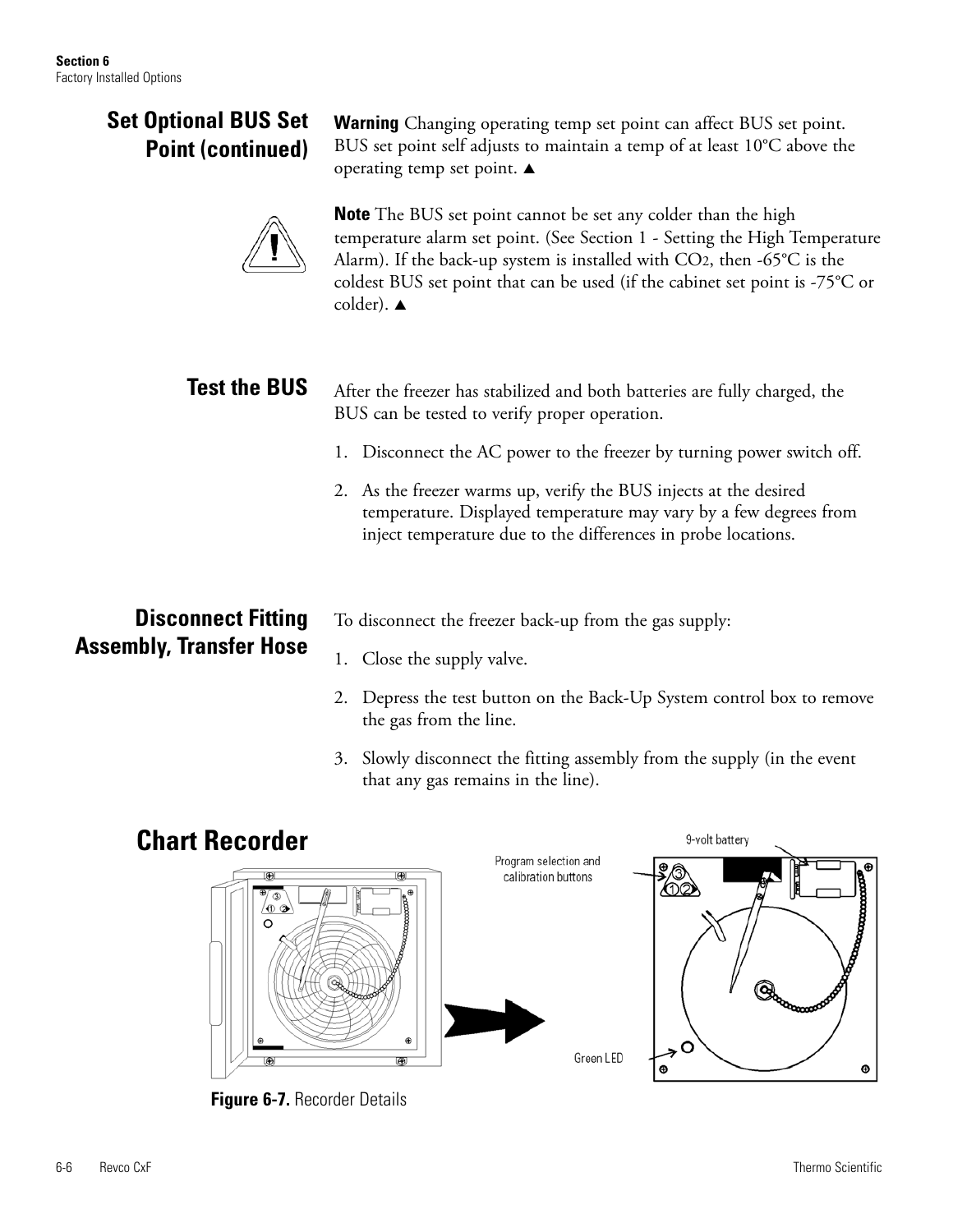## Set Optional BUS Set Point (continued)

**Warning** Changing operating temp set point can affect BUS set point. BUS set point self adjusts to maintain a temp of at least 10°C above the operating temp set point. ▲

**Note** The BUS set point cannot be set any colder than the high temperature alarm set point. (See Section 1 - Setting the High Temperature Alarm). If the back-up system is installed with $CO_2$, then -65°C is the coldest BUS set point that can be used (if the cabinet set point is -75°C or colder). ▲

## Test the BUS

After the freezer has stabilized and both batteries are fully charged, the BUS can be tested to verify proper operation.

1. Disconnect the AC power to the freezer by turning power switch off.
2. As the freezer warms up, verify the BUS injects at the desired temperature. Displayed temperature may vary by a few degrees from inject temperature due to the differences in probe locations.

## Disconnect Fitting Assembly, Transfer Hose

To disconnect the freezer back-up from the gas supply:

1. Close the supply valve.
2. Depress the test button on the Back-Up System control box to remove the gas from the line.
3. Slowly disconnect the fitting assembly from the supply (in the event that any gas remains in the line).

# Chart Recorder

**Figure 6-7.** Recorder Details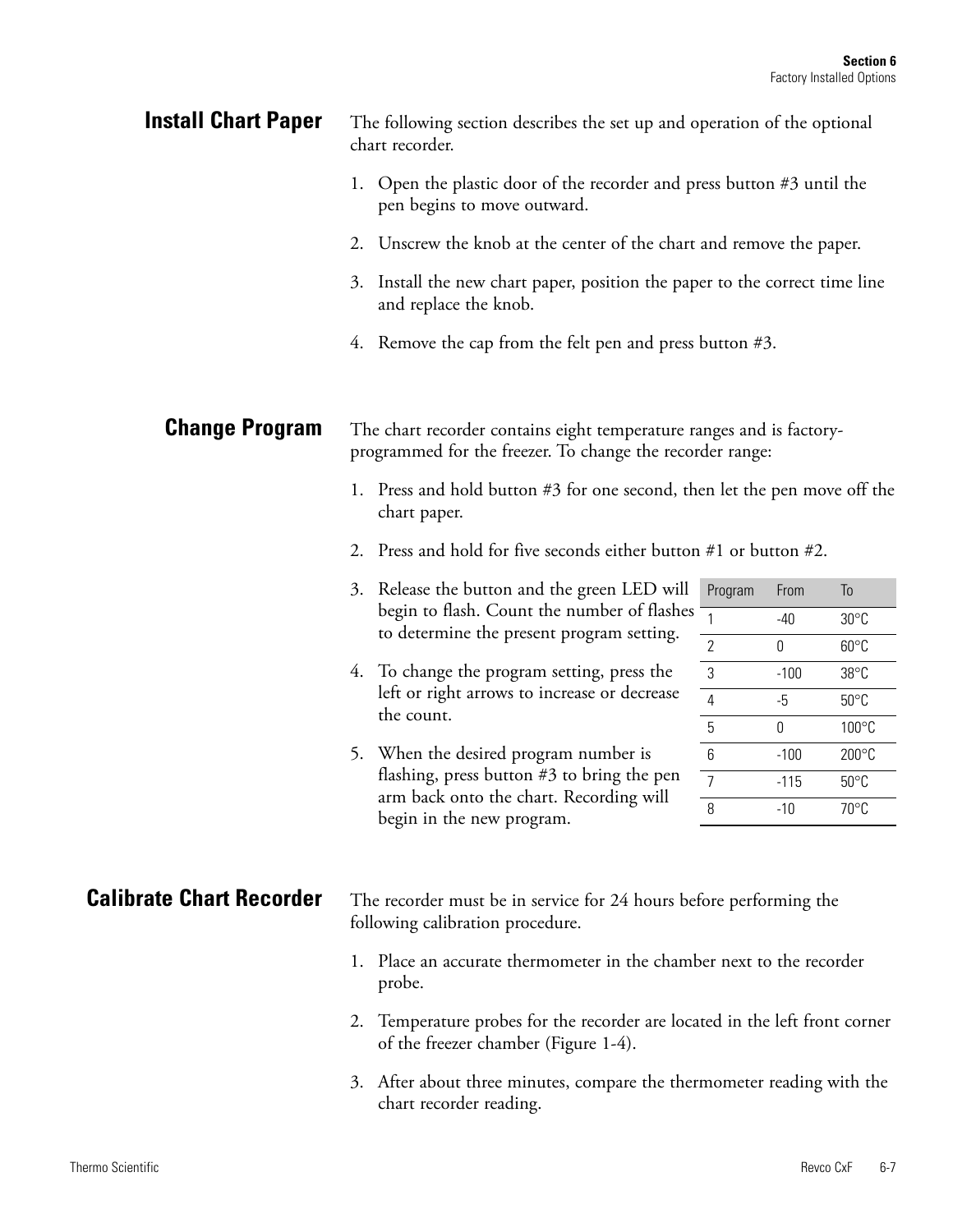## Install Chart Paper

The following section describes the set up and operation of the optional chart recorder.

1. Open the plastic door of the recorder and press button #3 until the pen begins to move outward.
2. Unscrew the knob at the center of the chart and remove the paper.
3. Install the new chart paper, position the paper to the correct time line and replace the knob.
4. Remove the cap from the felt pen and press button #3.

## Change Program

The chart recorder contains eight temperature ranges and is factory-programmed for the freezer. To change the recorder range:

1. Press and hold button #3 for one second, then let the pen move off the chart paper.
2. Press and hold for five seconds either button #1 or button #2.
3. Release the button and the green LED will begin to flash. Count the number of flashes to determine the present program setting.
4. To change the program setting, press the left or right arrows to increase or decrease the count.
5. When the desired program number is flashing, press button #3 to bring the pen arm back onto the chart. Recording will begin in the new program.

| Program | From | To |
|---|---|---|
| 1 | -40 | 30°C |
| 2 | 0 | 60°C |
| 3 | -100 | 38°C |
| 4 | -5 | 50°C |
| 5 | 0 | 100°C |
| 6 | -100 | 200°C |
| 7 | -115 | 50°C |
| 8 | -10 | 70°C |

## Calibrate Chart Recorder

The recorder must be in service for 24 hours before performing the following calibration procedure.

1. Place an accurate thermometer in the chamber next to the recorder probe.
2. Temperature probes for the recorder are located in the left front corner of the freezer chamber (Figure 1-4).
3. After about three minutes, compare the thermometer reading with the chart recorder reading.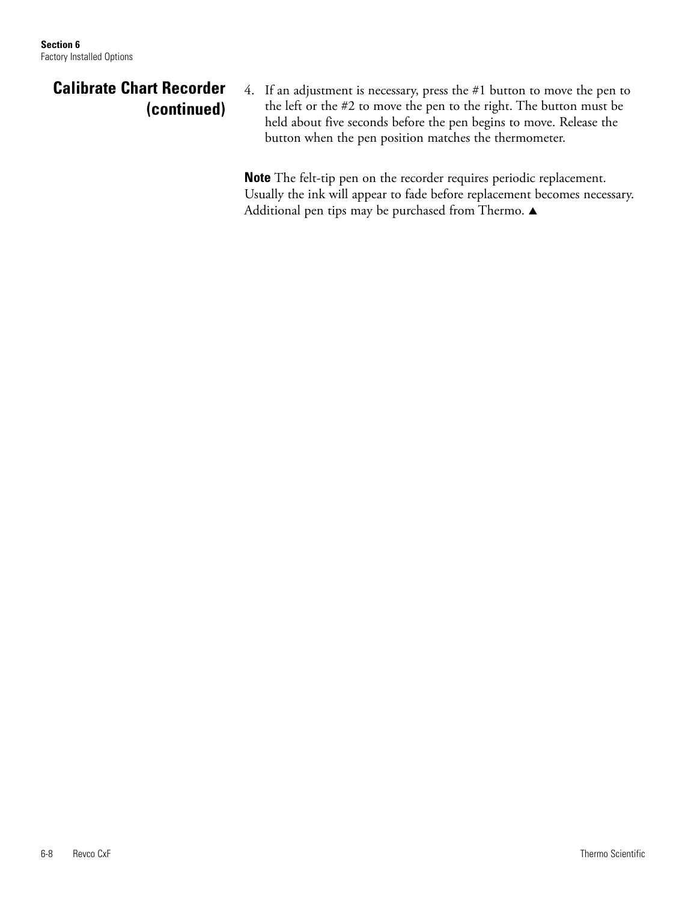## Calibrate Chart Recorder (continued)

4. If an adjustment is necessary, press the #1 button to move the pen to the left or the #2 to move the pen to the right. The button must be held about five seconds before the pen begins to move. Release the button when the pen position matches the thermometer.

**Note** The felt-tip pen on the recorder requires periodic replacement. Usually the ink will appear to fade before replacement becomes necessary. Additional pen tips may be purchased from Thermo. ▲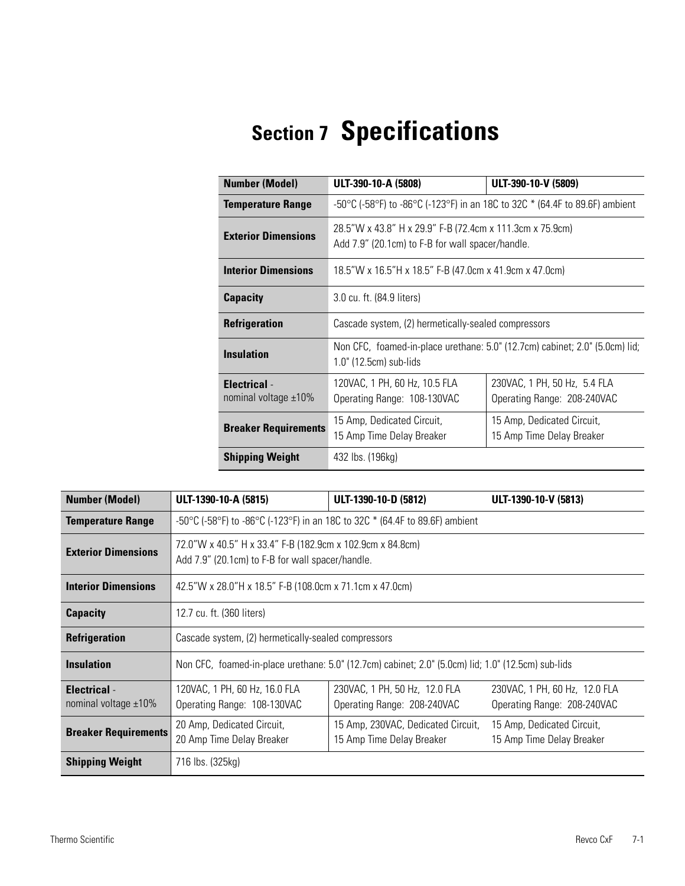# Section 7 Specifications

| Number (Model) | ULT-390-10-A (5808) | ULT-390-10-V (5809) |
|---|---|---|
| Temperature Range | -50°C (-58°F) to -86°C (-123°F) in an 18C to 32C * (64.4F to 89.6F) ambient | |
| Exterior Dimensions | 28.5"W x 43.8" H x 29.9" F-B (72.4cm x 111.3cm x 75.9cm)<br>Add 7.9" (20.1cm) to F-B for wall spacer/handle. | |
| Interior Dimensions | 18.5"W x 16.5"H x 18.5" F-B (47.0cm x 41.9cm x 47.0cm) | |
| Capacity | 3.0 cu. ft. (84.9 liters) | |
| Refrigeration | Cascade system, (2) hermetically-sealed compressors | |
| Insulation | Non CFC, foamed-in-place urethane: 5.0" (12.7cm) cabinet; 2.0" (5.0cm) lid; 1.0" (12.5cm) sub-lids | |
| Electrical - nominal voltage ±10% | 120VAC, 1 PH, 60 Hz, 10.5 FLA<br>Operating Range: 108-130VAC | 230VAC, 1 PH, 50 Hz, 5.4 FLA<br>Operating Range: 208-240VAC |
| Breaker Requirements | 15 Amp, Dedicated Circuit,<br>15 Amp Time Delay Breaker | 15 Amp, Dedicated Circuit,<br>15 Amp Time Delay Breaker |
| Shipping Weight | 432 lbs. (196kg) | |

| Number (Model) | ULT-1390-10-A (5815) | ULT-1390-10-D (5812) | ULT-1390-10-V (5813) |
|---|---|---|---|
| Temperature Range | -50°C (-58°F) to -86°C (-123°F) in an 18C to 32C * (64.4F to 89.6F) ambient | | |
| Exterior Dimensions | 72.0"W x 40.5" H x 33.4" F-B (182.9cm x 102.9cm x 84.8cm)<br>Add 7.9" (20.1cm) to F-B for wall spacer/handle. | | |
| Interior Dimensions | 42.5"W x 28.0"H x 18.5" F-B (108.0cm x 71.1cm x 47.0cm) | | |
| Capacity | 12.7 cu. ft. (360 liters) | | |
| Refrigeration | Cascade system, (2) hermetically-sealed compressors | | |
| Insulation | Non CFC, foamed-in-place urethane: 5.0" (12.7cm) cabinet; 2.0" (5.0cm) lid; 1.0" (12.5cm) sub-lids | | |
| Electrical - nominal voltage ±10% | 120VAC, 1 PH, 60 Hz, 16.0 FLA<br>Operating Range: 108-130VAC | 230VAC, 1 PH, 50 Hz, 12.0 FLA<br>Operating Range: 208-240VAC | 230VAC, 1 PH, 60 Hz, 12.0 FLA<br>Operating Range: 208-240VAC |
| Breaker Requirements | 20 Amp, Dedicated Circuit,<br>20 Amp Time Delay Breaker | 15 Amp, 230VAC, Dedicated Circuit,<br>15 Amp Time Delay Breaker | 15 Amp, Dedicated Circuit,<br>15 Amp Time Delay Breaker |
| Shipping Weight | 716 lbs. (325kg) | | |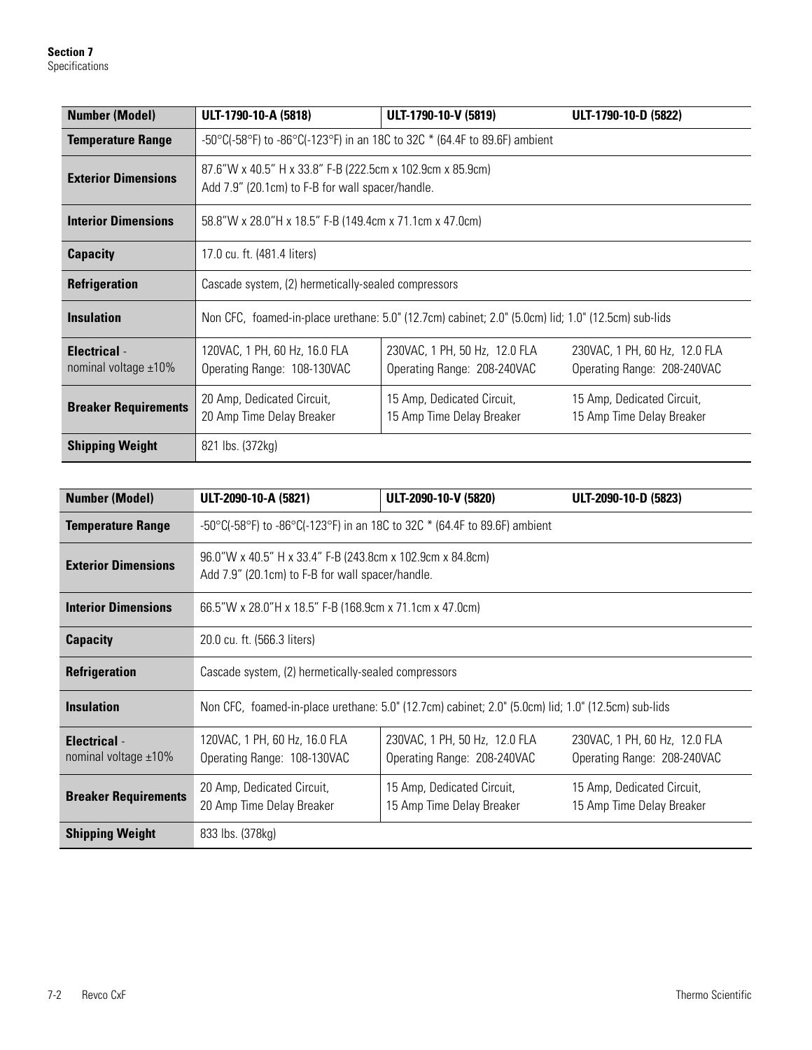| Number (Model) | ULT-1790-10-A (5818) | ULT-1790-10-V (5819) | ULT-1790-10-D (5822) |
|---|---|---|---|
| **Temperature Range** | -50°C(-58°F) to -86°C(-123°F) in an 18C to 32C * (64.4F to 89.6F) ambient | | |
| **Exterior Dimensions** | 87.6"W x 40.5" H x 33.8" F-B (222.5cm x 102.9cm x 85.9cm) Add 7.9" (20.1cm) to F-B for wall spacer/handle. | | |
| **Interior Dimensions** | 58.8"W x 28.0"H x 18.5" F-B (149.4cm x 71.1cm x 47.0cm) | | |
| **Capacity** | 17.0 cu. ft. (481.4 liters) | | |
| **Refrigeration** | Cascade system, (2) hermetically-sealed compressors | | |
| **Insulation** | Non CFC, foamed-in-place urethane: 5.0" (12.7cm) cabinet; 2.0" (5.0cm) lid; 1.0" (12.5cm) sub-lids | | |
| **Electrical** - nominal voltage ±10% | 120VAC, 1 PH, 60 Hz, 16.0 FLA Operating Range: 108-130VAC | 230VAC, 1 PH, 50 Hz, 12.0 FLA Operating Range: 208-240VAC | 230VAC, 1 PH, 60 Hz, 12.0 FLA Operating Range: 208-240VAC |
| **Breaker Requirements** | 20 Amp, Dedicated Circuit, 20 Amp Time Delay Breaker | 15 Amp, Dedicated Circuit, 15 Amp Time Delay Breaker | 15 Amp, Dedicated Circuit, 15 Amp Time Delay Breaker |
| **Shipping Weight** | 821 lbs. (372kg) | | |

| Number (Model) | ULT-2090-10-A (5821) | ULT-2090-10-V (5820) | ULT-2090-10-D (5823) |
|---|---|---|---|
| **Temperature Range** | -50°C(-58°F) to -86°C(-123°F) in an 18C to 32C * (64.4F to 89.6F) ambient | | |
| **Exterior Dimensions** | 96.0"W x 40.5" H x 33.4" F-B (243.8cm x 102.9cm x 84.8cm) Add 7.9" (20.1cm) to F-B for wall spacer/handle. | | |
| **Interior Dimensions** | 66.5"W x 28.0"H x 18.5" F-B (168.9cm x 71.1cm x 47.0cm) | | |
| **Capacity** | 20.0 cu. ft. (566.3 liters) | | |
| **Refrigeration** | Cascade system, (2) hermetically-sealed compressors | | |
| **Insulation** | Non CFC, foamed-in-place urethane: 5.0" (12.7cm) cabinet; 2.0" (5.0cm) lid; 1.0" (12.5cm) sub-lids | | |
| **Electrical** - nominal voltage ±10% | 120VAC, 1 PH, 60 Hz, 16.0 FLA Operating Range: 108-130VAC | 230VAC, 1 PH, 50 Hz, 12.0 FLA Operating Range: 208-240VAC | 230VAC, 1 PH, 60 Hz, 12.0 FLA Operating Range: 208-240VAC |
| **Breaker Requirements** | 20 Amp, Dedicated Circuit, 20 Amp Time Delay Breaker | 15 Amp, Dedicated Circuit, 15 Amp Time Delay Breaker | 15 Amp, Dedicated Circuit, 15 Amp Time Delay Breaker |
| **Shipping Weight** | 833 lbs. (378kg) | | |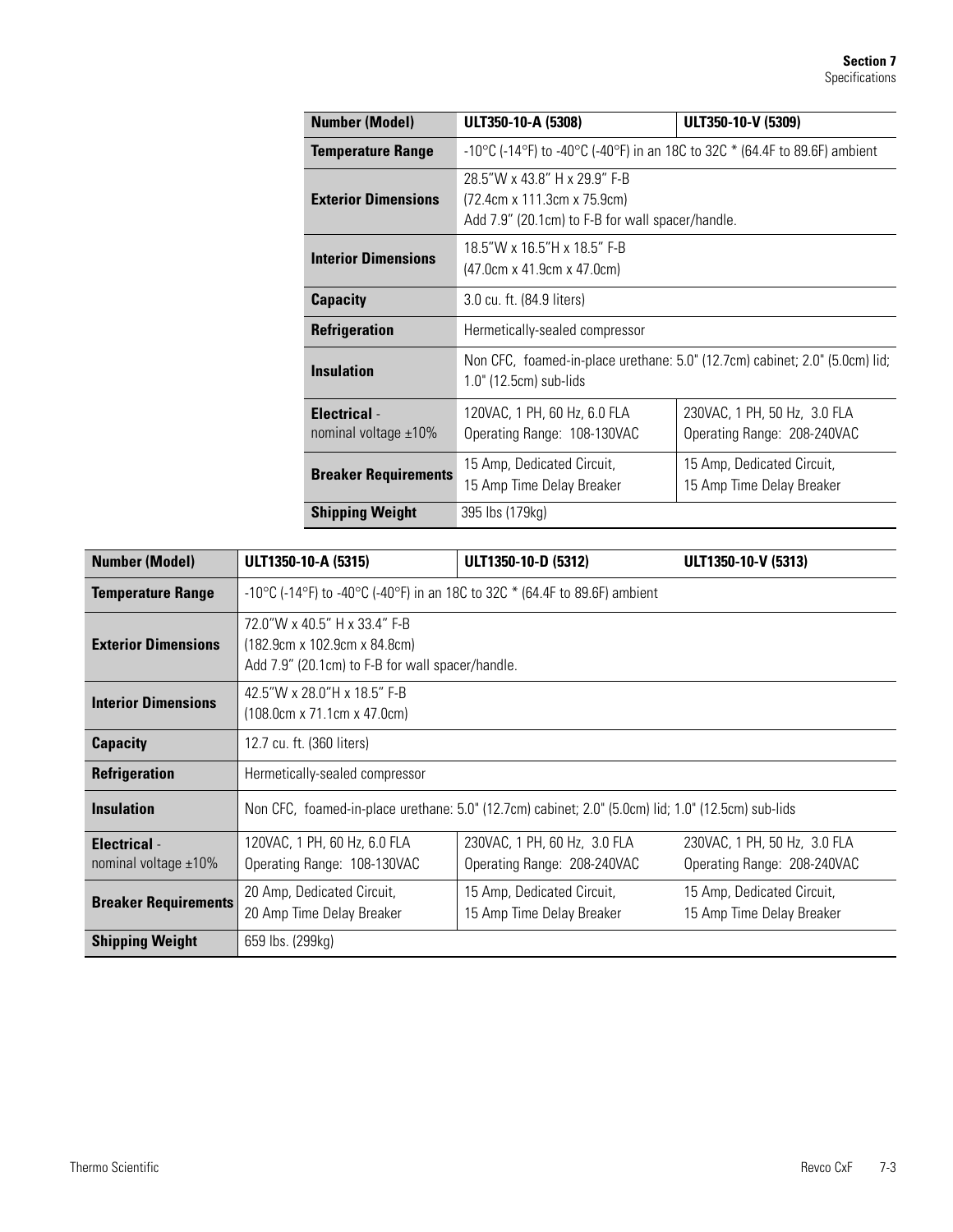| Number (Model) | ULT350-10-A (5308) | ULT350-10-V (5309) |
|---|---|---|
| **Temperature Range** | -10°C (-14°F) to -40°C (-40°F) in an 18C to 32C * (64.4F to 89.6F) ambient | |
| **Exterior Dimensions** | 28.5"W x 43.8" H x 29.9" F-B<br>(72.4cm x 111.3cm x 75.9cm)<br>Add 7.9" (20.1cm) to F-B for wall spacer/handle. | |
| **Interior Dimensions** | 18.5"W x 16.5"H x 18.5" F-B<br>(47.0cm x 41.9cm x 47.0cm) | |
| **Capacity** | 3.0 cu. ft. (84.9 liters) | |
| **Refrigeration** | Hermetically-sealed compressor | |
| **Insulation** | Non CFC, foamed-in-place urethane: 5.0" (12.7cm) cabinet; 2.0" (5.0cm) lid; 1.0" (12.5cm) sub-lids | |
| **Electrical** - nominal voltage ±10% | 120VAC, 1 PH, 60 Hz, 6.0 FLA<br>Operating Range: 108-130VAC | 230VAC, 1 PH, 50 Hz, 3.0 FLA<br>Operating Range: 208-240VAC |
| **Breaker Requirements** | 15 Amp, Dedicated Circuit,<br>15 Amp Time Delay Breaker | 15 Amp, Dedicated Circuit,<br>15 Amp Time Delay Breaker |
| **Shipping Weight** | 395 lbs (179kg) | |

| Number (Model) | ULT1350-10-A (5315) | ULT1350-10-D (5312) | ULT1350-10-V (5313) |
|---|---|---|---|
| **Temperature Range** | -10°C (-14°F) to -40°C (-40°F) in an 18C to 32C * (64.4F to 89.6F) ambient | | |
| **Exterior Dimensions** | 72.0"W x 40.5" H x 33.4" F-B<br>(182.9cm x 102.9cm x 84.8cm)<br>Add 7.9" (20.1cm) to F-B for wall spacer/handle. | | |
| **Interior Dimensions** | 42.5"W x 28.0"H x 18.5" F-B<br>(108.0cm x 71.1cm x 47.0cm) | | |
| **Capacity** | 12.7 cu. ft. (360 liters) | | |
| **Refrigeration** | Hermetically-sealed compressor | | |
| **Insulation** | Non CFC, foamed-in-place urethane: 5.0" (12.7cm) cabinet; 2.0" (5.0cm) lid; 1.0" (12.5cm) sub-lids | | |
| **Electrical** - nominal voltage ±10% | 120VAC, 1 PH, 60 Hz, 6.0 FLA<br>Operating Range: 108-130VAC | 230VAC, 1 PH, 60 Hz, 3.0 FLA<br>Operating Range: 208-240VAC | 230VAC, 1 PH, 50 Hz, 3.0 FLA<br>Operating Range: 208-240VAC |
| **Breaker Requirements** | 20 Amp, Dedicated Circuit,<br>20 Amp Time Delay Breaker | 15 Amp, Dedicated Circuit,<br>15 Amp Time Delay Breaker | 15 Amp, Dedicated Circuit,<br>15 Amp Time Delay Breaker |
| **Shipping Weight** | 659 lbs. (299kg) | | |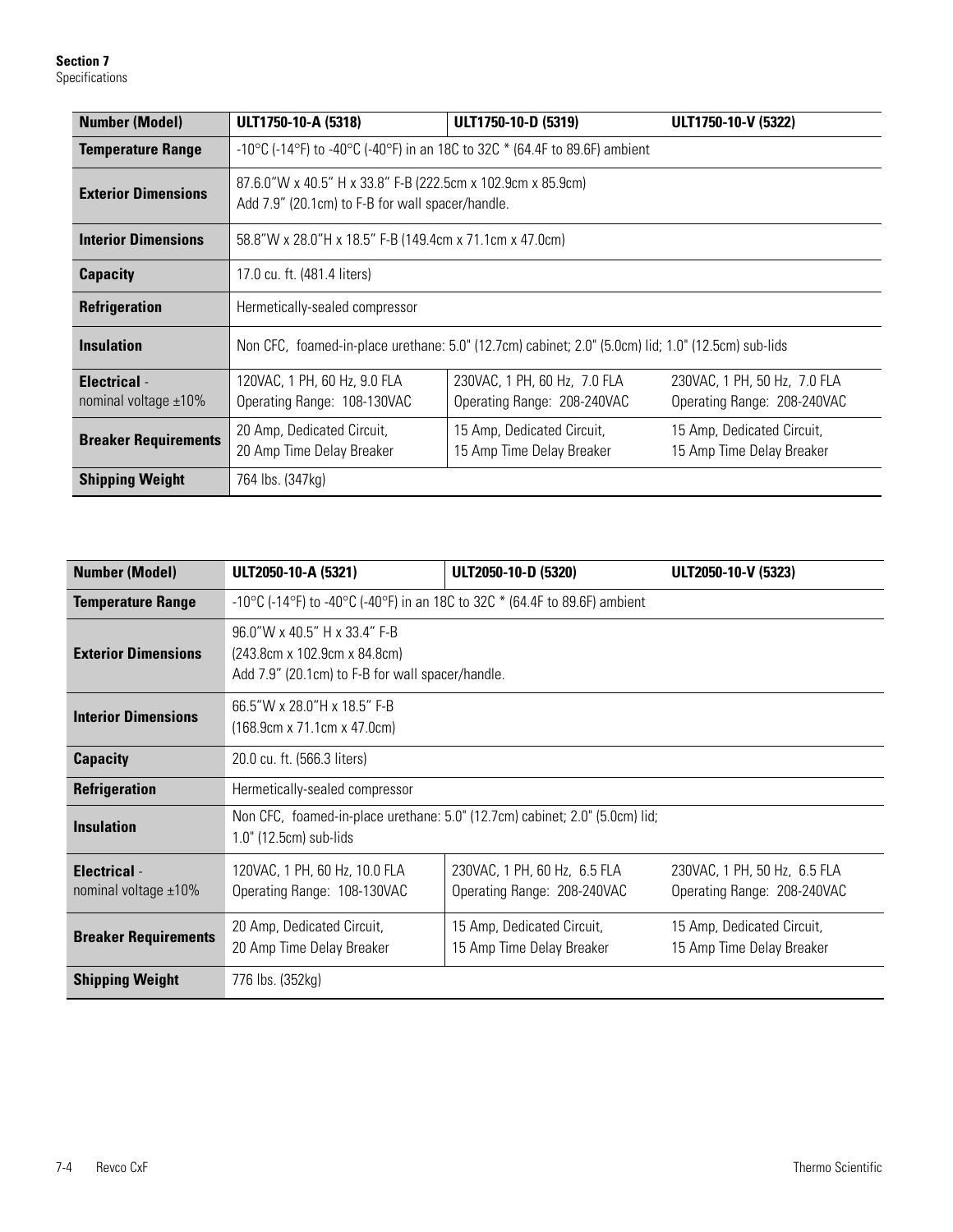| Number (Model) | ULT1750-10-A (5318) | ULT1750-10-D (5319) | ULT1750-10-V (5322) |
|---|---|---|---|
| **Temperature Range** | -10°C (-14°F) to -40°C (-40°F) in an 18C to 32C * (64.4F to 89.6F) ambient | | |
| **Exterior Dimensions** | 87.6.0"W x 40.5" H x 33.8" F-B (222.5cm x 102.9cm x 85.9cm) Add 7.9" (20.1cm) to F-B for wall spacer/handle. | | |
| **Interior Dimensions** | 58.8"W x 28.0"H x 18.5" F-B (149.4cm x 71.1cm x 47.0cm) | | |
| **Capacity** | 17.0 cu. ft. (481.4 liters) | | |
| **Refrigeration** | Hermetically-sealed compressor | | |
| **Insulation** | Non CFC, foamed-in-place urethane: 5.0" (12.7cm) cabinet; 2.0" (5.0cm) lid; 1.0" (12.5cm) sub-lids | | |
| **Electrical** - nominal voltage ±10% | 120VAC, 1 PH, 60 Hz, 9.0 FLA Operating Range: 108-130VAC | 230VAC, 1 PH, 60 Hz, 7.0 FLA Operating Range: 208-240VAC | 230VAC, 1 PH, 50 Hz, 7.0 FLA Operating Range: 208-240VAC |
| **Breaker Requirements** | 20 Amp, Dedicated Circuit, 20 Amp Time Delay Breaker | 15 Amp, Dedicated Circuit, 15 Amp Time Delay Breaker | 15 Amp, Dedicated Circuit, 15 Amp Time Delay Breaker |
| **Shipping Weight** | 764 lbs. (347kg) | | |

| Number (Model) | ULT2050-10-A (5321) | ULT2050-10-D (5320) | ULT2050-10-V (5323) |
|---|---|---|---|
| **Temperature Range** | -10°C (-14°F) to -40°C (-40°F) in an 18C to 32C * (64.4F to 89.6F) ambient | | |
| **Exterior Dimensions** | 96.0"W x 40.5" H x 33.4" F-B (243.8cm x 102.9cm x 84.8cm) Add 7.9" (20.1cm) to F-B for wall spacer/handle. | | |
| **Interior Dimensions** | 66.5"W x 28.0"H x 18.5" F-B (168.9cm x 71.1cm x 47.0cm) | | |
| **Capacity** | 20.0 cu. ft. (566.3 liters) | | |
| **Refrigeration** | Hermetically-sealed compressor | | |
| **Insulation** | Non CFC, foamed-in-place urethane: 5.0" (12.7cm) cabinet; 2.0" (5.0cm) lid; 1.0" (12.5cm) sub-lids | | |
| **Electrical** - nominal voltage ±10% | 120VAC, 1 PH, 60 Hz, 10.0 FLA Operating Range: 108-130VAC | 230VAC, 1 PH, 60 Hz, 6.5 FLA Operating Range: 208-240VAC | 230VAC, 1 PH, 50 Hz, 6.5 FLA Operating Range: 208-240VAC |
| **Breaker Requirements** | 20 Amp, Dedicated Circuit, 20 Amp Time Delay Breaker | 15 Amp, Dedicated Circuit, 15 Amp Time Delay Breaker | 15 Amp, Dedicated Circuit, 15 Amp Time Delay Breaker |
| **Shipping Weight** | 776 lbs. (352kg) | | |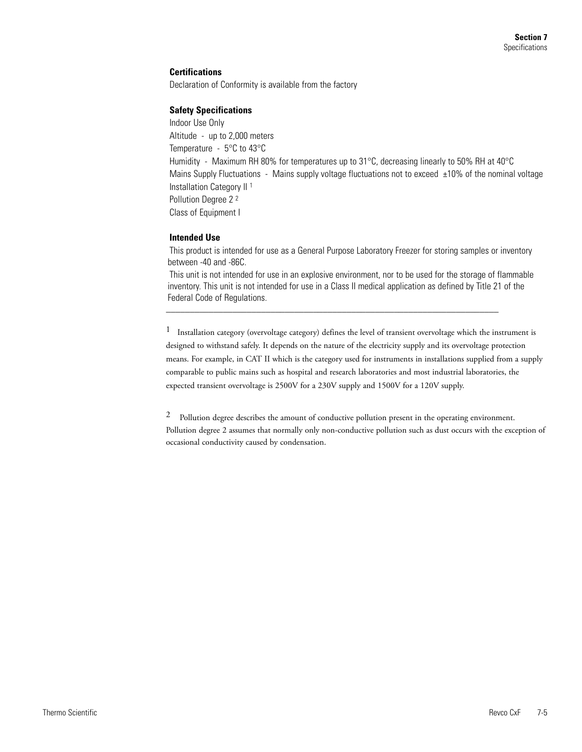### Certifications

Declaration of Conformity is available from the factory

### Safety Specifications

Indoor Use Only

Altitude - up to 2,000 meters

Temperature - 5°C to 43°C

Humidity - Maximum RH 80% for temperatures up to 31°C, decreasing linearly to 50% RH at 40°C

Mains Supply Fluctuations - Mains supply voltage fluctuations not to exceed ±10% of the nominal voltage

Installation Category II [1]

Pollution Degree 2 [2]

Class of Equipment I

### Intended Use

This product is intended for use as a General Purpose Laboratory Freezer for storing samples or inventory between -40 and -86C.

This unit is not intended for use in an explosive environment, nor to be used for the storage of flammable inventory. This unit is not intended for use in a Class II medical application as defined by Title 21 of the Federal Code of Regulations.

---

[1] Installation category (overvoltage category) defines the level of transient overvoltage which the instrument is designed to withstand safely. It depends on the nature of the electricity supply and its overvoltage protection means. For example, in CAT II which is the category used for instruments in installations supplied from a supply comparable to public mains such as hospital and research laboratories and most industrial laboratories, the expected transient overvoltage is 2500V for a 230V supply and 1500V for a 120V supply.

[2] Pollution degree describes the amount of conductive pollution present in the operating environment. Pollution degree 2 assumes that normally only non-conductive pollution such as dust occurs with the exception of occasional conductivity caused by condensation.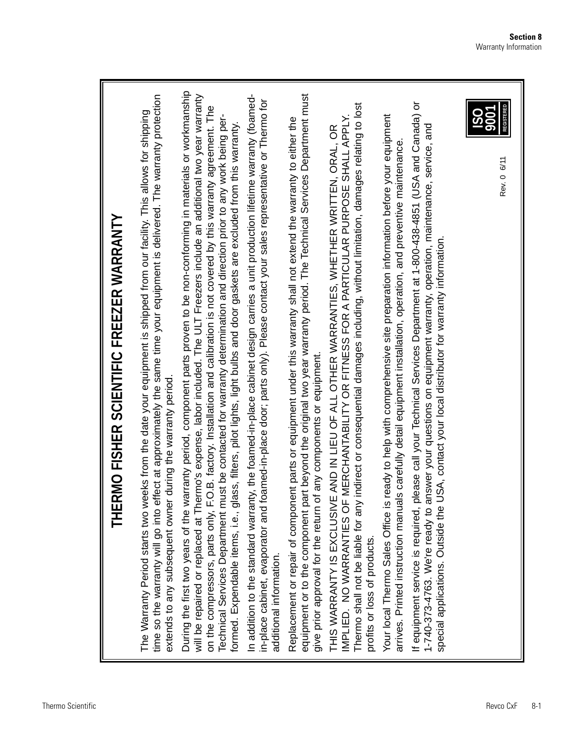# THERMO FISHER SCIENTIFIC FREEZER WARRANTY

The Warranty Period starts two weeks from the date your equipment is shipped from our facility. This allows for shipping time so the warranty will go into effect at approximately the same time your equipment is delivered. The warranty protection extends to any subsequent owner during the warranty period.

During the first two years of the warranty period, component parts proven to be non-conforming in materials or workmanship will be repaired or replaced at Thermo's expense, labor included. The ULT Freezers include an additional two year warranty on the compressors, parts only, F.O.B. factory. Installation and calibration is not covered by this warranty agreement. The Technical Services Department must be contacted for warranty determination and direction prior to any work being performed. Expendable items, i.e., glass, filters, pilot lights, light bulbs and door gaskets are excluded from this warranty.

In addition to the standard warranty, the foamed-in-place cabinet design carries a unit production lifetime warranty (foamed-in-place cabinet, evaporator and foamed-in-place door; parts only). Please contact your sales representative or Thermo for additional information.

Replacement or repair of component parts or equipment under this warranty shall not extend the warranty to either the equipment or to the component part beyond the original two year warranty period. The Technical Services Department must give prior approval for the return of any components or equipment.

THIS WARRANTY IS EXCLUSIVE AND IN LIEU OF ALL OTHER WARRANTIES, WHETHER WRITTEN, ORAL, OR IMPLIED. NO WARRANTIES OF MERCHANTABILITY OR FITNESS FOR A PARTICULAR PURPOSE SHALL APPLY. Thermo shall not be liable for any indirect or consequential damages including, without limitation, damages relating to lost profits or loss of products.

Your local Thermo Sales Office is ready to help with comprehensive site preparation information before your equipment arrives. Printed instruction manuals carefully detail equipment installation, operation, and preventive maintenance.

If equipment service is required, please call your Technical Services Department at 1-800-438-4851 (USA and Canada) or 1-740-373-4763. We're ready to answer your questions on equipment warranty, operation, maintenance, service, and special applications. Outside the USA, contact your local distributor for warranty information.

Rev. 0 6/11

ISO 9001 REGISTERED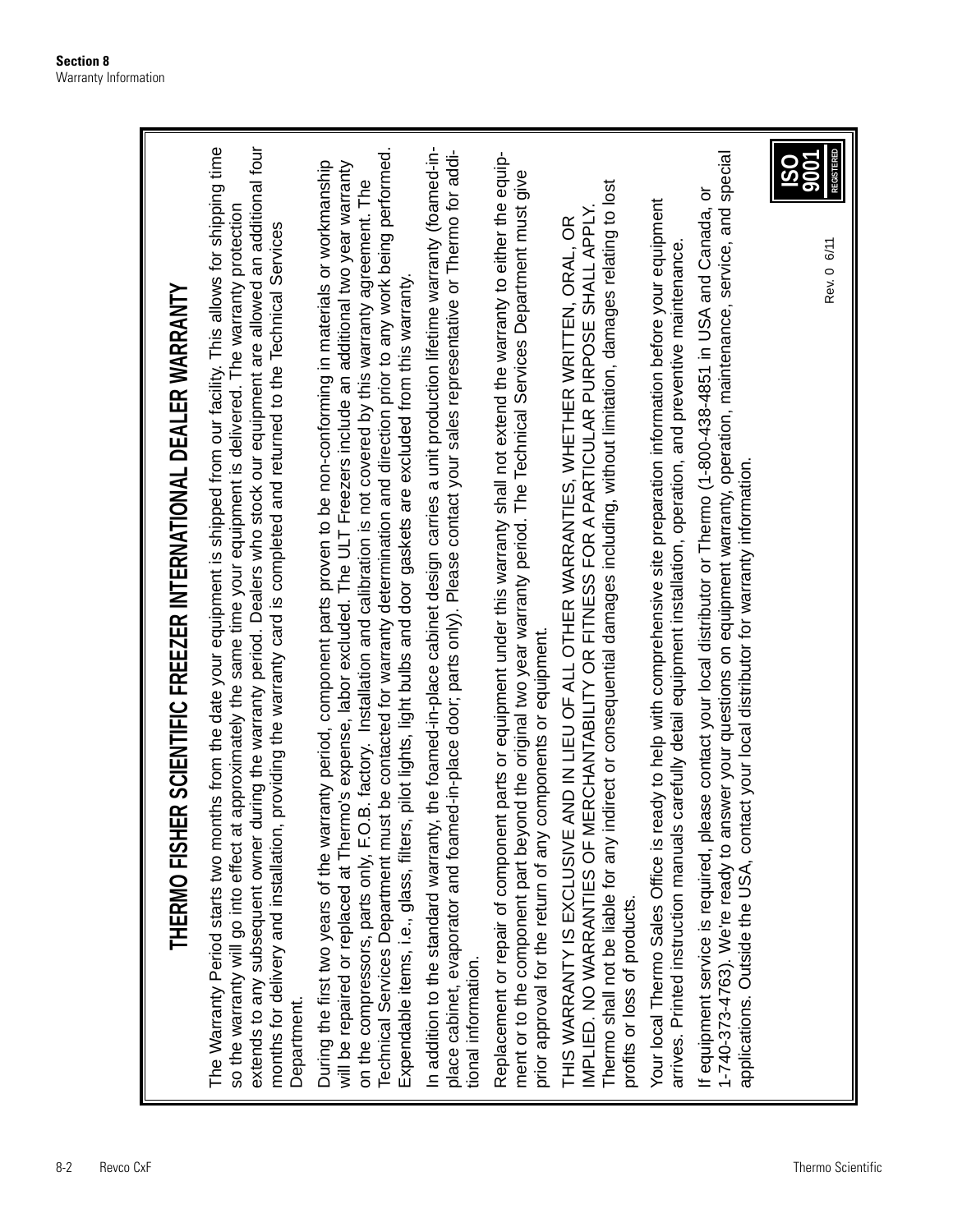# THERMO FISHER SCIENTIFIC FREEZER INTERNATIONAL DEALER WARRANTY

The Warranty Period starts two months from the date your equipment is shipped from our facility. This allows for shipping time so the warranty will go into effect at approximately the same time your equipment is delivered. The warranty protection extends to any subsequent owner during the warranty period. Dealers who stock our equipment are allowed an additional four months for delivery and installation, providing the warranty card is completed and returned to the Technical Services Department.

During the first two years of the warranty period, component parts proven to be non-conforming in materials or workmanship will be repaired or replaced at Thermo's expense, labor excluded. The ULT Freezers include an additional two year warranty on the compressors, parts only, F.O.B. factory. Installation and calibration is not covered by this warranty agreement. The Technical Services Department must be contacted for warranty determination and direction prior to any work being performed. Expendable items, i.e., glass, filters, pilot lights, light bulbs and door gaskets are excluded from this warranty.

In addition to the standard warranty, the foamed-in-place cabinet design carries a unit production lifetime warranty (foamed-in-place cabinet, evaporator and foamed-in-place door; parts only). Please contact your sales representative or Thermo for additional information.

Replacement or repair of component parts or equipment under this warranty shall not extend the warranty to either the equipment or to the component part beyond the original two year warranty period. The Technical Services Department must give prior approval for the return of any components or equipment.

THIS WARRANTY IS EXCLUSIVE AND IN LIEU OF ALL OTHER WARRANTIES, WHETHER WRITTEN, ORAL, OR IMPLIED. NO WARRANTIES OF MERCHANTABILITY OR FITNESS FOR A PARTICULAR PURPOSE SHALL APPLY. Thermo shall not be liable for any indirect or consequential damages including, without limitation, damages relating to lost profits or loss of products.

Your local Thermo Sales Office is ready to help with comprehensive site preparation information before your equipment arrives. Printed instruction manuals carefully detail equipment installation, operation, and preventive maintenance.

If equipment service is required, please contact your local distributor or Thermo (1-800-438-4851 in USA and Canada, or 1-740-373-4763). We're ready to answer your questions on equipment warranty, operation, maintenance, service, and special applications. Outside the USA, contact your local distributor for warranty information.

Rev. 0 6/11

ISO 9001 REGISTERED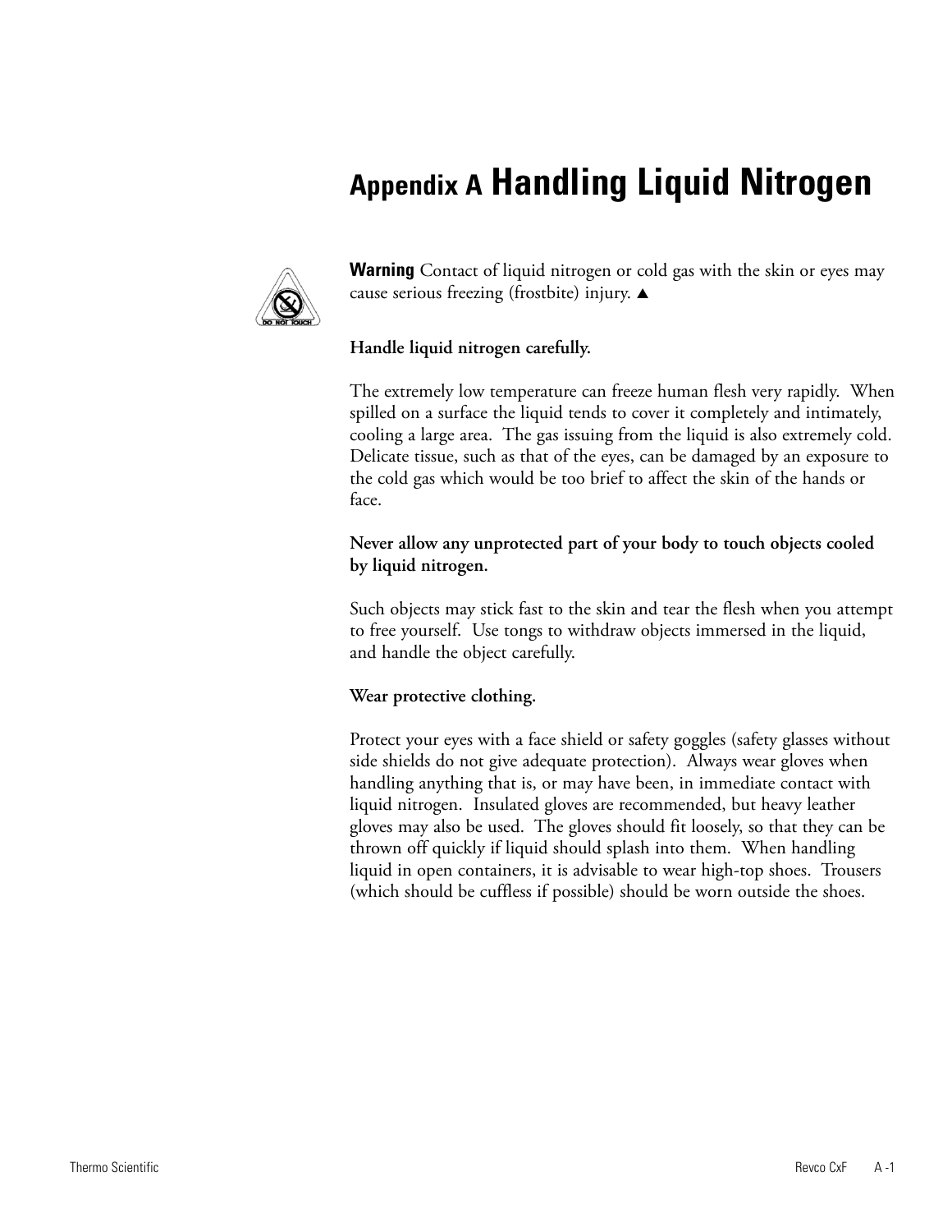# Appendix A Handling Liquid Nitrogen

**Warning** Contact of liquid nitrogen or cold gas with the skin or eyes may cause serious freezing (frostbite) injury. ▲

**Handle liquid nitrogen carefully.**

The extremely low temperature can freeze human flesh very rapidly. When spilled on a surface the liquid tends to cover it completely and intimately, cooling a large area. The gas issuing from the liquid is also extremely cold. Delicate tissue, such as that of the eyes, can be damaged by an exposure to the cold gas which would be too brief to affect the skin of the hands or face.

**Never allow any unprotected part of your body to touch objects cooled by liquid nitrogen.**

Such objects may stick fast to the skin and tear the flesh when you attempt to free yourself. Use tongs to withdraw objects immersed in the liquid, and handle the object carefully.

**Wear protective clothing.**

Protect your eyes with a face shield or safety goggles (safety glasses without side shields do not give adequate protection). Always wear gloves when handling anything that is, or may have been, in immediate contact with liquid nitrogen. Insulated gloves are recommended, but heavy leather gloves may also be used. The gloves should fit loosely, so that they can be thrown off quickly if liquid should splash into them. When handling liquid in open containers, it is advisable to wear high-top shoes. Trousers (which should be cuffless if possible) should be worn outside the shoes.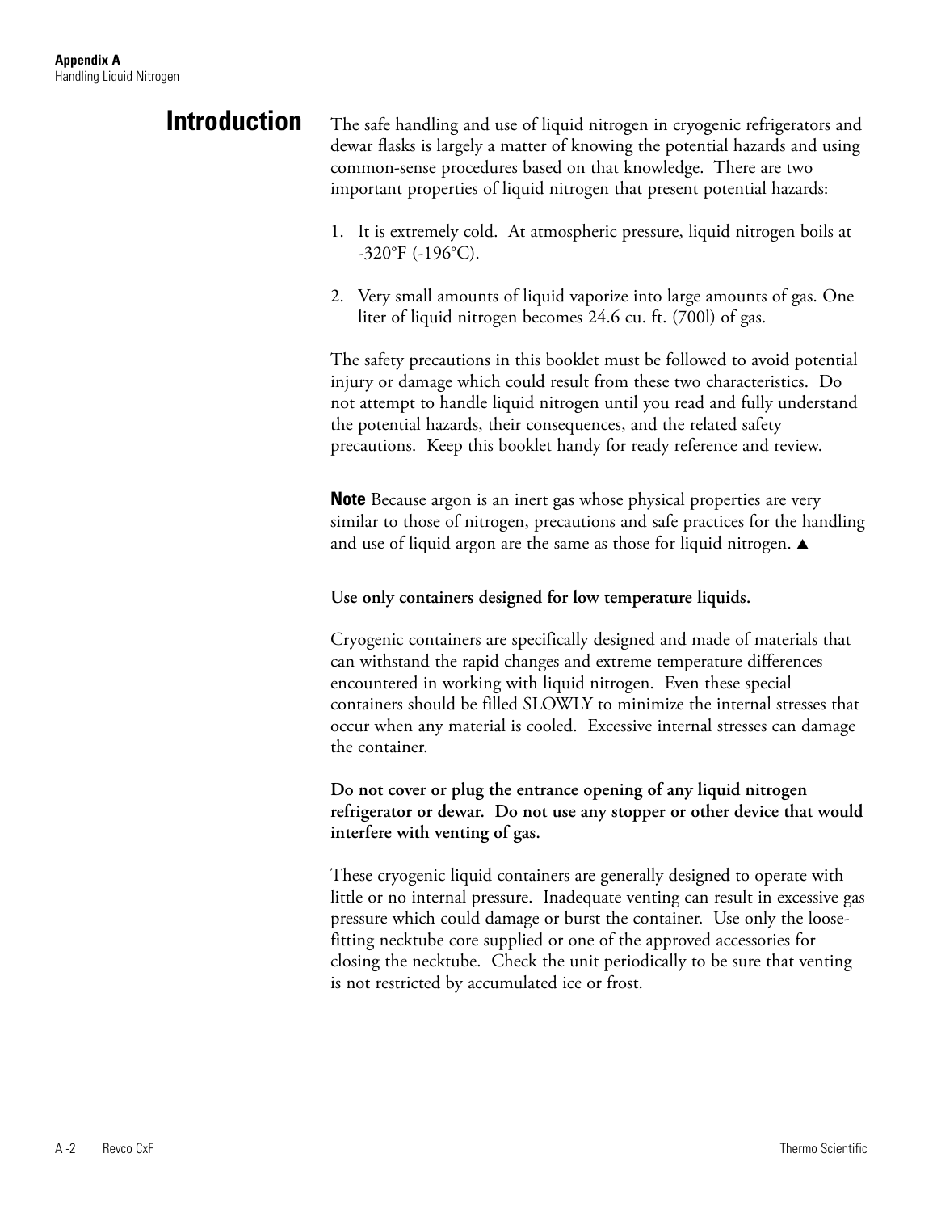# Introduction

The safe handling and use of liquid nitrogen in cryogenic refrigerators and dewar flasks is largely a matter of knowing the potential hazards and using common-sense procedures based on that knowledge. There are two important properties of liquid nitrogen that present potential hazards:

1. It is extremely cold. At atmospheric pressure, liquid nitrogen boils at -320°F (-196°C).

2. Very small amounts of liquid vaporize into large amounts of gas. One liter of liquid nitrogen becomes 24.6 cu. ft. (700l) of gas.

The safety precautions in this booklet must be followed to avoid potential injury or damage which could result from these two characteristics. Do not attempt to handle liquid nitrogen until you read and fully understand the potential hazards, their consequences, and the related safety precautions. Keep this booklet handy for ready reference and review.

**Note** Because argon is an inert gas whose physical properties are very similar to those of nitrogen, precautions and safe practices for the handling and use of liquid argon are the same as those for liquid nitrogen. ▲

**Use only containers designed for low temperature liquids.**

Cryogenic containers are specifically designed and made of materials that can withstand the rapid changes and extreme temperature differences encountered in working with liquid nitrogen. Even these special containers should be filled SLOWLY to minimize the internal stresses that occur when any material is cooled. Excessive internal stresses can damage the container.

**Do not cover or plug the entrance opening of any liquid nitrogen refrigerator or dewar. Do not use any stopper or other device that would interfere with venting of gas.**

These cryogenic liquid containers are generally designed to operate with little or no internal pressure. Inadequate venting can result in excessive gas pressure which could damage or burst the container. Use only the loose-fitting necktube core supplied or one of the approved accessories for closing the necktube. Check the unit periodically to be sure that venting is not restricted by accumulated ice or frost.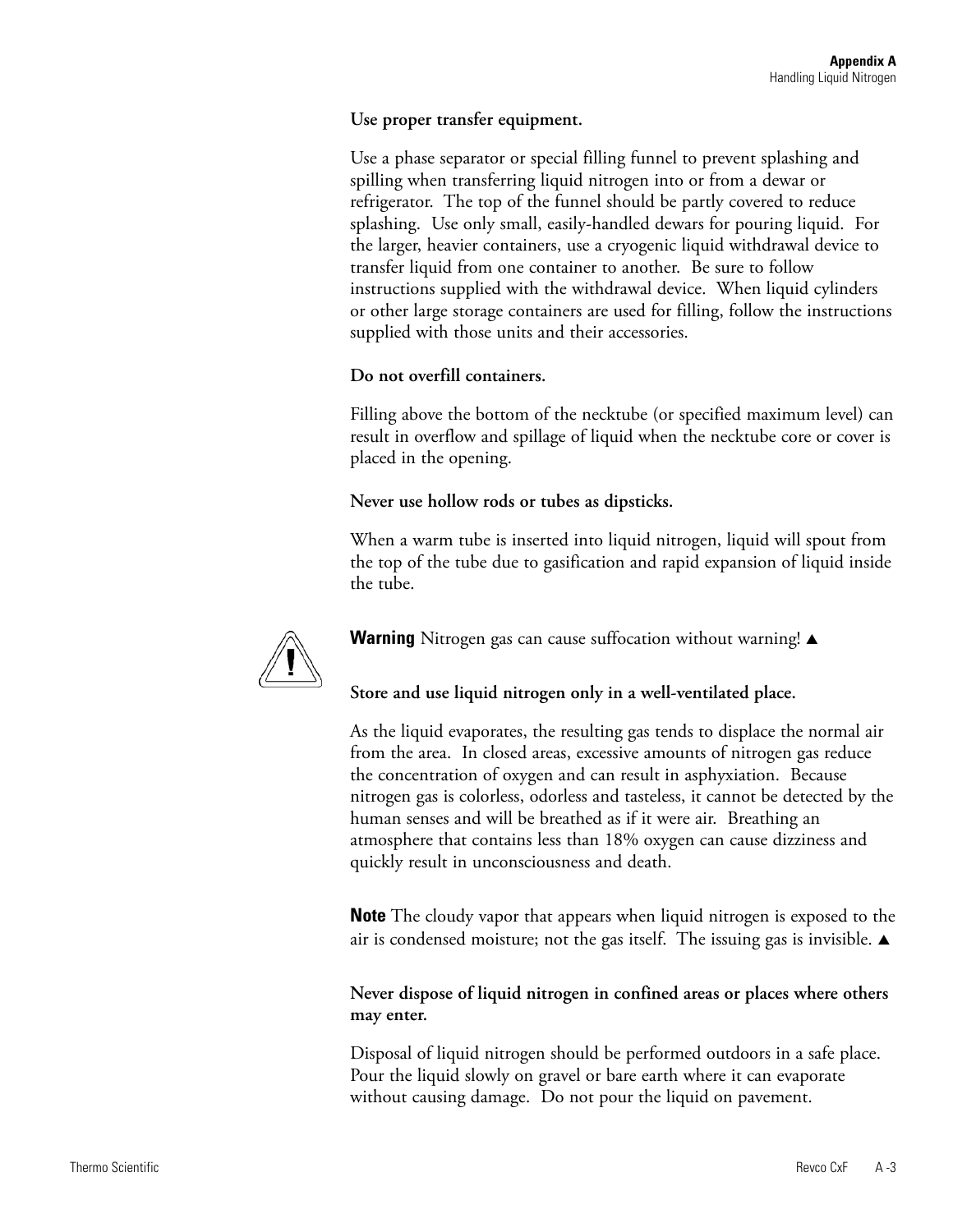**Use proper transfer equipment.**

Use a phase separator or special filling funnel to prevent splashing and spilling when transferring liquid nitrogen into or from a dewar or refrigerator. The top of the funnel should be partly covered to reduce splashing. Use only small, easily-handled dewars for pouring liquid. For the larger, heavier containers, use a cryogenic liquid withdrawal device to transfer liquid from one container to another. Be sure to follow instructions supplied with the withdrawal device. When liquid cylinders or other large storage containers are used for filling, follow the instructions supplied with those units and their accessories.

**Do not overfill containers.**

Filling above the bottom of the necktube (or specified maximum level) can result in overflow and spillage of liquid when the necktube core or cover is placed in the opening.

**Never use hollow rods or tubes as dipsticks.**

When a warm tube is inserted into liquid nitrogen, liquid will spout from the top of the tube due to gasification and rapid expansion of liquid inside the tube.

**Warning** Nitrogen gas can cause suffocation without warning! ▲

**Store and use liquid nitrogen only in a well-ventilated place.**

As the liquid evaporates, the resulting gas tends to displace the normal air from the area. In closed areas, excessive amounts of nitrogen gas reduce the concentration of oxygen and can result in asphyxiation. Because nitrogen gas is colorless, odorless and tasteless, it cannot be detected by the human senses and will be breathed as if it were air. Breathing an atmosphere that contains less than 18% oxygen can cause dizziness and quickly result in unconsciousness and death.

**Note** The cloudy vapor that appears when liquid nitrogen is exposed to the air is condensed moisture; not the gas itself. The issuing gas is invisible. ▲

**Never dispose of liquid nitrogen in confined areas or places where others may enter.**

Disposal of liquid nitrogen should be performed outdoors in a safe place. Pour the liquid slowly on gravel or bare earth where it can evaporate without causing damage. Do not pour the liquid on pavement.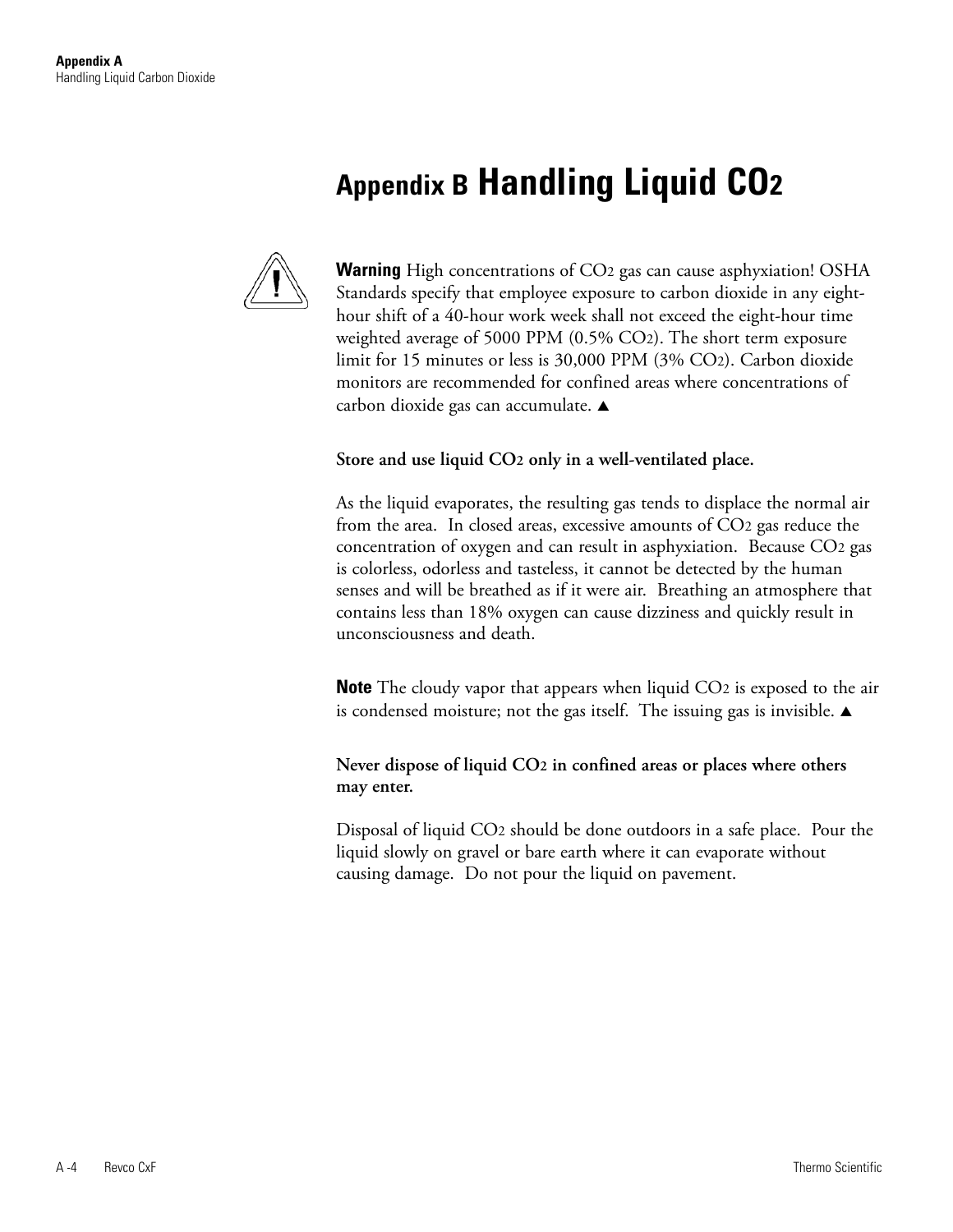# Appendix B Handling Liquid $CO_2$

**Warning** High concentrations of $CO_2$ gas can cause asphyxiation! OSHA Standards specify that employee exposure to carbon dioxide in any eight-hour shift of a 40-hour work week shall not exceed the eight-hour time weighted average of 5000 PPM (0.5% $CO_2$). The short term exposure limit for 15 minutes or less is 30,000 PPM (3% $CO_2$). Carbon dioxide monitors are recommended for confined areas where concentrations of carbon dioxide gas can accumulate. ▲

**Store and use liquid $CO_2$ only in a well-ventilated place.**

As the liquid evaporates, the resulting gas tends to displace the normal air from the area. In closed areas, excessive amounts of $CO_2$ gas reduce the concentration of oxygen and can result in asphyxiation. Because $CO_2$ gas is colorless, odorless and tasteless, it cannot be detected by the human senses and will be breathed as if it were air. Breathing an atmosphere that contains less than 18% oxygen can cause dizziness and quickly result in unconsciousness and death.

**Note** The cloudy vapor that appears when liquid $CO_2$ is exposed to the air is condensed moisture; not the gas itself. The issuing gas is invisible. ▲

**Never dispose of liquid $CO_2$ in confined areas or places where others may enter.**

Disposal of liquid $CO_2$ should be done outdoors in a safe place. Pour the liquid slowly on gravel or bare earth where it can evaporate without causing damage. Do not pour the liquid on pavement.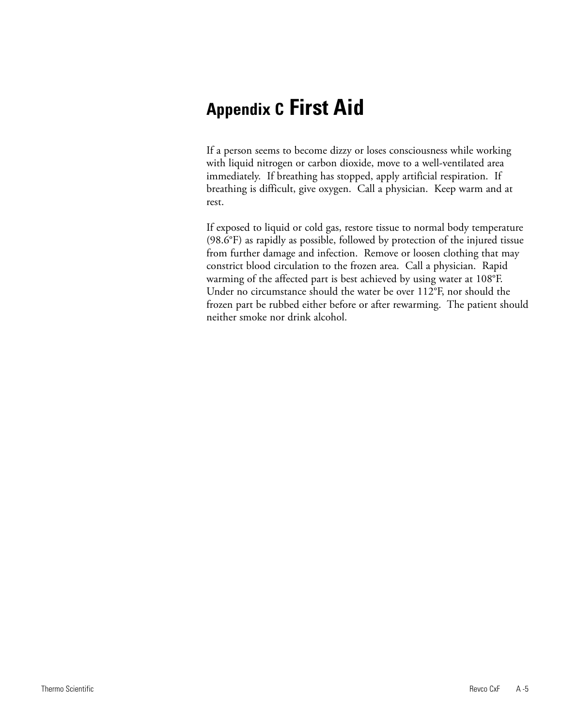# Appendix C First Aid

If a person seems to become dizzy or loses consciousness while working with liquid nitrogen or carbon dioxide, move to a well-ventilated area immediately. If breathing has stopped, apply artificial respiration. If breathing is difficult, give oxygen. Call a physician. Keep warm and at rest.

If exposed to liquid or cold gas, restore tissue to normal body temperature (98.6°F) as rapidly as possible, followed by protection of the injured tissue from further damage and infection. Remove or loosen clothing that may constrict blood circulation to the frozen area. Call a physician. Rapid warming of the affected part is best achieved by using water at 108°F. Under no circumstance should the water be over 112°F, nor should the frozen part be rubbed either before or after rewarming. The patient should neither smoke nor drink alcohol.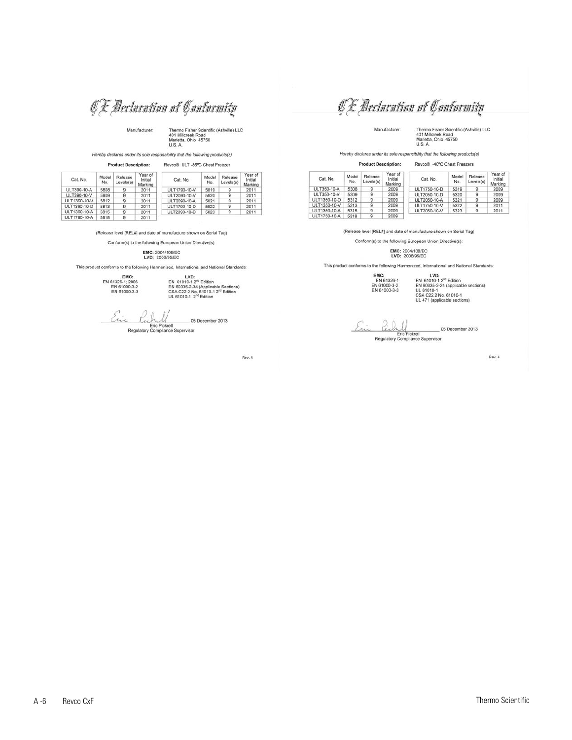# CE Declaration of Conformity

Manufacturer: Thermo Fisher Scientific (Ashville) LLC
401 Millcreek Road
Marietta, Ohio 45750
U.S.A.

*Hereby declares under its sole responsibility that the following products(s)*

**Product Description:** Revco® ULT -86°C Chest Freezer

| Cat. No. | Model No. | Release Levels(s) | Year of Initial Marking |
|---|---|---|---|
| ULT390-10-A | 5808 | 9 | 2011 |
| ULT390-10-V | 5809 | 9 | 2011 |
| ULT1390-10-V | 5812 | 9 | 2011 |
| ULT1390-10-D | 5813 | 9 | 2011 |
| ULT1390-10-A | 5815 | 9 | 2011 |
| ULT1790-10-A | 5818 | 9 | 2011 |
| ULT1790-10-V | 5819 | 9 | 2011 |
| ULT2090-10-V | 5820 | 9 | 2011 |
| ULT2090-10-A | 5821 | 9 | 2011 |
| ULT1790-10-D | 5822 | 9 | 2011 |
| ULT2090-10-D | 5823 | 9 | 2011 |

(Release level [REL#] and date of manufacture shown on Serial Tag)

Conform(s) to the following European Union Directive(s):

**EMC:** 2004/108/EC
**LVD:** 2006/95/EC

This product conforms to the following Harmonized, International and National Standards:

**EMC:**
EN 61326-1: 2006
EN 61000-3-2
EN 61000-3-3

**LVD:**
EN 61010-1 2nd Edition
EN 60335-2-34 (Applicable Sections)
CSA C22.2 No. 61010-1 2nd Edition
UL 61010-1 2nd Edition

Eric Pickrell — 05 December 2013
Regulatory Compliance Supervisor

Rev. 4

# CE Declaration of Conformity

Manufacturer: Thermo Fisher Scientific (Ashville) LLC
401 Millcreek Road
Marietta, Ohio 45750
U.S.A.

*Hereby declares under its sole responsibility that the following products(s)*

**Product Description:** Revco® -40°C Chest Freezers

| Cat. No. | Model No. | Release Levels(s) | Year of Initial Marking |
|---|---|---|---|
| ULT350-10-A | 5308 | 9 | 2009 |
| ULT350-10-V | 5309 | 9 | 2009 |
| ULT1350-10-D | 5312 | 9 | 2009 |
| ULT1350-10-V | 5313 | 9 | 2009 |
| ULT1350-10-A | 5315 | 9 | 2009 |
| ULT1750-10-A | 5318 | 9 | 2009 |
| ULT1750-10-D | 5319 | 9 | 2009 |
| ULT2050-10-D | 5320 | 9 | 2009 |
| ULT2050-10-A | 5321 | 9 | 2009 |
| ULT1750-10-V | 5322 | 9 | 2011 |
| ULT2050-10-V | 5323 | 9 | 2011 |

(Release level [REL#] and date of manufacture shown on Serial Tag)

Conform(s) to the following European Union Directive(s):

**EMC:** 2004/108/EC
**LVD:** 2006/95/EC

This product conforms to the following Harmonized, International and National Standards:

**EMC:**
EN 61326-1
EN 61000-3-2
EN 61000-3-3

**LVD:**
EN 61010-1 2nd Edition
EN 60335-2-24 (applicable sections)
UL 61010-1
CSA C22.2 No. 61010-1
UL 471 (applicable sections)

Eric Pickrell — 05 December 2013
Regulatory Compliance Supervisor

Rev. 4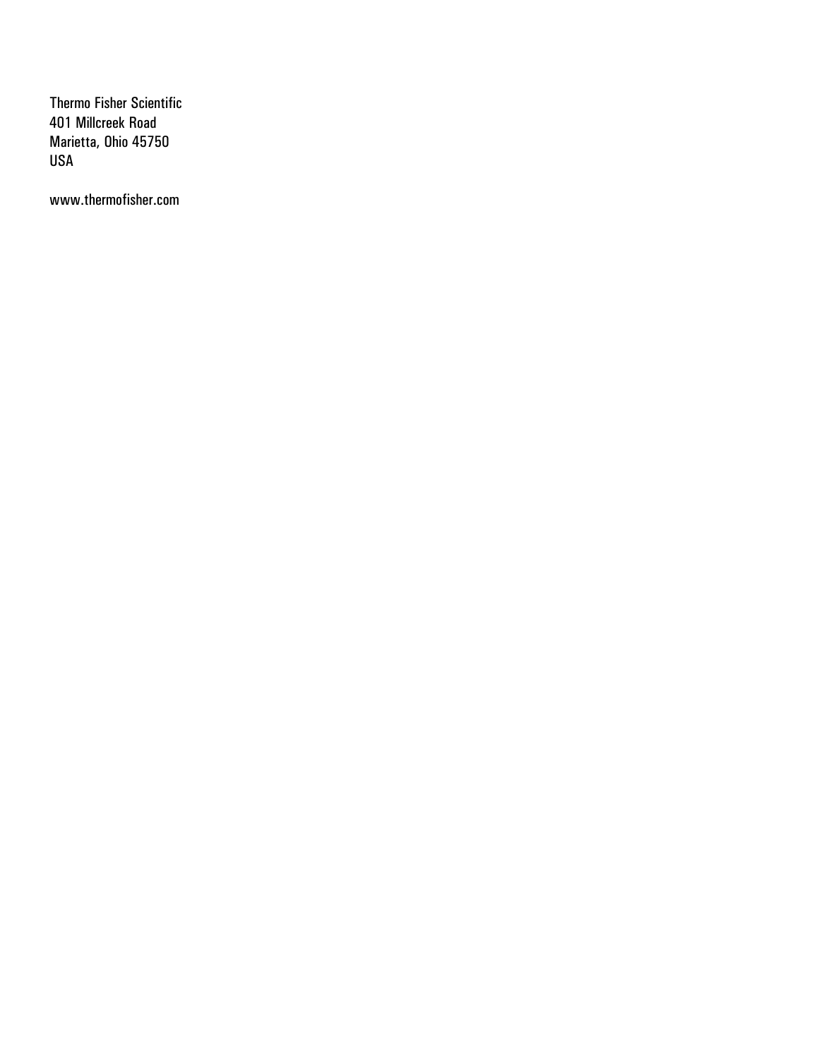Thermo Fisher Scientific
401 Millcreek Road
Marietta, Ohio 45750
USA

www.thermofisher.com